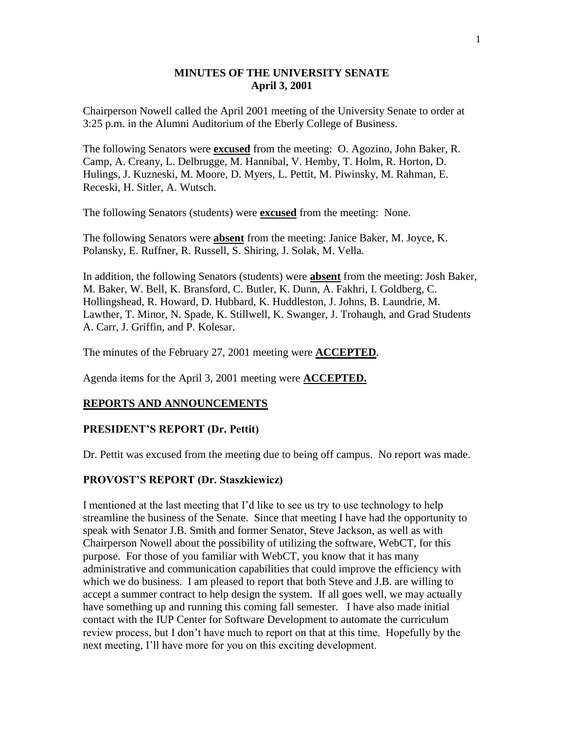# MINUTES OF THE UNIVERSITY SENATE
## April 3, 2001

Chairperson Nowell called the April 2001 meeting of the University Senate to order at 3:25 p.m. in the Alumni Auditorium of the Eberly College of Business.

The following Senators were **excused** from the meeting: O. Agozino, John Baker, R. Camp, A. Creany, L. Delbrugge, M. Hannibal, V. Hemby, T. Holm, R. Horton, D. Hulings, J. Kuzneski, M. Moore, D. Myers, L. Pettit, M. Piwinsky, M. Rahman, E. Receski, H. Sitler, A. Wutsch.

The following Senators (students) were **excused** from the meeting: None.

The following Senators were **absent** from the meeting: Janice Baker, M. Joyce, K. Polansky, E. Ruffner, R. Russell, S. Shiring, J. Solak, M. Vella.

In addition, the following Senators (students) were **absent** from the meeting: Josh Baker, M. Baker, W. Bell, K. Bransford, C. Butler, K. Dunn, A. Fakhri, I. Goldberg, C. Hollingshead, R. Howard, D. Hubbard, K. Huddleston, J. Johns, B. Laundrie, M. Lawther, T. Minor, N. Spade, K. Stillwell, K. Swanger, J. Trohaugh, and Grad Students A. Carr, J. Griffin, and P. Kolesar.

The minutes of the February 27, 2001 meeting were **ACCEPTED**.

Agenda items for the April 3, 2001 meeting were **ACCEPTED.**

## REPORTS AND ANNOUNCEMENTS

### PRESIDENT'S REPORT (Dr. Pettit)

Dr. Pettit was excused from the meeting due to being off campus. No report was made.

### PROVOST'S REPORT (Dr. Staszkiewicz)

I mentioned at the last meeting that I'd like to see us try to use technology to help streamline the business of the Senate. Since that meeting I have had the opportunity to speak with Senator J.B. Smith and former Senator, Steve Jackson, as well as with Chairperson Nowell about the possibility of utilizing the software, WebCT, for this purpose. For those of you familiar with WebCT, you know that it has many administrative and communication capabilities that could improve the efficiency with which we do business. I am pleased to report that both Steve and J.B. are willing to accept a summer contract to help design the system. If all goes well, we may actually have something up and running this coming fall semester. I have also made initial contact with the IUP Center for Software Development to automate the curriculum review process, but I don't have much to report on that at this time. Hopefully by the next meeting, I'll have more for you on this exciting development.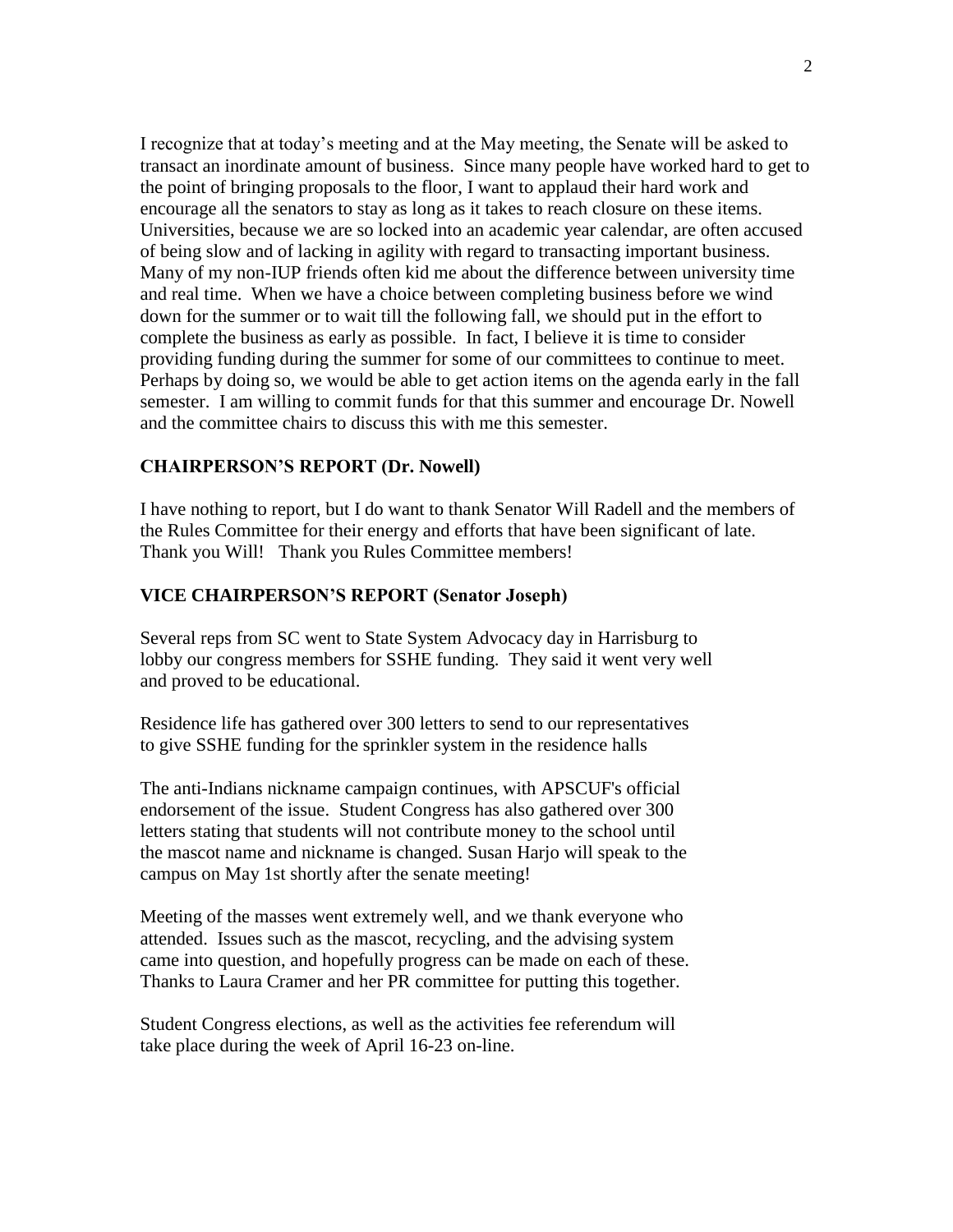I recognize that at today's meeting and at the May meeting, the Senate will be asked to transact an inordinate amount of business. Since many people have worked hard to get to the point of bringing proposals to the floor, I want to applaud their hard work and encourage all the senators to stay as long as it takes to reach closure on these items. Universities, because we are so locked into an academic year calendar, are often accused of being slow and of lacking in agility with regard to transacting important business. Many of my non-IUP friends often kid me about the difference between university time and real time. When we have a choice between completing business before we wind down for the summer or to wait till the following fall, we should put in the effort to complete the business as early as possible. In fact, I believe it is time to consider providing funding during the summer for some of our committees to continue to meet. Perhaps by doing so, we would be able to get action items on the agenda early in the fall semester. I am willing to commit funds for that this summer and encourage Dr. Nowell and the committee chairs to discuss this with me this semester.

### CHAIRPERSON'S REPORT (Dr. Nowell)

I have nothing to report, but I do want to thank Senator Will Radell and the members of the Rules Committee for their energy and efforts that have been significant of late. Thank you Will! Thank you Rules Committee members!

### VICE CHAIRPERSON'S REPORT (Senator Joseph)

Several reps from SC went to State System Advocacy day in Harrisburg to lobby our congress members for SSHE funding. They said it went very well and proved to be educational.

Residence life has gathered over 300 letters to send to our representatives to give SSHE funding for the sprinkler system in the residence halls

The anti-Indians nickname campaign continues, with APSCUF's official endorsement of the issue. Student Congress has also gathered over 300 letters stating that students will not contribute money to the school until the mascot name and nickname is changed. Susan Harjo will speak to the campus on May 1st shortly after the senate meeting!

Meeting of the masses went extremely well, and we thank everyone who attended. Issues such as the mascot, recycling, and the advising system came into question, and hopefully progress can be made on each of these. Thanks to Laura Cramer and her PR committee for putting this together.

Student Congress elections, as well as the activities fee referendum will take place during the week of April 16-23 on-line.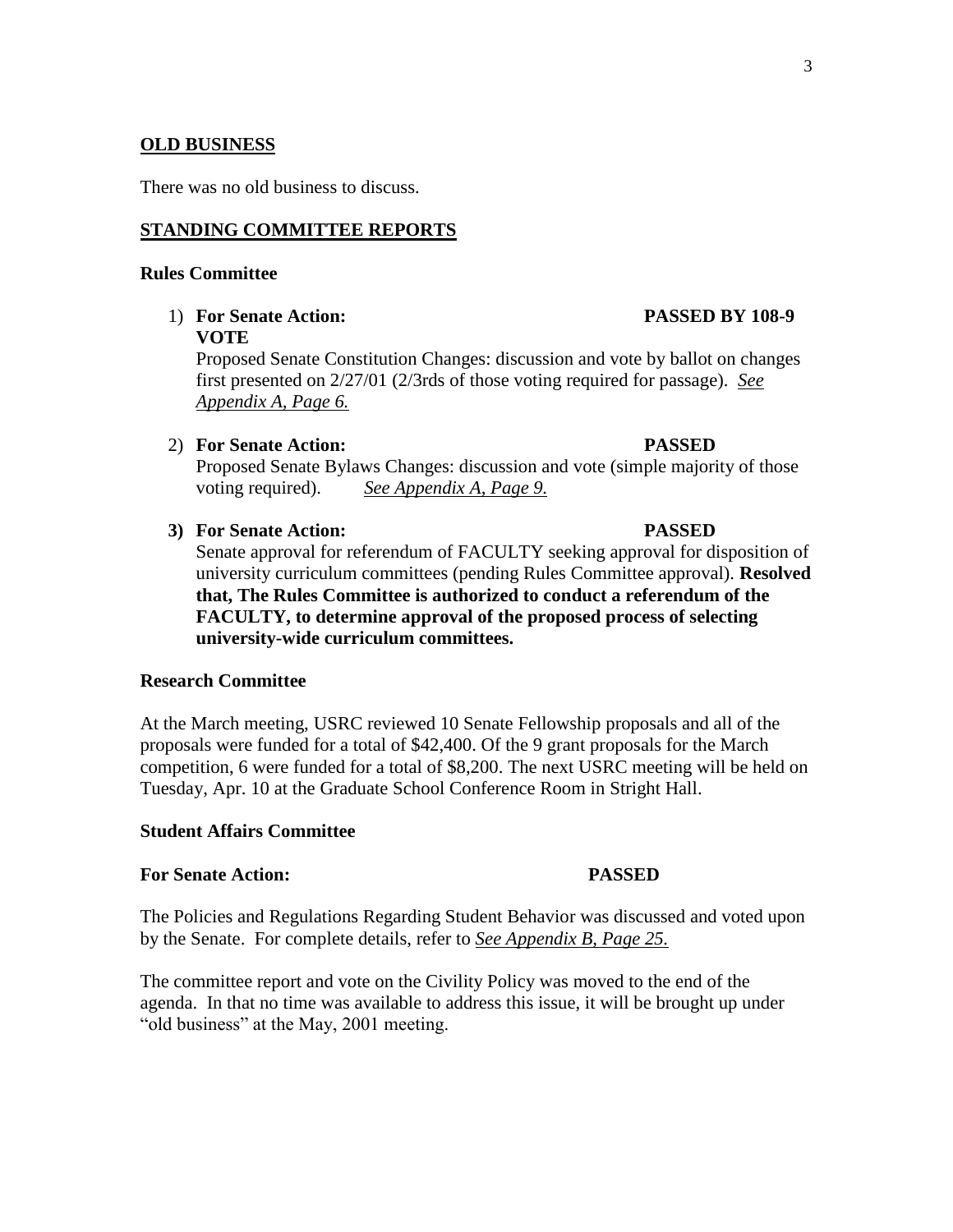## OLD BUSINESS

There was no old business to discuss.

## STANDING COMMITTEE REPORTS

### Rules Committee

1) **For Senate Action:** **PASSED BY 108-9 VOTE**

   Proposed Senate Constitution Changes: discussion and vote by ballot on changes first presented on 2/27/01 (2/3rds of those voting required for passage). *See Appendix A, Page 6.*

2) **For Senate Action:** **PASSED**

   Proposed Senate Bylaws Changes: discussion and vote (simple majority of those voting required). *See Appendix A, Page 9.*

3) **For Senate Action:** **PASSED**

   Senate approval for referendum of FACULTY seeking approval for disposition of university curriculum committees (pending Rules Committee approval). **Resolved that, The Rules Committee is authorized to conduct a referendum of the FACULTY, to determine approval of the proposed process of selecting university-wide curriculum committees.**

### Research Committee

At the March meeting, USRC reviewed 10 Senate Fellowship proposals and all of the proposals were funded for a total of $42,400. Of the 9 grant proposals for the March competition, 6 were funded for a total of $8,200. The next USRC meeting will be held on Tuesday, Apr. 10 at the Graduate School Conference Room in Stright Hall.

### Student Affairs Committee

**For Senate Action:** **PASSED**

The Policies and Regulations Regarding Student Behavior was discussed and voted upon by the Senate. For complete details, refer to *See Appendix B, Page 25.*

The committee report and vote on the Civility Policy was moved to the end of the agenda. In that no time was available to address this issue, it will be brought up under "old business" at the May, 2001 meeting.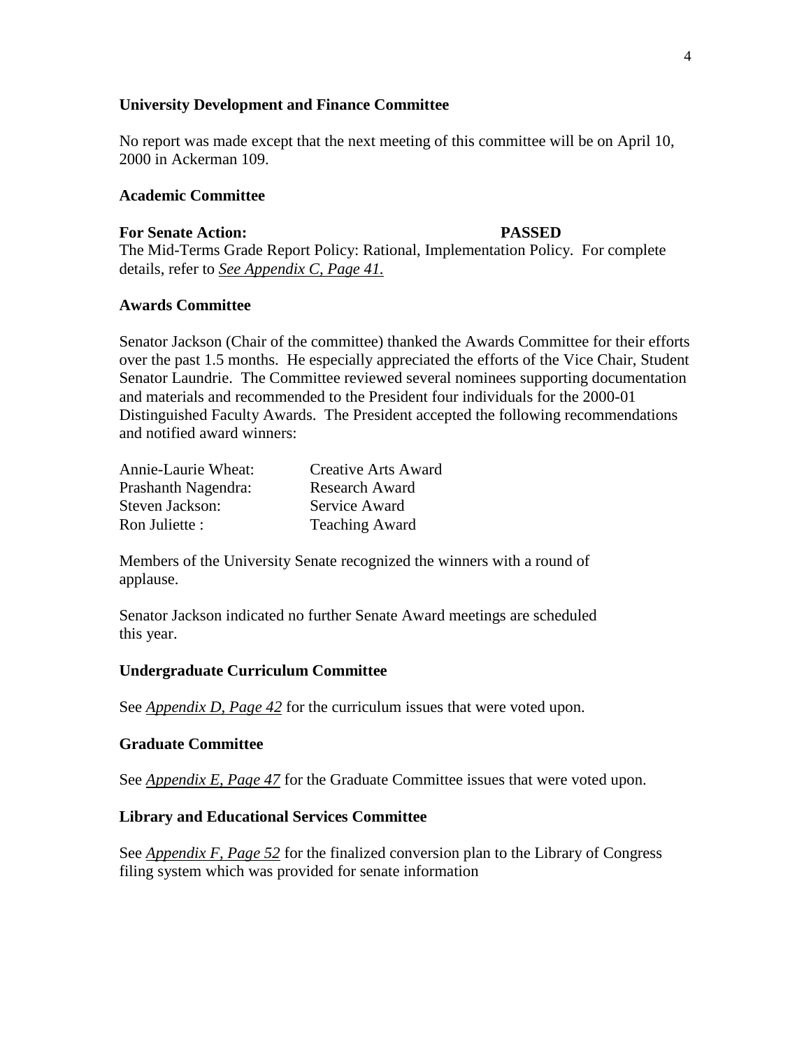**University Development and Finance Committee**

No report was made except that the next meeting of this committee will be on April 10, 2000 in Ackerman 109.

**Academic Committee**

**For Senate Action:** **PASSED**

The Mid-Terms Grade Report Policy: Rational, Implementation Policy. For complete details, refer to *See Appendix C, Page 41.*

**Awards Committee**

Senator Jackson (Chair of the committee) thanked the Awards Committee for their efforts over the past 1.5 months. He especially appreciated the efforts of the Vice Chair, Student Senator Laundrie. The Committee reviewed several nominees supporting documentation and materials and recommended to the President four individuals for the 2000-01 Distinguished Faculty Awards. The President accepted the following recommendations and notified award winners:

| | |
|---|---|
| Annie-Laurie Wheat: | Creative Arts Award |
| Prashanth Nagendra: | Research Award |
| Steven Jackson: | Service Award |
| Ron Juliette : | Teaching Award |

Members of the University Senate recognized the winners with a round of applause.

Senator Jackson indicated no further Senate Award meetings are scheduled this year.

**Undergraduate Curriculum Committee**

See *Appendix D, Page 42* for the curriculum issues that were voted upon.

**Graduate Committee**

See *Appendix E, Page 47* for the Graduate Committee issues that were voted upon.

**Library and Educational Services Committee**

See *Appendix F, Page 52* for the finalized conversion plan to the Library of Congress filing system which was provided for senate information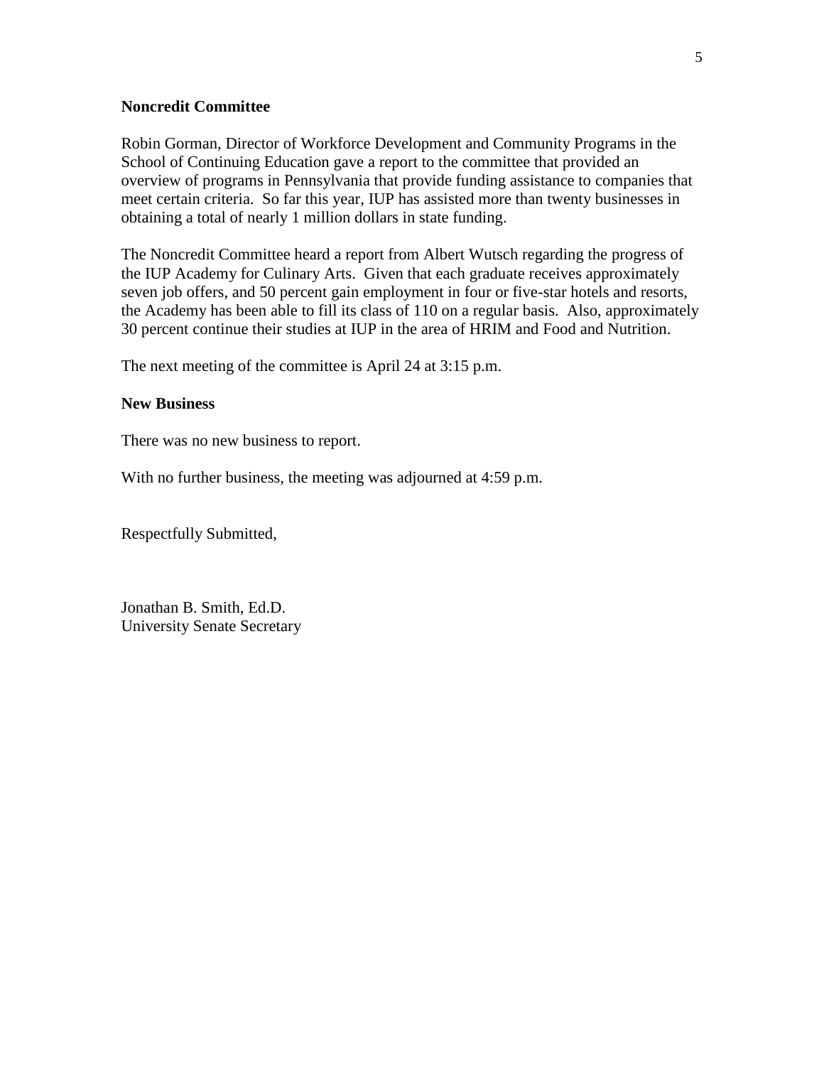**Noncredit Committee**

Robin Gorman, Director of Workforce Development and Community Programs in the School of Continuing Education gave a report to the committee that provided an overview of programs in Pennsylvania that provide funding assistance to companies that meet certain criteria. So far this year, IUP has assisted more than twenty businesses in obtaining a total of nearly 1 million dollars in state funding.

The Noncredit Committee heard a report from Albert Wutsch regarding the progress of the IUP Academy for Culinary Arts. Given that each graduate receives approximately seven job offers, and 50 percent gain employment in four or five-star hotels and resorts, the Academy has been able to fill its class of 110 on a regular basis. Also, approximately 30 percent continue their studies at IUP in the area of HRIM and Food and Nutrition.

The next meeting of the committee is April 24 at 3:15 p.m.

**New Business**

There was no new business to report.

With no further business, the meeting was adjourned at 4:59 p.m.

Respectfully Submitted,

Jonathan B. Smith, Ed.D.
University Senate Secretary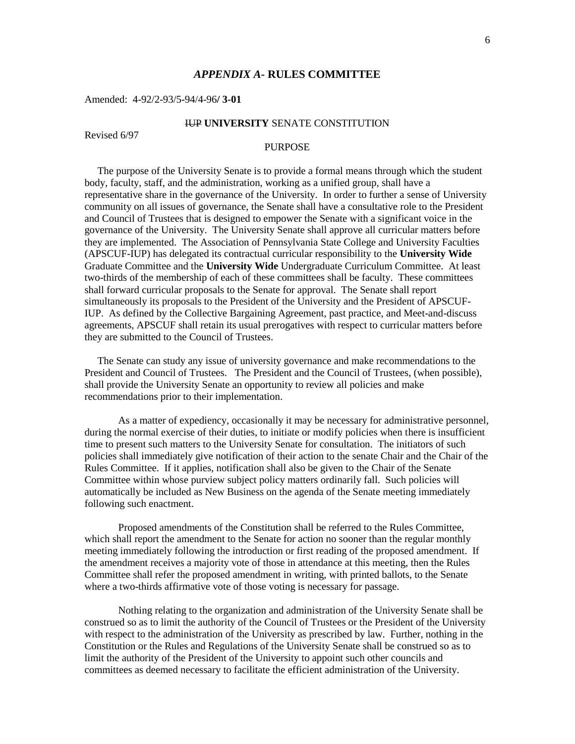## *APPENDIX A-* RULES COMMITTEE

Amended: 4-92/2-93/5-94/4-96**/ 3-01**

### ~~IUP~~ **UNIVERSITY** SENATE CONSTITUTION

Revised 6/97

#### PURPOSE

The purpose of the University Senate is to provide a formal means through which the student body, faculty, staff, and the administration, working as a unified group, shall have a representative share in the governance of the University. In order to further a sense of University community on all issues of governance, the Senate shall have a consultative role to the President and Council of Trustees that is designed to empower the Senate with a significant voice in the governance of the University. The University Senate shall approve all curricular matters before they are implemented. The Association of Pennsylvania State College and University Faculties (APSCUF-IUP) has delegated its contractual curricular responsibility to the **University Wide** Graduate Committee and the **University Wide** Undergraduate Curriculum Committee. At least two-thirds of the membership of each of these committees shall be faculty. These committees shall forward curricular proposals to the Senate for approval. The Senate shall report simultaneously its proposals to the President of the University and the President of APSCUF-IUP. As defined by the Collective Bargaining Agreement, past practice, and Meet-and-discuss agreements, APSCUF shall retain its usual prerogatives with respect to curricular matters before they are submitted to the Council of Trustees.

The Senate can study any issue of university governance and make recommendations to the President and Council of Trustees. The President and the Council of Trustees, (when possible), shall provide the University Senate an opportunity to review all policies and make recommendations prior to their implementation.

As a matter of expediency, occasionally it may be necessary for administrative personnel, during the normal exercise of their duties, to initiate or modify policies when there is insufficient time to present such matters to the University Senate for consultation. The initiators of such policies shall immediately give notification of their action to the senate Chair and the Chair of the Rules Committee. If it applies, notification shall also be given to the Chair of the Senate Committee within whose purview subject policy matters ordinarily fall. Such policies will automatically be included as New Business on the agenda of the Senate meeting immediately following such enactment.

Proposed amendments of the Constitution shall be referred to the Rules Committee, which shall report the amendment to the Senate for action no sooner than the regular monthly meeting immediately following the introduction or first reading of the proposed amendment. If the amendment receives a majority vote of those in attendance at this meeting, then the Rules Committee shall refer the proposed amendment in writing, with printed ballots, to the Senate where a two-thirds affirmative vote of those voting is necessary for passage.

Nothing relating to the organization and administration of the University Senate shall be construed so as to limit the authority of the Council of Trustees or the President of the University with respect to the administration of the University as prescribed by law. Further, nothing in the Constitution or the Rules and Regulations of the University Senate shall be construed so as to limit the authority of the President of the University to appoint such other councils and committees as deemed necessary to facilitate the efficient administration of the University.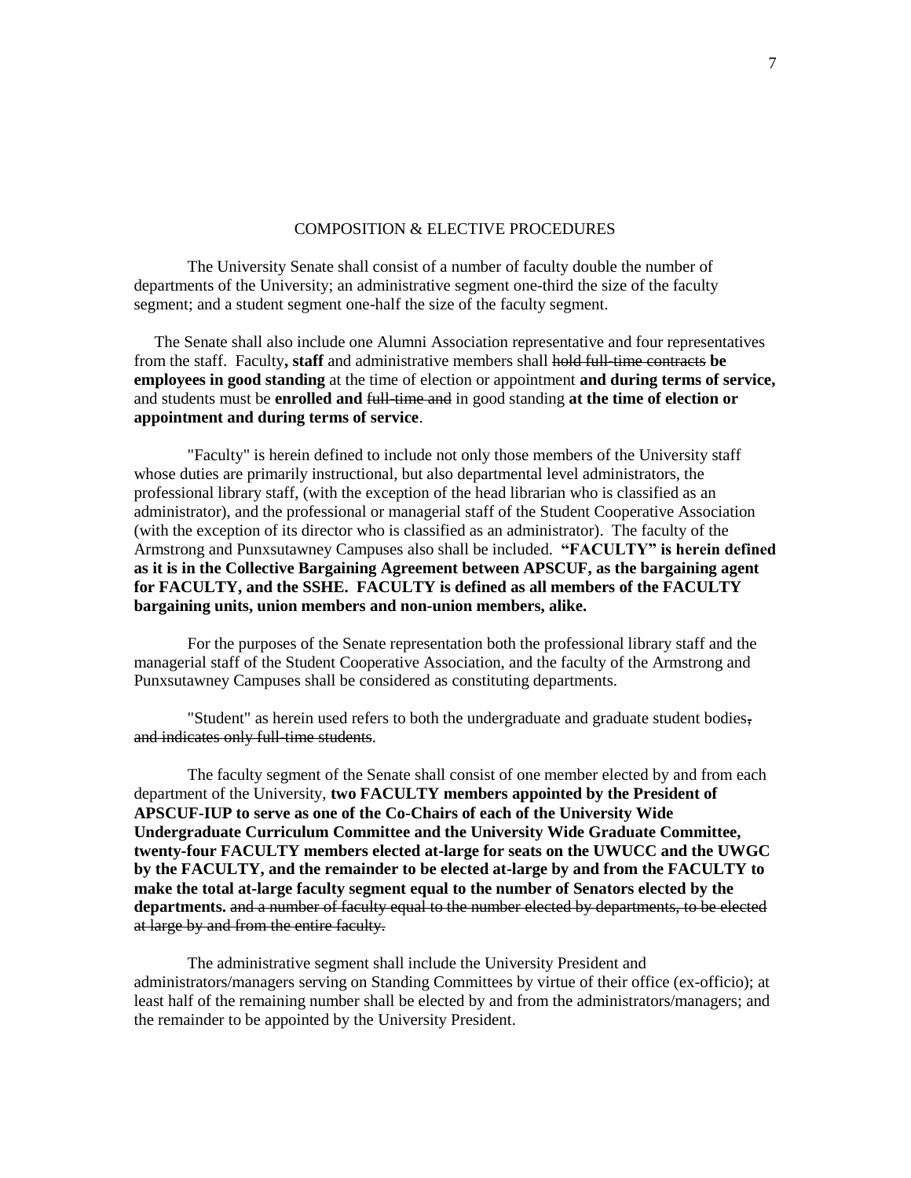## COMPOSITION & ELECTIVE PROCEDURES

The University Senate shall consist of a number of faculty double the number of departments of the University; an administrative segment one-third the size of the faculty segment; and a student segment one-half the size of the faculty segment.

The Senate shall also include one Alumni Association representative and four representatives from the staff. Faculty**, staff** and administrative members shall ~~hold full-time contracts~~ **be employees in good standing** at the time of election or appointment **and during terms of service,** and students must be **enrolled and** ~~full-time and~~ in good standing **at the time of election or appointment and during terms of service**.

"Faculty" is herein defined to include not only those members of the University staff whose duties are primarily instructional, but also departmental level administrators, the professional library staff, (with the exception of the head librarian who is classified as an administrator), and the professional or managerial staff of the Student Cooperative Association (with the exception of its director who is classified as an administrator). The faculty of the Armstrong and Punxsutawney Campuses also shall be included. **"FACULTY" is herein defined as it is in the Collective Bargaining Agreement between APSCUF, as the bargaining agent for FACULTY, and the SSHE. FACULTY is defined as all members of the FACULTY bargaining units, union members and non-union members, alike.**

For the purposes of the Senate representation both the professional library staff and the managerial staff of the Student Cooperative Association, and the faculty of the Armstrong and Punxsutawney Campuses shall be considered as constituting departments.

"Student" as herein used refers to both the undergraduate and graduate student bodies~~, and indicates only full-time students~~.

The faculty segment of the Senate shall consist of one member elected by and from each department of the University, **two FACULTY members appointed by the President of APSCUF-IUP to serve as one of the Co-Chairs of each of the University Wide Undergraduate Curriculum Committee and the University Wide Graduate Committee, twenty-four FACULTY members elected at-large for seats on the UWUCC and the UWGC by the FACULTY, and the remainder to be elected at-large by and from the FACULTY to make the total at-large faculty segment equal to the number of Senators elected by the departments.** ~~and a number of faculty equal to the number elected by departments, to be elected at large by and from the entire faculty.~~

The administrative segment shall include the University President and administrators/managers serving on Standing Committees by virtue of their office (ex-officio); at least half of the remaining number shall be elected by and from the administrators/managers; and the remainder to be appointed by the University President.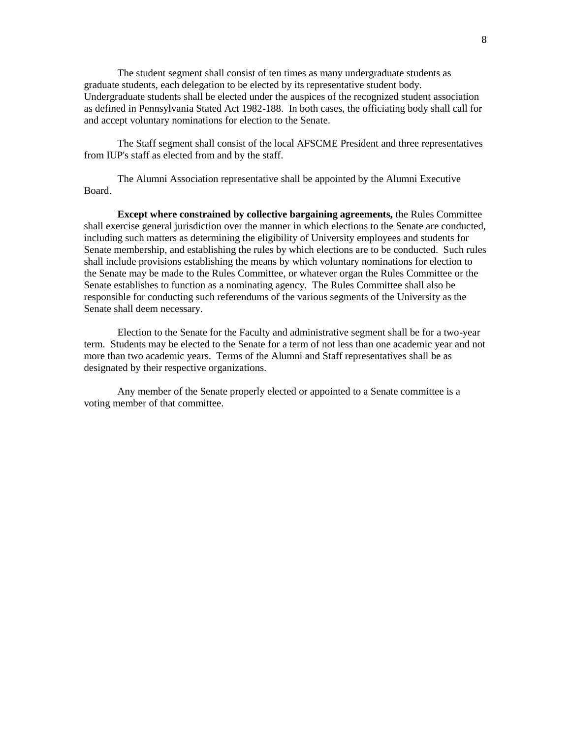The student segment shall consist of ten times as many undergraduate students as graduate students, each delegation to be elected by its representative student body. Undergraduate students shall be elected under the auspices of the recognized student association as defined in Pennsylvania Stated Act 1982-188. In both cases, the officiating body shall call for and accept voluntary nominations for election to the Senate.

The Staff segment shall consist of the local AFSCME President and three representatives from IUP's staff as elected from and by the staff.

The Alumni Association representative shall be appointed by the Alumni Executive Board.

**Except where constrained by collective bargaining agreements,** the Rules Committee shall exercise general jurisdiction over the manner in which elections to the Senate are conducted, including such matters as determining the eligibility of University employees and students for Senate membership, and establishing the rules by which elections are to be conducted. Such rules shall include provisions establishing the means by which voluntary nominations for election to the Senate may be made to the Rules Committee, or whatever organ the Rules Committee or the Senate establishes to function as a nominating agency. The Rules Committee shall also be responsible for conducting such referendums of the various segments of the University as the Senate shall deem necessary.

Election to the Senate for the Faculty and administrative segment shall be for a two-year term. Students may be elected to the Senate for a term of not less than one academic year and not more than two academic years. Terms of the Alumni and Staff representatives shall be as designated by their respective organizations.

Any member of the Senate properly elected or appointed to a Senate committee is a voting member of that committee.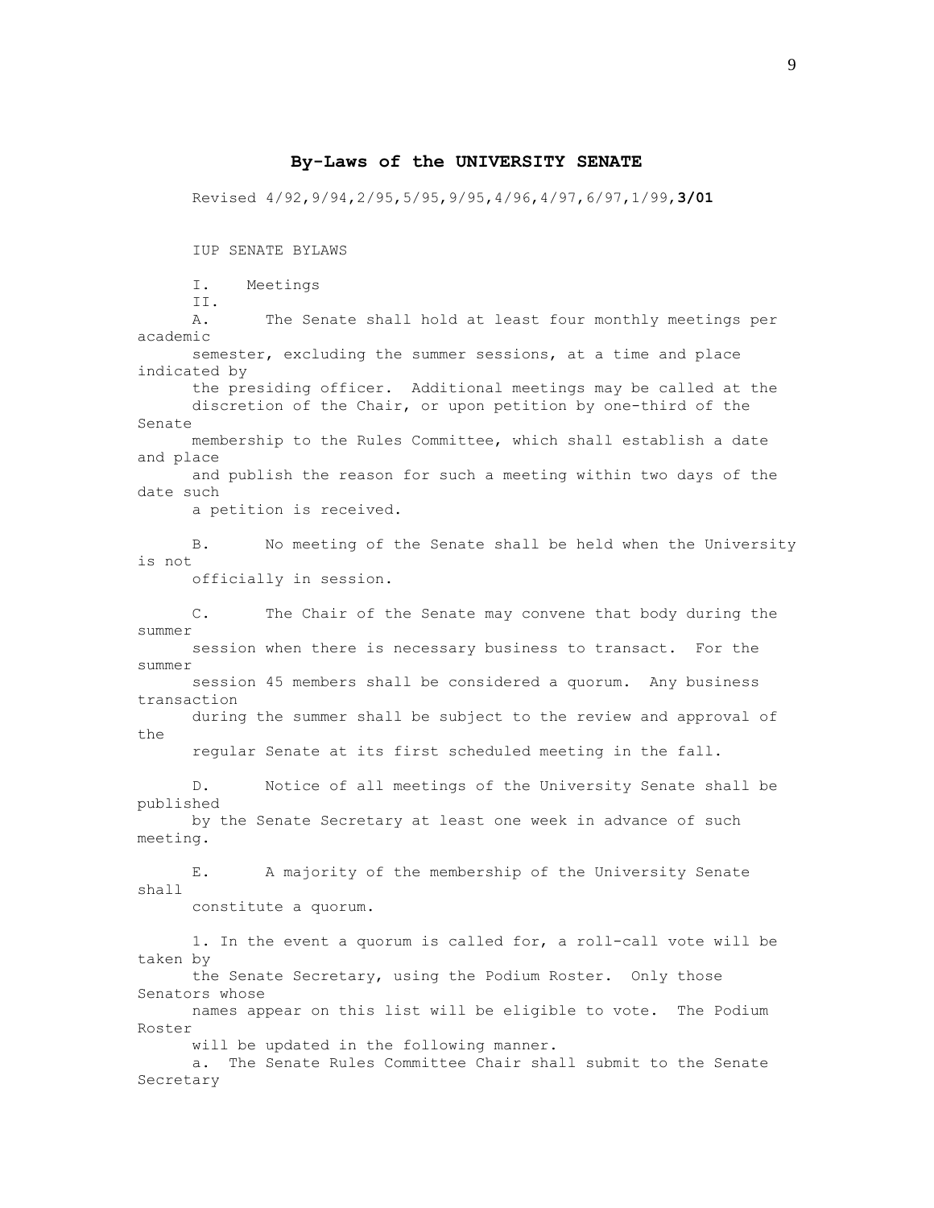## By-Laws of the UNIVERSITY SENATE

Revised 4/92,9/94,2/95,5/95,9/95,4/96,4/97,6/97,1/99,**3/01**

IUP SENATE BYLAWS

I. Meetings

II.

A. The Senate shall hold at least four monthly meetings per academic semester, excluding the summer sessions, at a time and place indicated by the presiding officer. Additional meetings may be called at the discretion of the Chair, or upon petition by one-third of the Senate membership to the Rules Committee, which shall establish a date and place and publish the reason for such a meeting within two days of the date such a petition is received.

B. No meeting of the Senate shall be held when the University is not officially in session.

C. The Chair of the Senate may convene that body during the summer session when there is necessary business to transact. For the summer session 45 members shall be considered a quorum. Any business transaction during the summer shall be subject to the review and approval of the regular Senate at its first scheduled meeting in the fall.

D. Notice of all meetings of the University Senate shall be published by the Senate Secretary at least one week in advance of such meeting.

E. A majority of the membership of the University Senate shall constitute a quorum.

1. In the event a quorum is called for, a roll-call vote will be taken by the Senate Secretary, using the Podium Roster. Only those Senators whose names appear on this list will be eligible to vote. The Podium Roster will be updated in the following manner.

a. The Senate Rules Committee Chair shall submit to the Senate Secretary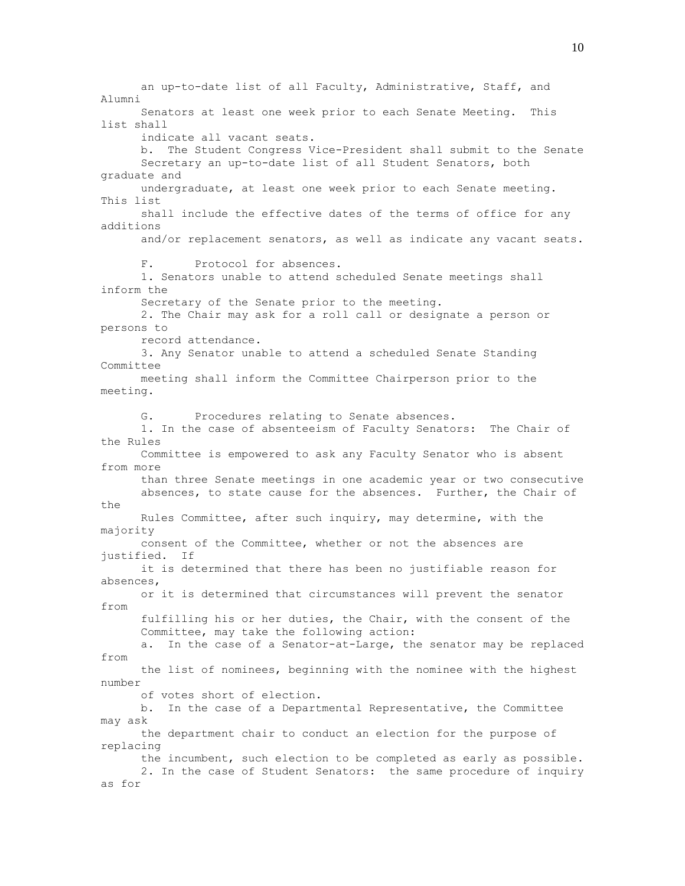an up-to-date list of all Faculty, Administrative, Staff, and Alumni Senators at least one week prior to each Senate Meeting. This list shall indicate all vacant seats.

b. The Student Congress Vice-President shall submit to the Senate Secretary an up-to-date list of all Student Senators, both graduate and undergraduate, at least one week prior to each Senate meeting. This list shall include the effective dates of the terms of office for any additions and/or replacement senators, as well as indicate any vacant seats.

F. Protocol for absences.

1. Senators unable to attend scheduled Senate meetings shall inform the Secretary of the Senate prior to the meeting.

2. The Chair may ask for a roll call or designate a person or persons to record attendance.

3. Any Senator unable to attend a scheduled Senate Standing Committee meeting shall inform the Committee Chairperson prior to the meeting.

G. Procedures relating to Senate absences.

1. In the case of absenteeism of Faculty Senators: The Chair of the Rules Committee is empowered to ask any Faculty Senator who is absent from more than three Senate meetings in one academic year or two consecutive absences, to state cause for the absences. Further, the Chair of the Rules Committee, after such inquiry, may determine, with the majority consent of the Committee, whether or not the absences are justified. If it is determined that there has been no justifiable reason for absences, or it is determined that circumstances will prevent the senator from fulfilling his or her duties, the Chair, with the consent of the Committee, may take the following action:

a. In the case of a Senator-at-Large, the senator may be replaced from the list of nominees, beginning with the nominee with the highest number of votes short of election.

b. In the case of a Departmental Representative, the Committee may ask the department chair to conduct an election for the purpose of replacing the incumbent, such election to be completed as early as possible.

2. In the case of Student Senators: the same procedure of inquiry as for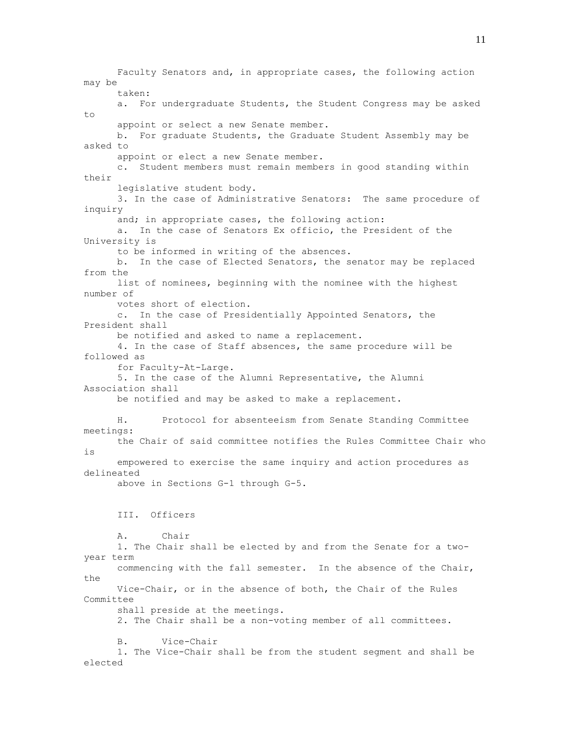Faculty Senators and, in appropriate cases, the following action may be taken:

a. For undergraduate Students, the Student Congress may be asked to appoint or select a new Senate member.

b. For graduate Students, the Graduate Student Assembly may be asked to appoint or elect a new Senate member.

c. Student members must remain members in good standing within their legislative student body.

3. In the case of Administrative Senators: The same procedure of inquiry and; in appropriate cases, the following action:

a. In the case of Senators Ex officio, the President of the University is to be informed in writing of the absences.

b. In the case of Elected Senators, the senator may be replaced from the list of nominees, beginning with the nominee with the highest number of votes short of election.

c. In the case of Presidentially Appointed Senators, the President shall be notified and asked to name a replacement.

4. In the case of Staff absences, the same procedure will be followed as for Faculty-At-Large.

5. In the case of the Alumni Representative, the Alumni Association shall be notified and may be asked to make a replacement.

H. Protocol for absenteeism from Senate Standing Committee meetings: the Chair of said committee notifies the Rules Committee Chair who is empowered to exercise the same inquiry and action procedures as delineated above in Sections G-1 through G-5.

## III. Officers

### A. Chair

1. The Chair shall be elected by and from the Senate for a two-year term commencing with the fall semester. In the absence of the Chair, the Vice-Chair, or in the absence of both, the Chair of the Rules Committee shall preside at the meetings.

2. The Chair shall be a non-voting member of all committees.

### B. Vice-Chair

1. The Vice-Chair shall be from the student segment and shall be elected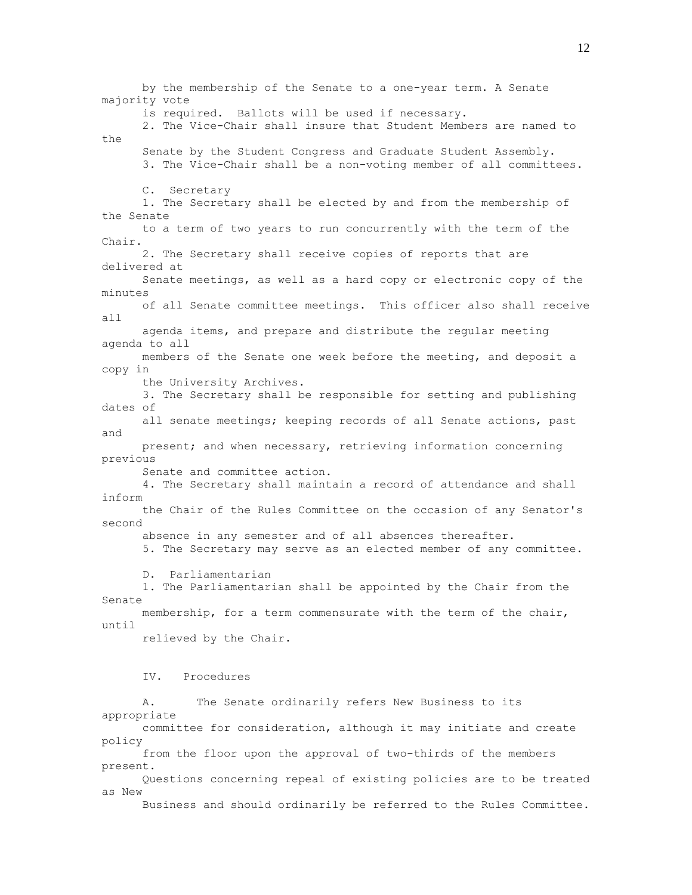by the membership of the Senate to a one-year term. A Senate majority vote is required. Ballots will be used if necessary.

2. The Vice-Chair shall insure that Student Members are named to the Senate by the Student Congress and Graduate Student Assembly.

3. The Vice-Chair shall be a non-voting member of all committees.

C. Secretary

1. The Secretary shall be elected by and from the membership of the Senate to a term of two years to run concurrently with the term of the Chair.

2. The Secretary shall receive copies of reports that are delivered at Senate meetings, as well as a hard copy or electronic copy of the minutes of all Senate committee meetings. This officer also shall receive all agenda items, and prepare and distribute the regular meeting agenda to all members of the Senate one week before the meeting, and deposit a copy in the University Archives.

3. The Secretary shall be responsible for setting and publishing dates of all senate meetings; keeping records of all Senate actions, past and present; and when necessary, retrieving information concerning previous Senate and committee action.

4. The Secretary shall maintain a record of attendance and shall inform the Chair of the Rules Committee on the occasion of any Senator's second absence in any semester and of all absences thereafter.

5. The Secretary may serve as an elected member of any committee.

D. Parliamentarian

1. The Parliamentarian shall be appointed by the Chair from the Senate membership, for a term commensurate with the term of the chair, until relieved by the Chair.

## IV. Procedures

A. The Senate ordinarily refers New Business to its appropriate committee for consideration, although it may initiate and create policy from the floor upon the approval of two-thirds of the members present. Questions concerning repeal of existing policies are to be treated as New Business and should ordinarily be referred to the Rules Committee.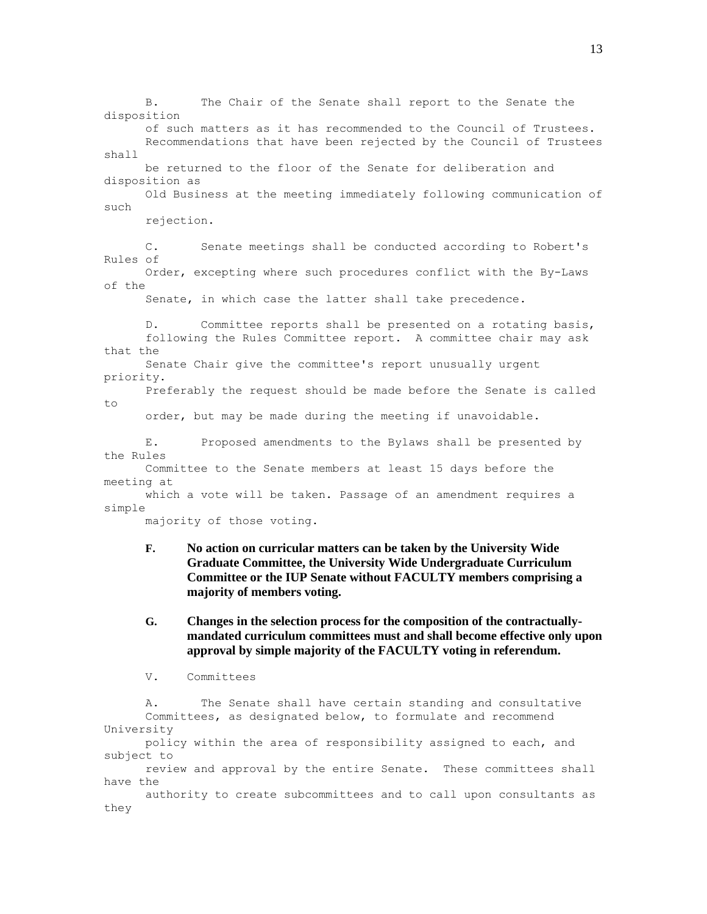B. The Chair of the Senate shall report to the Senate the disposition of such matters as it has recommended to the Council of Trustees. Recommendations that have been rejected by the Council of Trustees shall be returned to the floor of the Senate for deliberation and disposition as Old Business at the meeting immediately following communication of such rejection.

C. Senate meetings shall be conducted according to Robert's Rules of Order, excepting where such procedures conflict with the By-Laws of the Senate, in which case the latter shall take precedence.

D. Committee reports shall be presented on a rotating basis, following the Rules Committee report. A committee chair may ask that the Senate Chair give the committee's report unusually urgent priority. Preferably the request should be made before the Senate is called to order, but may be made during the meeting if unavoidable.

E. Proposed amendments to the Bylaws shall be presented by the Rules Committee to the Senate members at least 15 days before the meeting at which a vote will be taken. Passage of an amendment requires a simple majority of those voting.

**F. No action on curricular matters can be taken by the University Wide Graduate Committee, the University Wide Undergraduate Curriculum Committee or the IUP Senate without FACULTY members comprising a majority of members voting.**

**G. Changes in the selection process for the composition of the contractually-mandated curriculum committees must and shall become effective only upon approval by simple majority of the FACULTY voting in referendum.**

V. Committees

A. The Senate shall have certain standing and consultative Committees, as designated below, to formulate and recommend University policy within the area of responsibility assigned to each, and subject to review and approval by the entire Senate. These committees shall have the authority to create subcommittees and to call upon consultants as they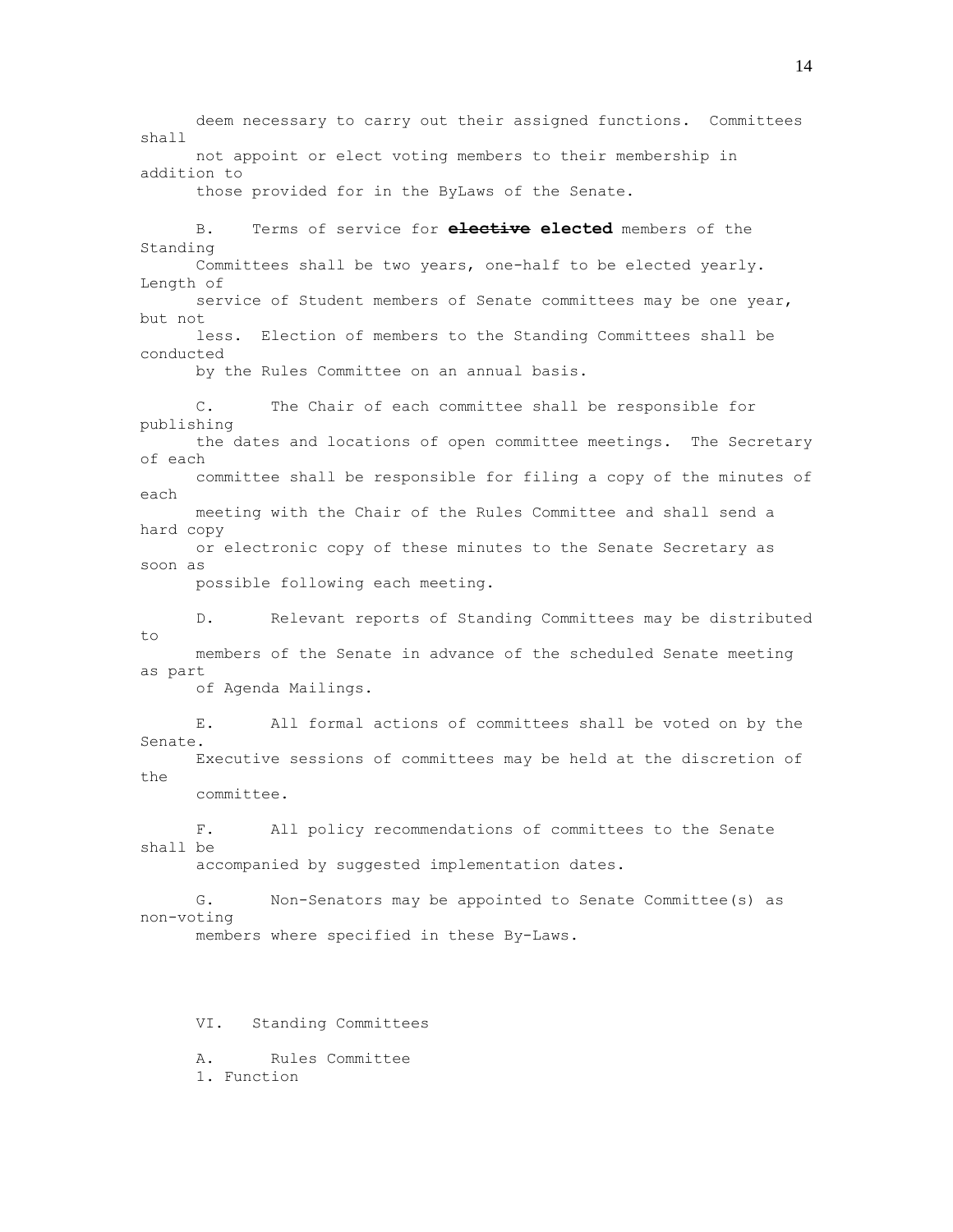deem necessary to carry out their assigned functions. Committees shall not appoint or elect voting members to their membership in addition to those provided for in the ByLaws of the Senate.

B. Terms of service for ~~**elective**~~ **elected** members of the Standing Committees shall be two years, one-half to be elected yearly. Length of service of Student members of Senate committees may be one year, but not less. Election of members to the Standing Committees shall be conducted by the Rules Committee on an annual basis.

C. The Chair of each committee shall be responsible for publishing the dates and locations of open committee meetings. The Secretary of each committee shall be responsible for filing a copy of the minutes of each meeting with the Chair of the Rules Committee and shall send a hard copy or electronic copy of these minutes to the Senate Secretary as soon as possible following each meeting.

D. Relevant reports of Standing Committees may be distributed to members of the Senate in advance of the scheduled Senate meeting as part of Agenda Mailings.

E. All formal actions of committees shall be voted on by the Senate. Executive sessions of committees may be held at the discretion of the committee.

F. All policy recommendations of committees to the Senate shall be accompanied by suggested implementation dates.

G. Non-Senators may be appointed to Senate Committee(s) as non-voting members where specified in these By-Laws.

## VI. Standing Committees

### A. Rules Committee

1. Function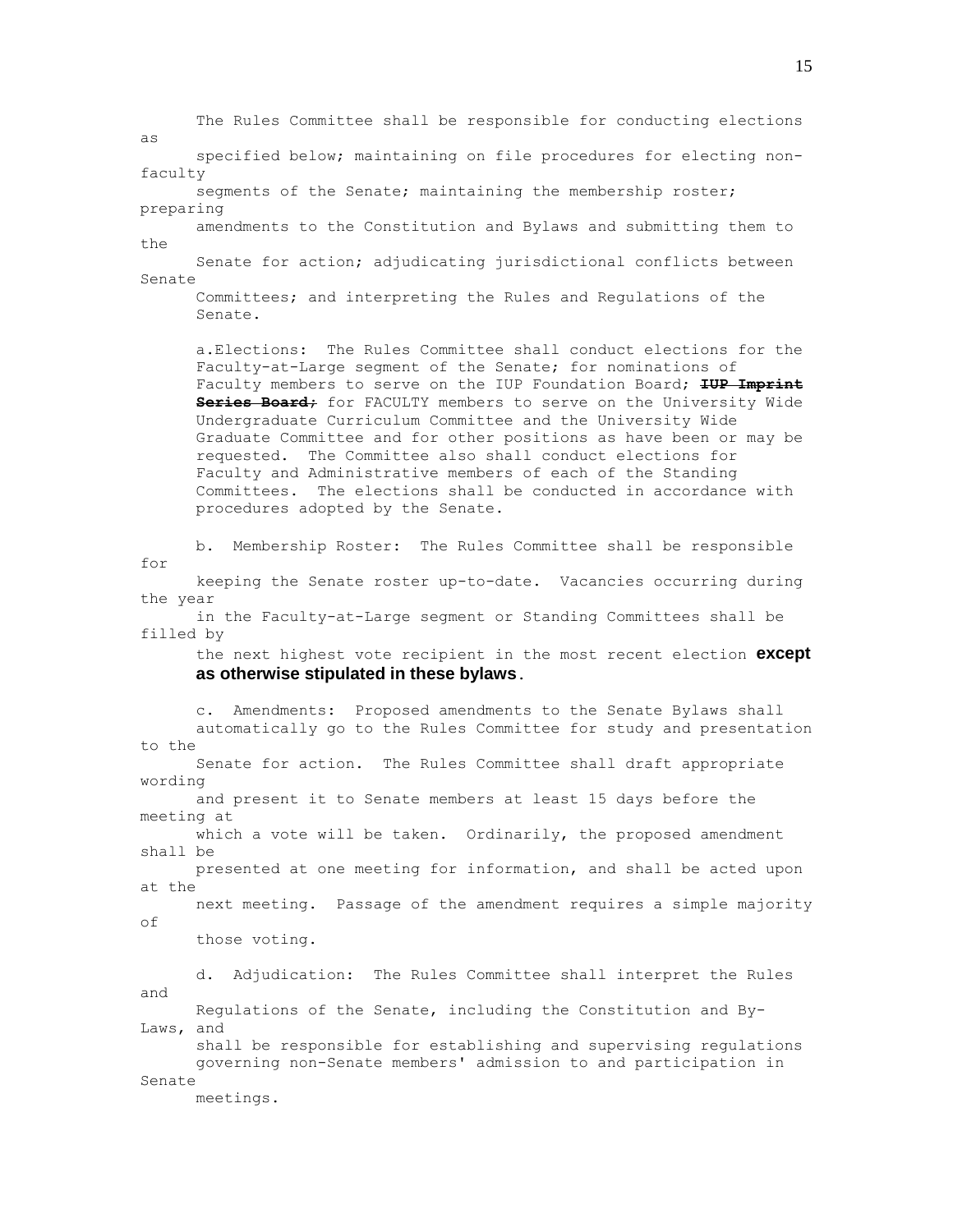The Rules Committee shall be responsible for conducting elections as specified below; maintaining on file procedures for electing non-faculty segments of the Senate; maintaining the membership roster; preparing amendments to the Constitution and Bylaws and submitting them to the Senate for action; adjudicating jurisdictional conflicts between Senate Committees; and interpreting the Rules and Regulations of the Senate.

a. Elections: The Rules Committee shall conduct elections for the Faculty-at-Large segment of the Senate; for nominations of Faculty members to serve on the IUP Foundation Board; ~~**IUP Imprint Series Board;**~~ for FACULTY members to serve on the University Wide Undergraduate Curriculum Committee and the University Wide Graduate Committee and for other positions as have been or may be requested. The Committee also shall conduct elections for Faculty and Administrative members of each of the Standing Committees. The elections shall be conducted in accordance with procedures adopted by the Senate.

b. Membership Roster: The Rules Committee shall be responsible for keeping the Senate roster up-to-date. Vacancies occurring during the year in the Faculty-at-Large segment or Standing Committees shall be filled by the next highest vote recipient in the most recent election **except as otherwise stipulated in these bylaws**.

c. Amendments: Proposed amendments to the Senate Bylaws shall automatically go to the Rules Committee for study and presentation to the Senate for action. The Rules Committee shall draft appropriate wording and present it to Senate members at least 15 days before the meeting at which a vote will be taken. Ordinarily, the proposed amendment shall be presented at one meeting for information, and shall be acted upon at the next meeting. Passage of the amendment requires a simple majority of those voting.

d. Adjudication: The Rules Committee shall interpret the Rules and Regulations of the Senate, including the Constitution and By-Laws, and shall be responsible for establishing and supervising regulations governing non-Senate members' admission to and participation in Senate meetings.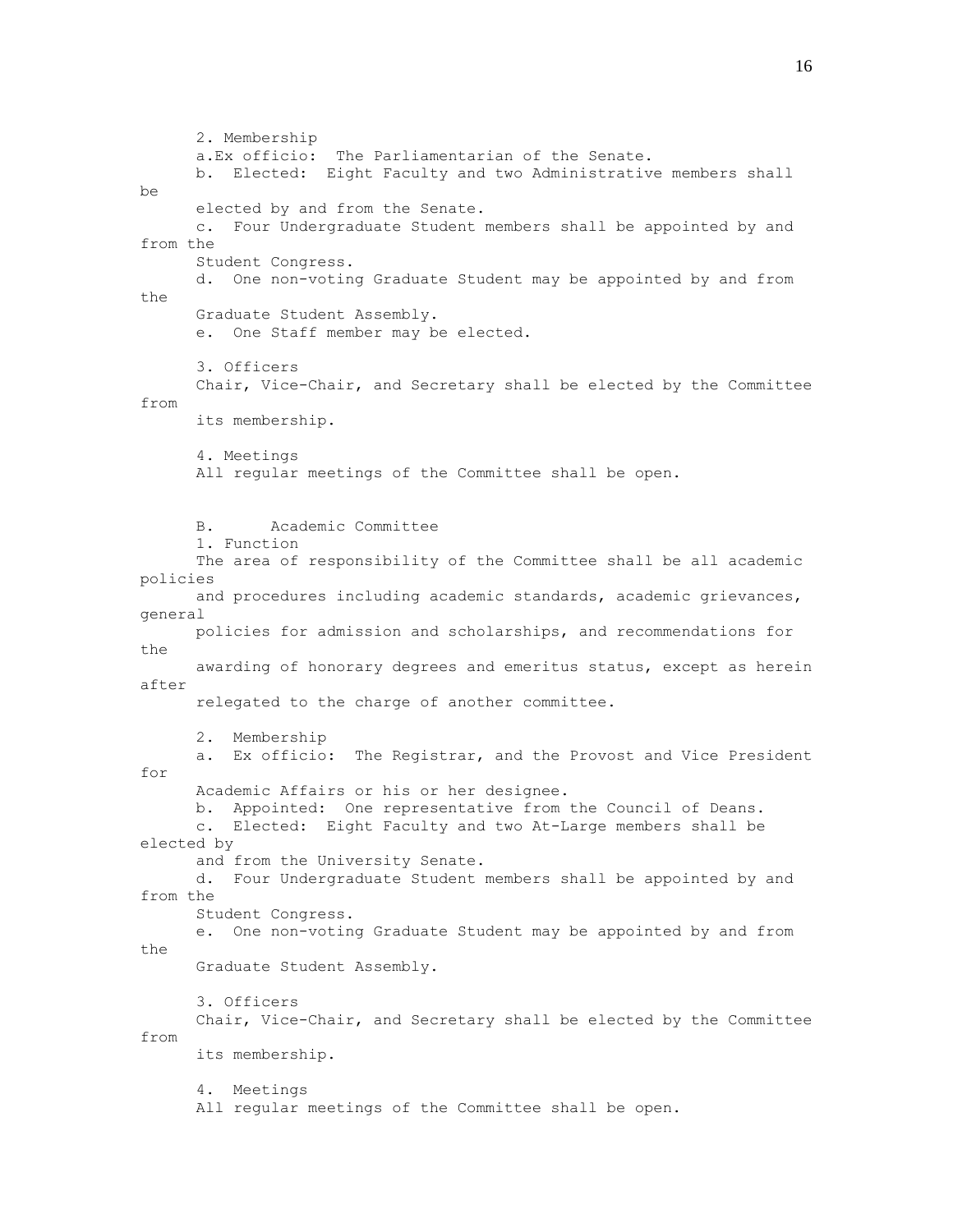2. Membership

a. Ex officio: The Parliamentarian of the Senate.

b. Elected: Eight Faculty and two Administrative members shall be elected by and from the Senate.

c. Four Undergraduate Student members shall be appointed by and from the Student Congress.

d. One non-voting Graduate Student may be appointed by and from the Graduate Student Assembly.

e. One Staff member may be elected.

3. Officers

Chair, Vice-Chair, and Secretary shall be elected by the Committee from its membership.

4. Meetings

All regular meetings of the Committee shall be open.

B. Academic Committee

1. Function

The area of responsibility of the Committee shall be all academic policies and procedures including academic standards, academic grievances, general policies for admission and scholarships, and recommendations for the awarding of honorary degrees and emeritus status, except as herein after relegated to the charge of another committee.

2. Membership

a. Ex officio: The Registrar, and the Provost and Vice President for Academic Affairs or his or her designee.

b. Appointed: One representative from the Council of Deans.

c. Elected: Eight Faculty and two At-Large members shall be elected by and from the University Senate.

d. Four Undergraduate Student members shall be appointed by and from the Student Congress.

e. One non-voting Graduate Student may be appointed by and from the Graduate Student Assembly.

3. Officers

Chair, Vice-Chair, and Secretary shall be elected by the Committee from its membership.

4. Meetings

All regular meetings of the Committee shall be open.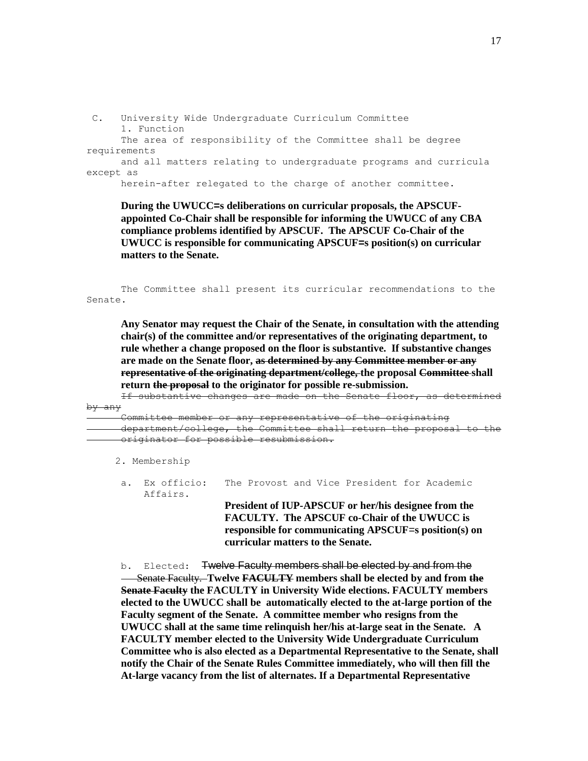C. University Wide Undergraduate Curriculum Committee

1. Function

The area of responsibility of the Committee shall be degree requirements and all matters relating to undergraduate programs and curricula except as herein-after relegated to the charge of another committee.

**During the UWUCC=s deliberations on curricular proposals, the APSCUF-appointed Co-Chair shall be responsible for informing the UWUCC of any CBA compliance problems identified by APSCUF. The APSCUF Co-Chair of the UWUCC is responsible for communicating APSCUF=s position(s) on curricular matters to the Senate.**

The Committee shall present its curricular recommendations to the Senate.

**Any Senator may request the Chair of the Senate, in consultation with the attending chair(s) of the committee and/or representatives of the originating department, to rule whether a change proposed on the floor is substantive. If substantive changes are made on the Senate floor, ~~as determined by any Committee member or any representative of the originating department/college,~~ the proposal ~~Committee~~ shall return ~~the proposal~~ to the originator for possible re-submission.**

~~If substantive changes are made on the Senate floor, as determined by any Committee member or any representative of the originating department/college, the Committee shall return the proposal to the originator for possible resubmission.~~

2. Membership

a. Ex officio: The Provost and Vice President for Academic Affairs.

**President of IUP-APSCUF or her/his designee from the FACULTY. The APSCUF co-Chair of the UWUCC is responsible for communicating APSCUF=s position(s) on curricular matters to the Senate.**

b. Elected: ~~Twelve Faculty members shall be elected by and from the Senate Faculty.~~ **Twelve ~~FACULTY~~ members shall be elected by and from ~~the Senate Faculty~~ the FACULTY in University Wide elections. FACULTY members elected to the UWUCC shall be automatically elected to the at-large portion of the Faculty segment of the Senate. A committee member who resigns from the UWUCC shall at the same time relinquish her/his at-large seat in the Senate. A FACULTY member elected to the University Wide Undergraduate Curriculum Committee who is also elected as a Departmental Representative to the Senate, shall notify the Chair of the Senate Rules Committee immediately, who will then fill the At-large vacancy from the list of alternates. If a Departmental Representative**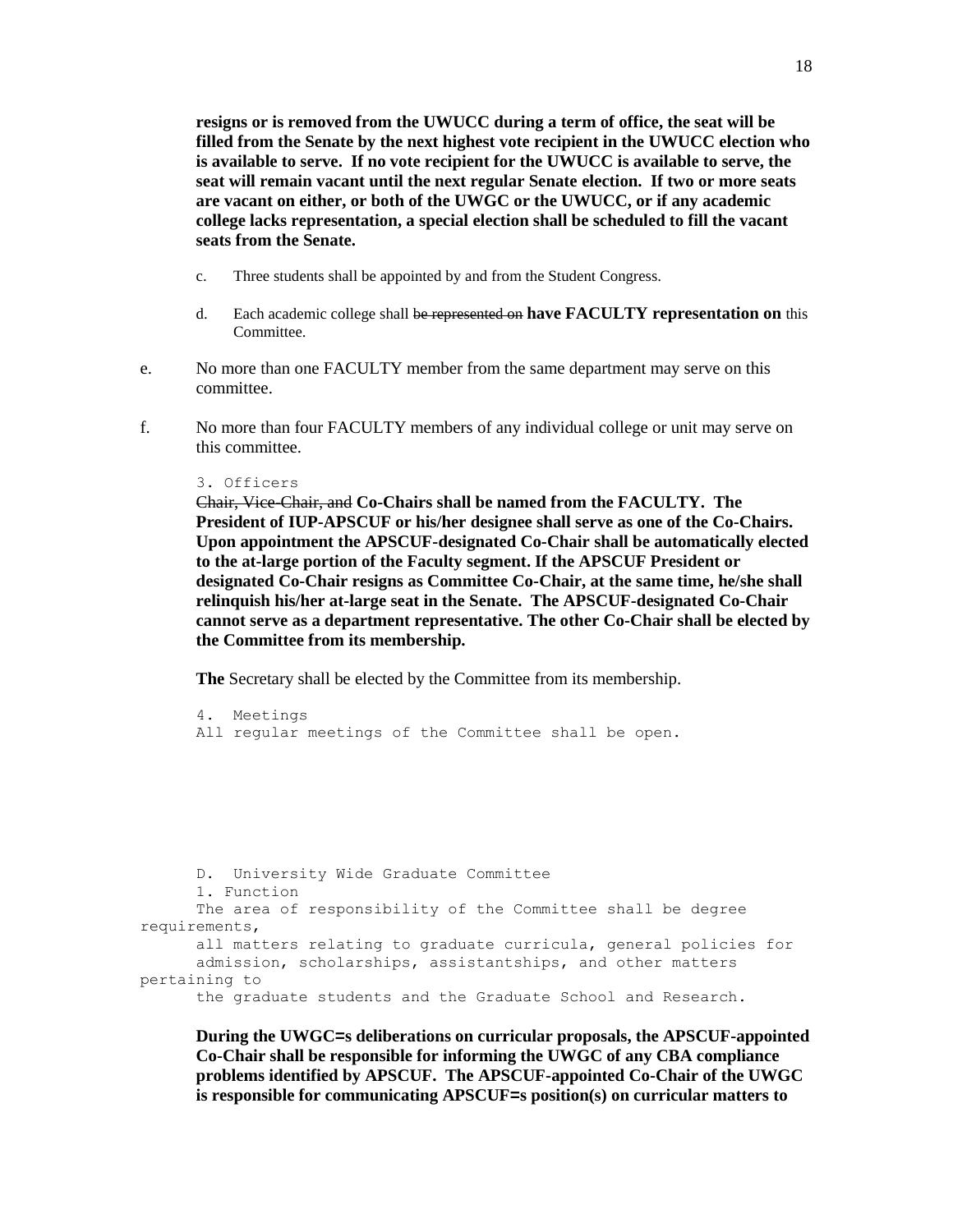**resigns or is removed from the UWUCC during a term of office, the seat will be filled from the Senate by the next highest vote recipient in the UWUCC election who is available to serve. If no vote recipient for the UWUCC is available to serve, the seat will remain vacant until the next regular Senate election. If two or more seats are vacant on either, or both of the UWGC or the UWUCC, or if any academic college lacks representation, a special election shall be scheduled to fill the vacant seats from the Senate.**

c. Three students shall be appointed by and from the Student Congress.

d. Each academic college shall ~~be represented on~~ **have FACULTY representation on** this Committee.

e. No more than one FACULTY member from the same department may serve on this committee.

f. No more than four FACULTY members of any individual college or unit may serve on this committee.

3. Officers

~~Chair, Vice-Chair, and~~ **Co-Chairs shall be named from the FACULTY. The President of IUP-APSCUF or his/her designee shall serve as one of the Co-Chairs. Upon appointment the APSCUF-designated Co-Chair shall be automatically elected to the at-large portion of the Faculty segment. If the APSCUF President or designated Co-Chair resigns as Committee Co-Chair, at the same time, he/she shall relinquish his/her at-large seat in the Senate. The APSCUF-designated Co-Chair cannot serve as a department representative. The other Co-Chair shall be elected by the Committee from its membership.**

**The** Secretary shall be elected by the Committee from its membership.

4. Meetings

All regular meetings of the Committee shall be open.

D. University Wide Graduate Committee

1. Function

The area of responsibility of the Committee shall be degree requirements, all matters relating to graduate curricula, general policies for admission, scholarships, assistantships, and other matters pertaining to the graduate students and the Graduate School and Research.

**During the UWGC=s deliberations on curricular proposals, the APSCUF-appointed Co-Chair shall be responsible for informing the UWGC of any CBA compliance problems identified by APSCUF. The APSCUF-appointed Co-Chair of the UWGC is responsible for communicating APSCUF=s position(s) on curricular matters to**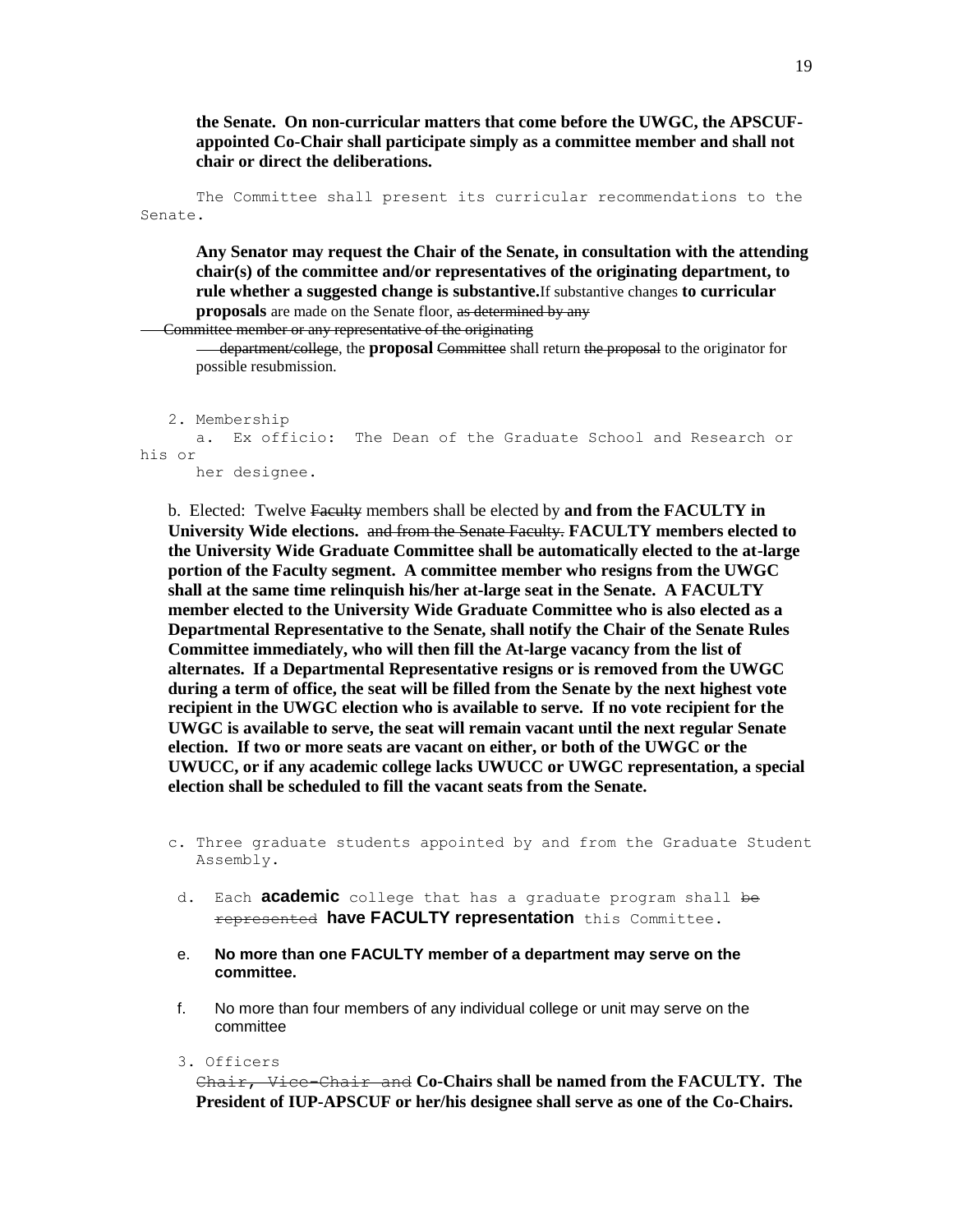**the Senate. On non-curricular matters that come before the UWGC, the APSCUF-appointed Co-Chair shall participate simply as a committee member and shall not chair or direct the deliberations.**

The Committee shall present its curricular recommendations to the Senate.

**Any Senator may request the Chair of the Senate, in consultation with the attending chair(s) of the committee and/or representatives of the originating department, to rule whether a suggested change is substantive.** If substantive changes **to curricular proposals** are made on the Senate floor, ~~as determined by any Committee member or any representative of the originating department/college~~, the **proposal** ~~Committee~~ shall return ~~the proposal~~ to the originator for possible resubmission.

2. Membership

   a. Ex officio: The Dean of the Graduate School and Research or his or her designee.

   b. Elected: Twelve ~~Faculty~~ members shall be elected by **and from the FACULTY in University Wide elections.** ~~and from the Senate Faculty.~~ **FACULTY members elected to the University Wide Graduate Committee shall be automatically elected to the at-large portion of the Faculty segment. A committee member who resigns from the UWGC shall at the same time relinquish his/her at-large seat in the Senate. A FACULTY member elected to the University Wide Graduate Committee who is also elected as a Departmental Representative to the Senate, shall notify the Chair of the Senate Rules Committee immediately, who will then fill the At-large vacancy from the list of alternates. If a Departmental Representative resigns or is removed from the UWGC during a term of office, the seat will be filled from the Senate by the next highest vote recipient in the UWGC election who is available to serve. If no vote recipient for the UWGC is available to serve, the seat will remain vacant until the next regular Senate election. If two or more seats are vacant on either, or both of the UWGC or the UWUCC, or if any academic college lacks UWUCC or UWGC representation, a special election shall be scheduled to fill the vacant seats from the Senate.**

   c. Three graduate students appointed by and from the Graduate Student Assembly.

   d. Each **academic** college that has a graduate program shall ~~be represented~~ **have FACULTY representation** this Committee.

   e. **No more than one FACULTY member of a department may serve on the committee.**

   f. No more than four members of any individual college or unit may serve on the committee

3. Officers

   ~~Chair, Vice-Chair and~~ **Co-Chairs shall be named from the FACULTY. The President of IUP-APSCUF or her/his designee shall serve as one of the Co-Chairs.**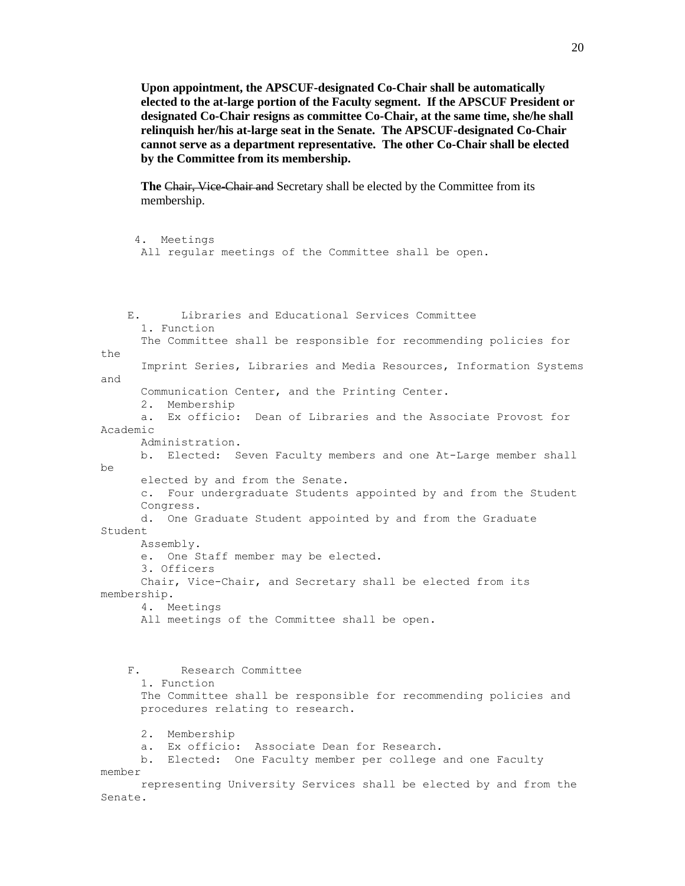**Upon appointment, the APSCUF-designated Co-Chair shall be automatically elected to the at-large portion of the Faculty segment. If the APSCUF President or designated Co-Chair resigns as committee Co-Chair, at the same time, she/he shall relinquish her/his at-large seat in the Senate. The APSCUF-designated Co-Chair cannot serve as a department representative. The other Co-Chair shall be elected by the Committee from its membership.**

**The** ~~Chair, Vice-Chair and~~ Secretary shall be elected by the Committee from its membership.

4. Meetings
All regular meetings of the Committee shall be open.

E. Libraries and Educational Services Committee

1. Function
The Committee shall be responsible for recommending policies for the Imprint Series, Libraries and Media Resources, Information Systems and Communication Center, and the Printing Center.
2. Membership
a. Ex officio: Dean of Libraries and the Associate Provost for Academic Administration.
b. Elected: Seven Faculty members and one At-Large member shall be elected by and from the Senate.
c. Four undergraduate Students appointed by and from the Student Congress.
d. One Graduate Student appointed by and from the Graduate Student Assembly.
e. One Staff member may be elected.
3. Officers
Chair, Vice-Chair, and Secretary shall be elected from its membership.
4. Meetings
All meetings of the Committee shall be open.

F. Research Committee

1. Function
The Committee shall be responsible for recommending policies and procedures relating to research.

2. Membership
a. Ex officio: Associate Dean for Research.
b. Elected: One Faculty member per college and one Faculty member representing University Services shall be elected by and from the Senate.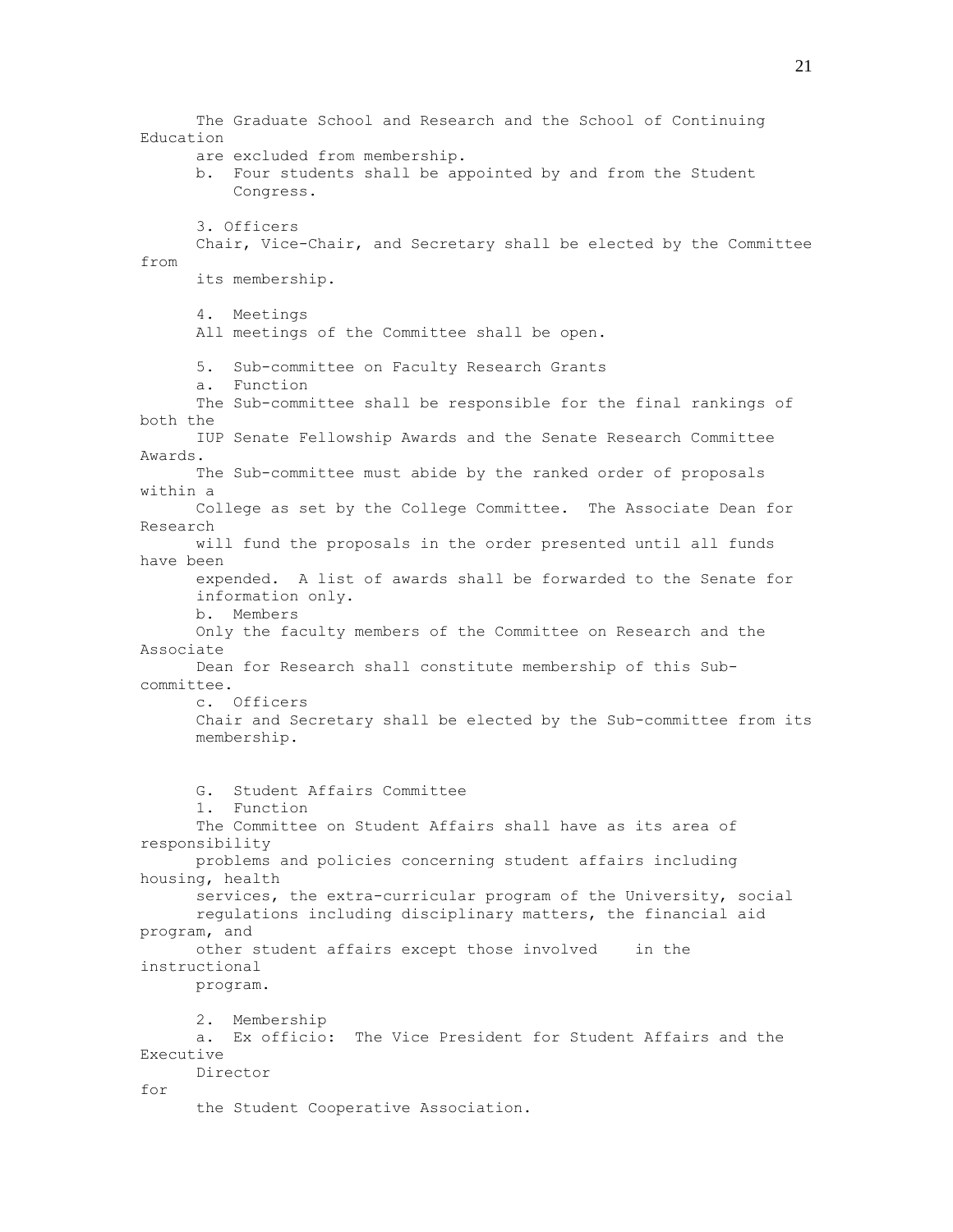The Graduate School and Research and the School of Continuing Education are excluded from membership.

b. Four students shall be appointed by and from the Student Congress.

3. Officers

Chair, Vice-Chair, and Secretary shall be elected by the Committee from its membership.

4. Meetings

All meetings of the Committee shall be open.

5. Sub-committee on Faculty Research Grants

a. Function

The Sub-committee shall be responsible for the final rankings of both the IUP Senate Fellowship Awards and the Senate Research Committee Awards. The Sub-committee must abide by the ranked order of proposals within a College as set by the College Committee. The Associate Dean for Research will fund the proposals in the order presented until all funds have been expended. A list of awards shall be forwarded to the Senate for information only.

b. Members

Only the faculty members of the Committee on Research and the Associate Dean for Research shall constitute membership of this Sub-committee.

c. Officers

Chair and Secretary shall be elected by the Sub-committee from its membership.

G. Student Affairs Committee

1. Function

The Committee on Student Affairs shall have as its area of responsibility problems and policies concerning student affairs including housing, health services, the extra-curricular program of the University, social regulations including disciplinary matters, the financial aid program, and other student affairs except those involved in the instructional program.

2. Membership

a. Ex officio: The Vice President for Student Affairs and the Executive Director for the Student Cooperative Association.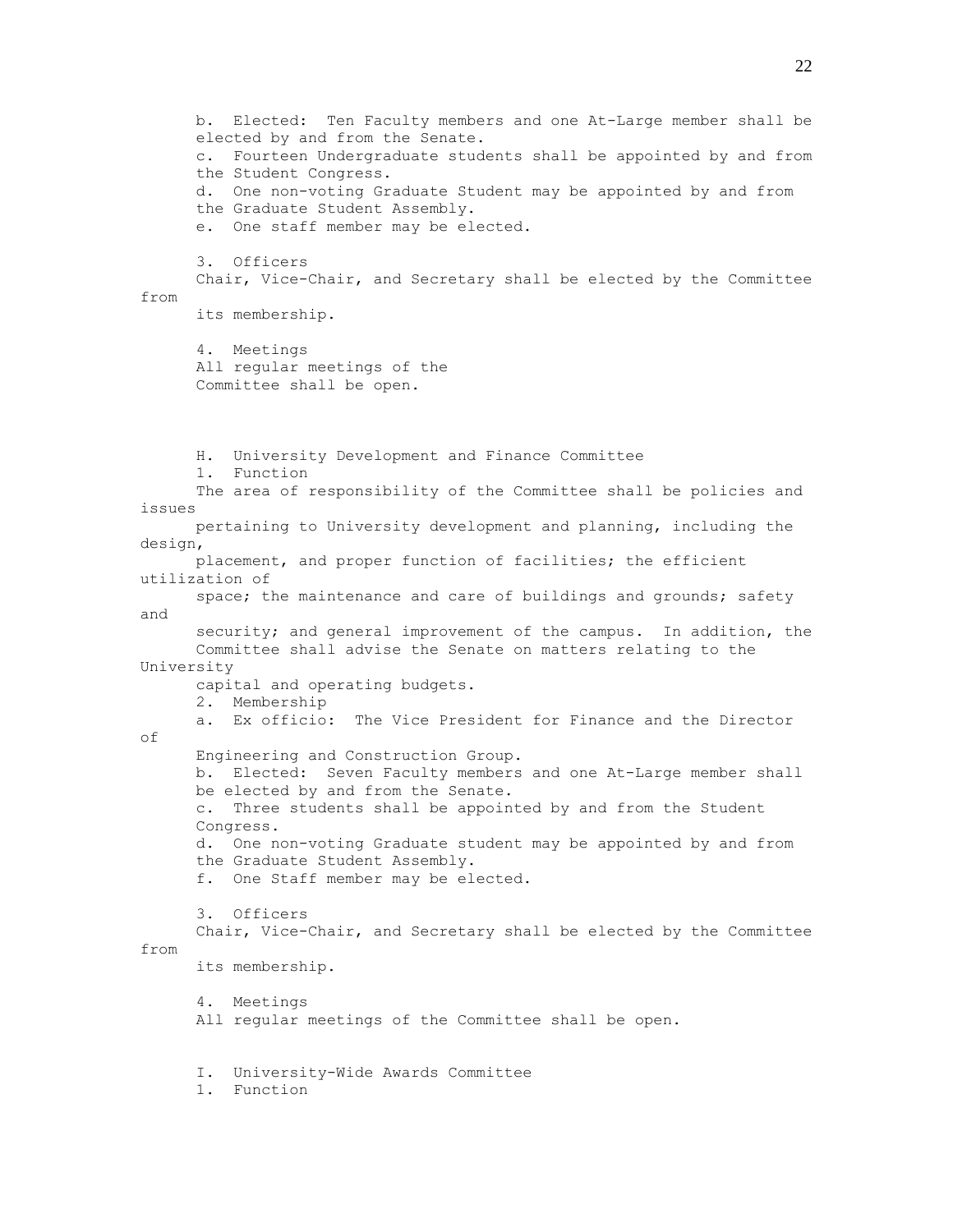b. Elected: Ten Faculty members and one At-Large member shall be elected by and from the Senate.
c. Fourteen Undergraduate students shall be appointed by and from the Student Congress.
d. One non-voting Graduate Student may be appointed by and from the Graduate Student Assembly.
e. One staff member may be elected.

3. Officers
Chair, Vice-Chair, and Secretary shall be elected by the Committee from its membership.

4. Meetings
All regular meetings of the Committee shall be open.

H. University Development and Finance Committee

1. Function
The area of responsibility of the Committee shall be policies and issues pertaining to University development and planning, including the design, placement, and proper function of facilities; the efficient utilization of space; the maintenance and care of buildings and grounds; safety and security; and general improvement of the campus. In addition, the Committee shall advise the Senate on matters relating to the University capital and operating budgets.

2. Membership
a. Ex officio: The Vice President for Finance and the Director of Engineering and Construction Group.
b. Elected: Seven Faculty members and one At-Large member shall be elected by and from the Senate.
c. Three students shall be appointed by and from the Student Congress.
d. One non-voting Graduate student may be appointed by and from the Graduate Student Assembly.
f. One Staff member may be elected.

3. Officers
Chair, Vice-Chair, and Secretary shall be elected by the Committee from its membership.

4. Meetings
All regular meetings of the Committee shall be open.

I. University-Wide Awards Committee

1. Function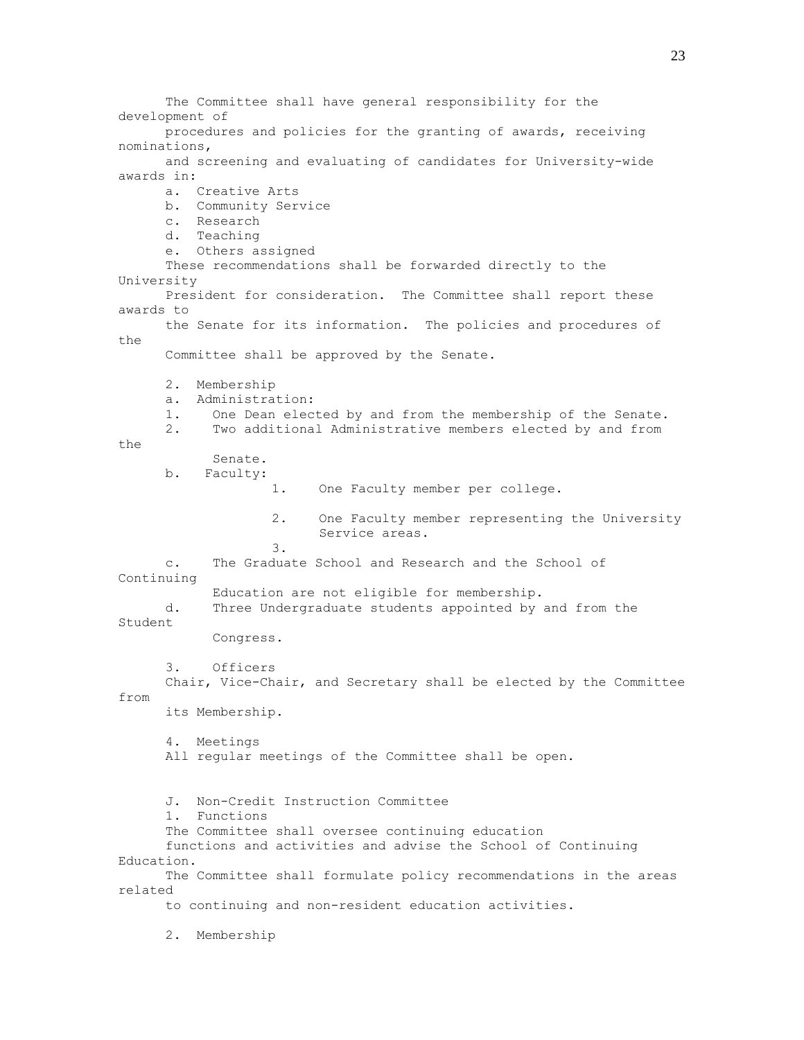The Committee shall have general responsibility for the development of procedures and policies for the granting of awards, receiving nominations, and screening and evaluating of candidates for University-wide awards in:

a. Creative Arts
b. Community Service
c. Research
d. Teaching
e. Others assigned

These recommendations shall be forwarded directly to the University President for consideration. The Committee shall report these awards to the Senate for its information. The policies and procedures of the Committee shall be approved by the Senate.

2. Membership

a. Administration:
   1. One Dean elected by and from the membership of the Senate.
   2. Two additional Administrative members elected by and from the Senate.
b. Faculty:
   1. One Faculty member per college.
   2. One Faculty member representing the University Service areas.
   3.
c. The Graduate School and Research and the School of Continuing Education are not eligible for membership.
d. Three Undergraduate students appointed by and from the Student Congress.

3. Officers

Chair, Vice-Chair, and Secretary shall be elected by the Committee from its Membership.

4. Meetings

All regular meetings of the Committee shall be open.

J. Non-Credit Instruction Committee

1. Functions

The Committee shall oversee continuing education functions and activities and advise the School of Continuing Education. The Committee shall formulate policy recommendations in the areas related to continuing and non-resident education activities.

2. Membership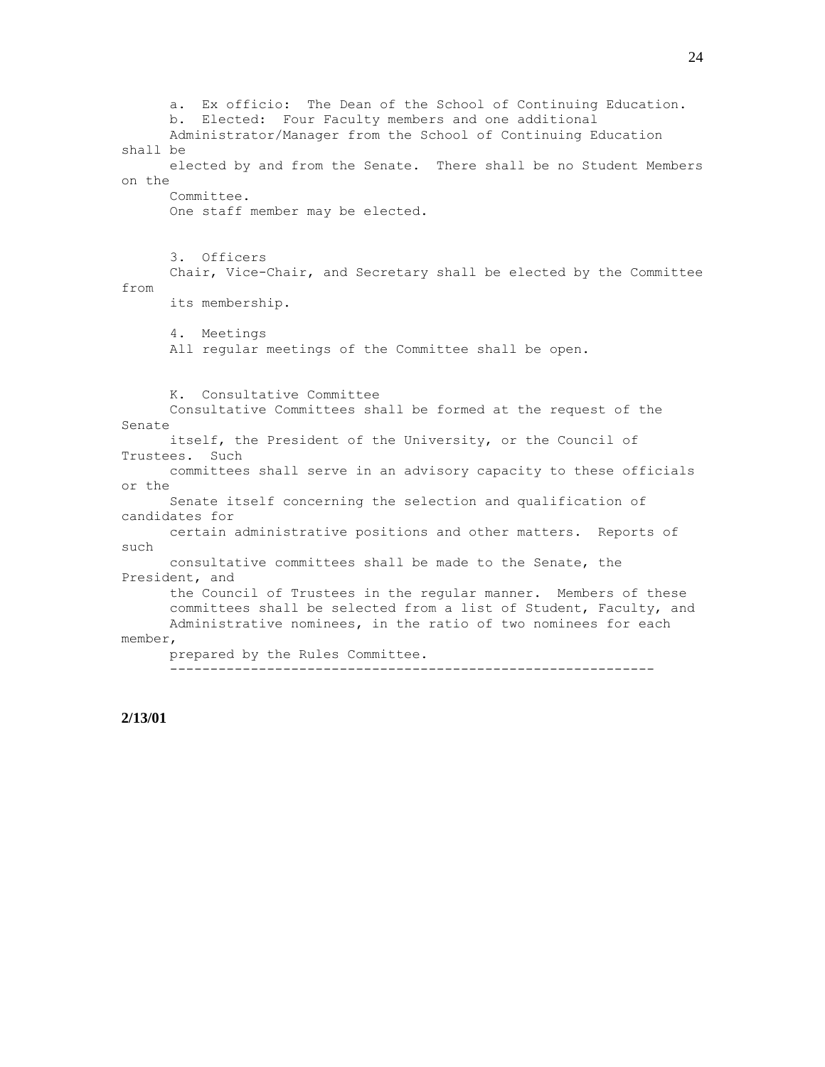a. Ex officio: The Dean of the School of Continuing Education.

b. Elected: Four Faculty members and one additional Administrator/Manager from the School of Continuing Education shall be elected by and from the Senate. There shall be no Student Members on the Committee.

One staff member may be elected.

3. Officers

Chair, Vice-Chair, and Secretary shall be elected by the Committee from its membership.

4. Meetings

All regular meetings of the Committee shall be open.

K. Consultative Committee

Consultative Committees shall be formed at the request of the Senate itself, the President of the University, or the Council of Trustees. Such committees shall serve in an advisory capacity to these officials or the Senate itself concerning the selection and qualification of candidates for certain administrative positions and other matters. Reports of such consultative committees shall be made to the Senate, the President, and the Council of Trustees in the regular manner. Members of these committees shall be selected from a list of Student, Faculty, and Administrative nominees, in the ratio of two nominees for each member, prepared by the Rules Committee.

---

**2/13/01**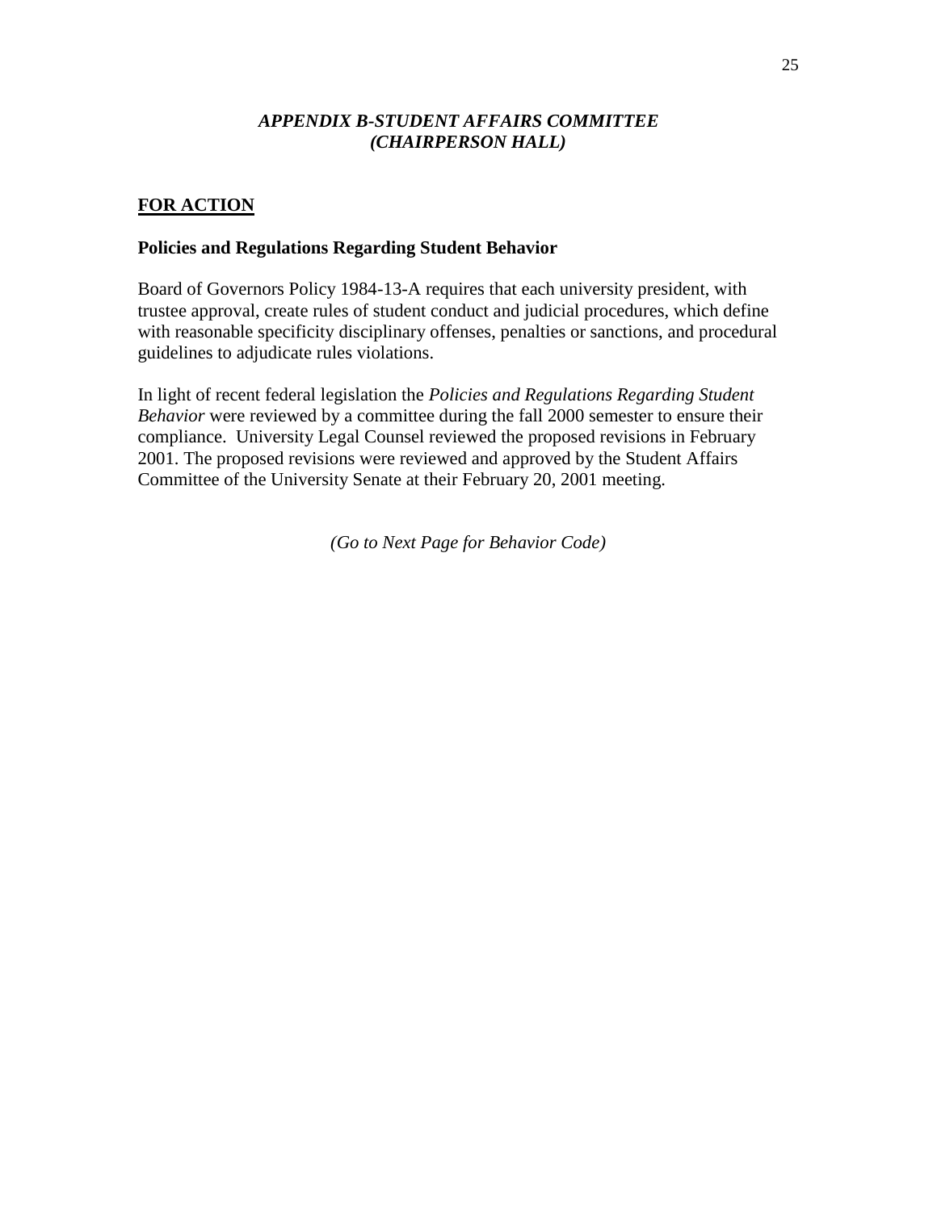## *APPENDIX B-STUDENT AFFAIRS COMMITTEE (CHAIRPERSON HALL)*

### FOR ACTION

**Policies and Regulations Regarding Student Behavior**

Board of Governors Policy 1984-13-A requires that each university president, with trustee approval, create rules of student conduct and judicial procedures, which define with reasonable specificity disciplinary offenses, penalties or sanctions, and procedural guidelines to adjudicate rules violations.

In light of recent federal legislation the *Policies and Regulations Regarding Student Behavior* were reviewed by a committee during the fall 2000 semester to ensure their compliance. University Legal Counsel reviewed the proposed revisions in February 2001. The proposed revisions were reviewed and approved by the Student Affairs Committee of the University Senate at their February 20, 2001 meeting.

*(Go to Next Page for Behavior Code)*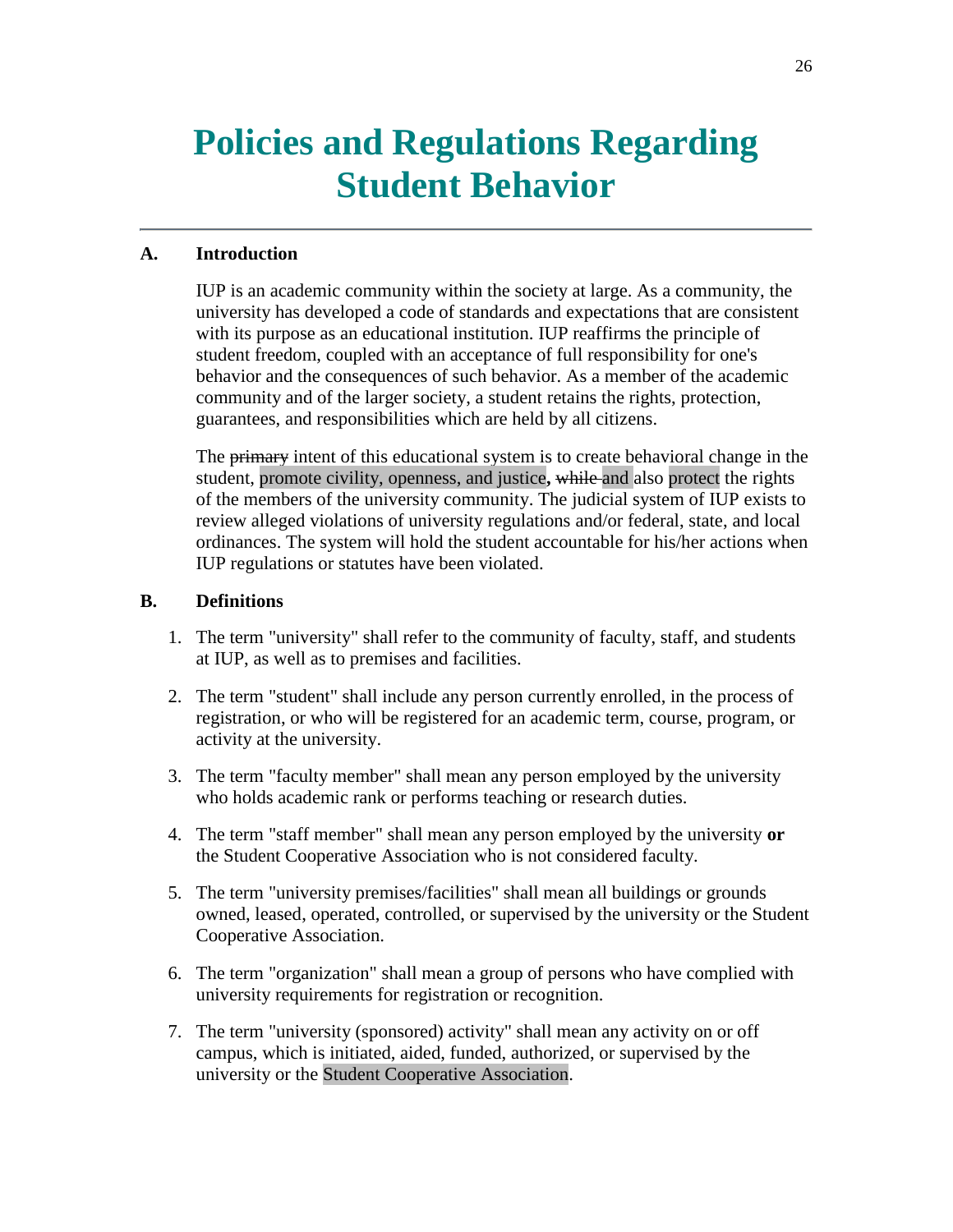# Policies and Regulations Regarding Student Behavior

## A. Introduction

IUP is an academic community within the society at large. As a community, the university has developed a code of standards and expectations that are consistent with its purpose as an educational institution. IUP reaffirms the principle of student freedom, coupled with an acceptance of full responsibility for one's behavior and the consequences of such behavior. As a member of the academic community and of the larger society, a student retains the rights, protection, guarantees, and responsibilities which are held by all citizens.

The ~~primary~~ intent of this educational system is to create behavioral change in the student, promote civility, openness, and justice, ~~while~~ and also protect the rights of the members of the university community. The judicial system of IUP exists to review alleged violations of university regulations and/or federal, state, and local ordinances. The system will hold the student accountable for his/her actions when IUP regulations or statutes have been violated.

## B. Definitions

1. The term "university" shall refer to the community of faculty, staff, and students at IUP, as well as to premises and facilities.

2. The term "student" shall include any person currently enrolled, in the process of registration, or who will be registered for an academic term, course, program, or activity at the university.

3. The term "faculty member" shall mean any person employed by the university who holds academic rank or performs teaching or research duties.

4. The term "staff member" shall mean any person employed by the university **or** the Student Cooperative Association who is not considered faculty.

5. The term "university premises/facilities" shall mean all buildings or grounds owned, leased, operated, controlled, or supervised by the university or the Student Cooperative Association.

6. The term "organization" shall mean a group of persons who have complied with university requirements for registration or recognition.

7. The term "university (sponsored) activity" shall mean any activity on or off campus, which is initiated, aided, funded, authorized, or supervised by the university or the Student Cooperative Association.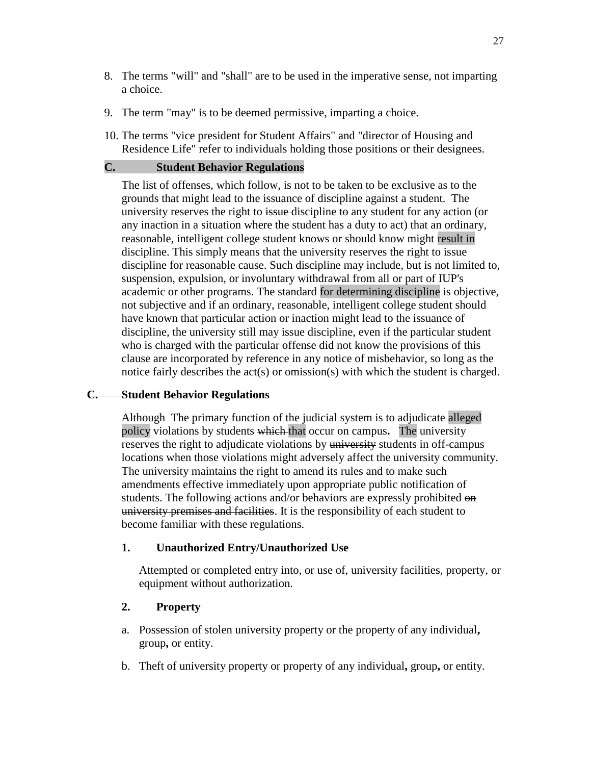8. The terms "will" and "shall" are to be used in the imperative sense, not imparting a choice.

9. The term "may" is to be deemed permissive, imparting a choice.

10. The terms "vice president for Student Affairs" and "director of Housing and Residence Life" refer to individuals holding those positions or their designees.

### C. Student Behavior Regulations

The list of offenses, which follow, is not to be taken to be exclusive as to the grounds that might lead to the issuance of discipline against a student. The university reserves the right to ~~issue~~ discipline ~~to~~ any student for any action (or any inaction in a situation where the student has a duty to act) that an ordinary, reasonable, intelligent college student knows or should know might result in discipline. This simply means that the university reserves the right to issue discipline for reasonable cause. Such discipline may include, but is not limited to, suspension, expulsion, or involuntary withdrawal from all or part of IUP's academic or other programs. The standard for determining discipline is objective, not subjective and if an ordinary, reasonable, intelligent college student should have known that particular action or inaction might lead to the issuance of discipline, the university still may issue discipline, even if the particular student who is charged with the particular offense did not know the provisions of this clause are incorporated by reference in any notice of misbehavior, so long as the notice fairly describes the act(s) or omission(s) with which the student is charged.

### ~~C. Student Behavior Regulations~~

~~Although~~ The primary function of the judicial system is to adjudicate alleged policy violations by students ~~which~~ that occur on campus. The university reserves the right to adjudicate violations by ~~university~~ students in off-campus locations when those violations might adversely affect the university community. The university maintains the right to amend its rules and to make such amendments effective immediately upon appropriate public notification of students. The following actions and/or behaviors are expressly prohibited ~~on university premises and facilities~~. It is the responsibility of each student to become familiar with these regulations.

#### 1. Unauthorized Entry/Unauthorized Use

Attempted or completed entry into, or use of, university facilities, property, or equipment without authorization.

#### 2. Property

a. Possession of stolen university property or the property of any individual, group, or entity.

b. Theft of university property or property of any individual, group, or entity.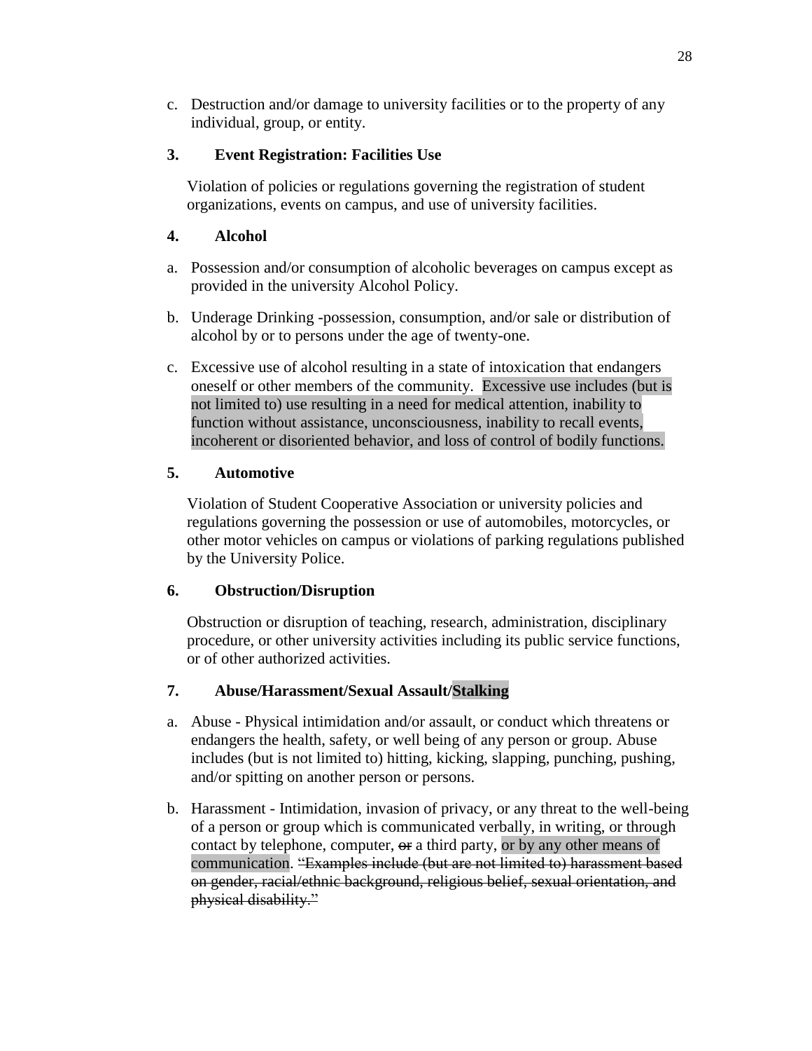c. Destruction and/or damage to university facilities or to the property of any individual, group, or entity.

### 3. Event Registration: Facilities Use

Violation of policies or regulations governing the registration of student organizations, events on campus, and use of university facilities.

### 4. Alcohol

a. Possession and/or consumption of alcoholic beverages on campus except as provided in the university Alcohol Policy.

b. Underage Drinking -possession, consumption, and/or sale or distribution of alcohol by or to persons under the age of twenty-one.

c. Excessive use of alcohol resulting in a state of intoxication that endangers oneself or other members of the community. Excessive use includes (but is not limited to) use resulting in a need for medical attention, inability to function without assistance, unconsciousness, inability to recall events, incoherent or disoriented behavior, and loss of control of bodily functions.

### 5. Automotive

Violation of Student Cooperative Association or university policies and regulations governing the possession or use of automobiles, motorcycles, or other motor vehicles on campus or violations of parking regulations published by the University Police.

### 6. Obstruction/Disruption

Obstruction or disruption of teaching, research, administration, disciplinary procedure, or other university activities including its public service functions, or of other authorized activities.

### 7. Abuse/Harassment/Sexual Assault/Stalking

a. Abuse - Physical intimidation and/or assault, or conduct which threatens or endangers the health, safety, or well being of any person or group. Abuse includes (but is not limited to) hitting, kicking, slapping, punching, pushing, and/or spitting on another person or persons.

b. Harassment - Intimidation, invasion of privacy, or any threat to the well-being of a person or group which is communicated verbally, in writing, or through contact by telephone, computer, ~~or~~ a third party, or by any other means of communication. ~~"Examples include (but are not limited to) harassment based on gender, racial/ethnic background, religious belief, sexual orientation, and physical disability."~~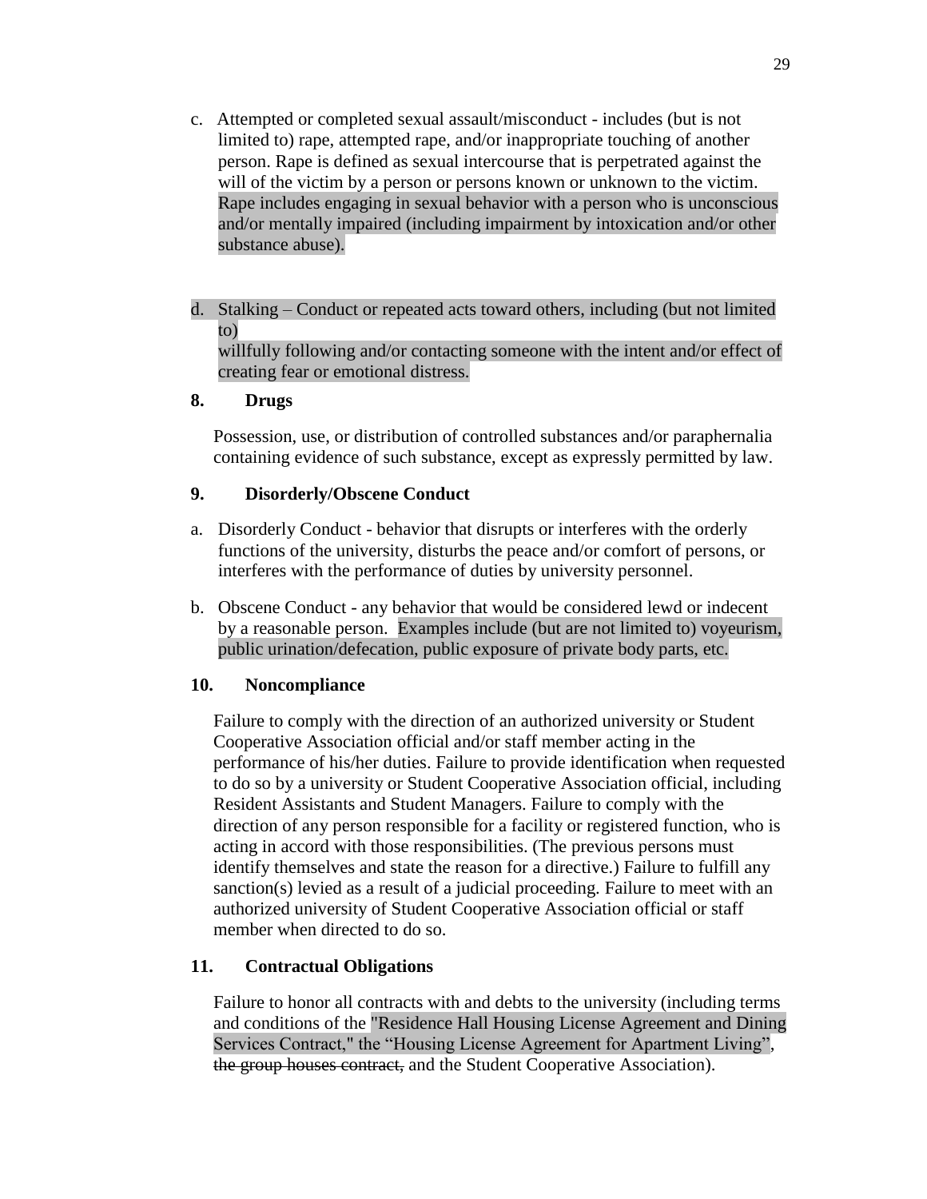c. Attempted or completed sexual assault/misconduct - includes (but is not limited to) rape, attempted rape, and/or inappropriate touching of another person. Rape is defined as sexual intercourse that is perpetrated against the will of the victim by a person or persons known or unknown to the victim. Rape includes engaging in sexual behavior with a person who is unconscious and/or mentally impaired (including impairment by intoxication and/or other substance abuse).

d. Stalking – Conduct or repeated acts toward others, including (but not limited to) willfully following and/or contacting someone with the intent and/or effect of creating fear or emotional distress.

### 8. Drugs

Possession, use, or distribution of controlled substances and/or paraphernalia containing evidence of such substance, except as expressly permitted by law.

### 9. Disorderly/Obscene Conduct

a. Disorderly Conduct - behavior that disrupts or interferes with the orderly functions of the university, disturbs the peace and/or comfort of persons, or interferes with the performance of duties by university personnel.

b. Obscene Conduct - any behavior that would be considered lewd or indecent by a reasonable person. Examples include (but are not limited to) voyeurism, public urination/defecation, public exposure of private body parts, etc.

### 10. Noncompliance

Failure to comply with the direction of an authorized university or Student Cooperative Association official and/or staff member acting in the performance of his/her duties. Failure to provide identification when requested to do so by a university or Student Cooperative Association official, including Resident Assistants and Student Managers. Failure to comply with the direction of any person responsible for a facility or registered function, who is acting in accord with those responsibilities. (The previous persons must identify themselves and state the reason for a directive.) Failure to fulfill any sanction(s) levied as a result of a judicial proceeding. Failure to meet with an authorized university of Student Cooperative Association official or staff member when directed to do so.

### 11. Contractual Obligations

Failure to honor all contracts with and debts to the university (including terms and conditions of the "Residence Hall Housing License Agreement and Dining Services Contract," the "Housing License Agreement for Apartment Living", ~~the group houses contract,~~ and the Student Cooperative Association).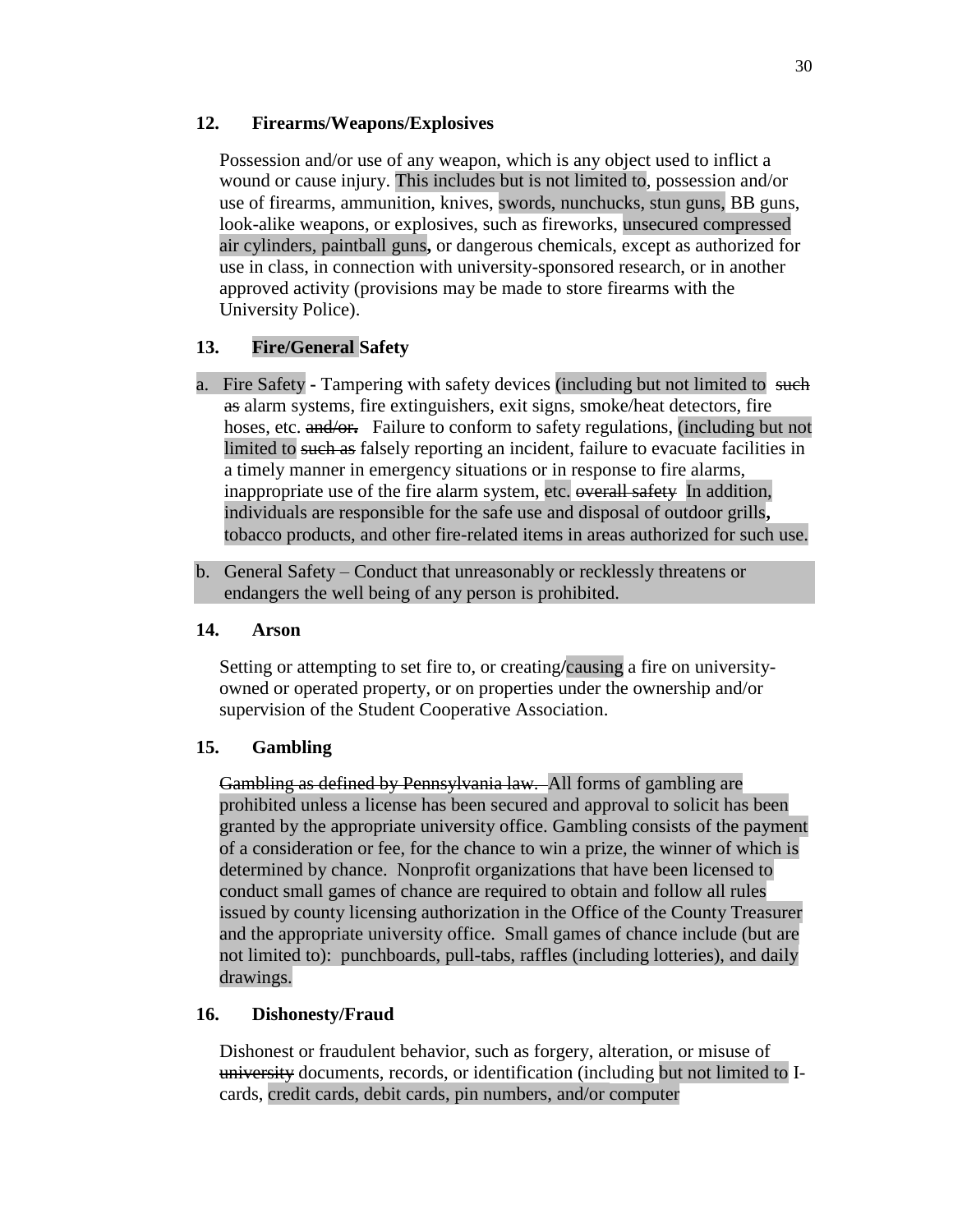### 12. Firearms/Weapons/Explosives

Possession and/or use of any weapon, which is any object used to inflict a wound or cause injury. This includes but is not limited to, possession and/or use of firearms, ammunition, knives, swords, nunchucks, stun guns, BB guns, look-alike weapons, or explosives, such as fireworks, unsecured compressed air cylinders, paintball guns, or dangerous chemicals, except as authorized for use in class, in connection with university-sponsored research, or in another approved activity (provisions may be made to store firearms with the University Police).

### 13. Fire/General Safety

a. Fire Safety - Tampering with safety devices (including but not limited to ~~such as~~ alarm systems, fire extinguishers, exit signs, smoke/heat detectors, fire hoses, etc. ~~and/or.~~ Failure to conform to safety regulations, (including but not limited to ~~such as~~ falsely reporting an incident, failure to evacuate facilities in a timely manner in emergency situations or in response to fire alarms, inappropriate use of the fire alarm system, etc. ~~overall safety~~ In addition, individuals are responsible for the safe use and disposal of outdoor grills, tobacco products, and other fire-related items in areas authorized for such use.

b. General Safety – Conduct that unreasonably or recklessly threatens or endangers the well being of any person is prohibited.

### 14. Arson

Setting or attempting to set fire to, or creating/causing a fire on university-owned or operated property, or on properties under the ownership and/or supervision of the Student Cooperative Association.

### 15. Gambling

~~Gambling as defined by Pennsylvania law.~~ All forms of gambling are prohibited unless a license has been secured and approval to solicit has been granted by the appropriate university office. Gambling consists of the payment of a consideration or fee, for the chance to win a prize, the winner of which is determined by chance. Nonprofit organizations that have been licensed to conduct small games of chance are required to obtain and follow all rules issued by county licensing authorization in the Office of the County Treasurer and the appropriate university office. Small games of chance include (but are not limited to): punchboards, pull-tabs, raffles (including lotteries), and daily drawings.

### 16. Dishonesty/Fraud

Dishonest or fraudulent behavior, such as forgery, alteration, or misuse of ~~university~~ documents, records, or identification (including but not limited to I-cards, credit cards, debit cards, pin numbers, and/or computer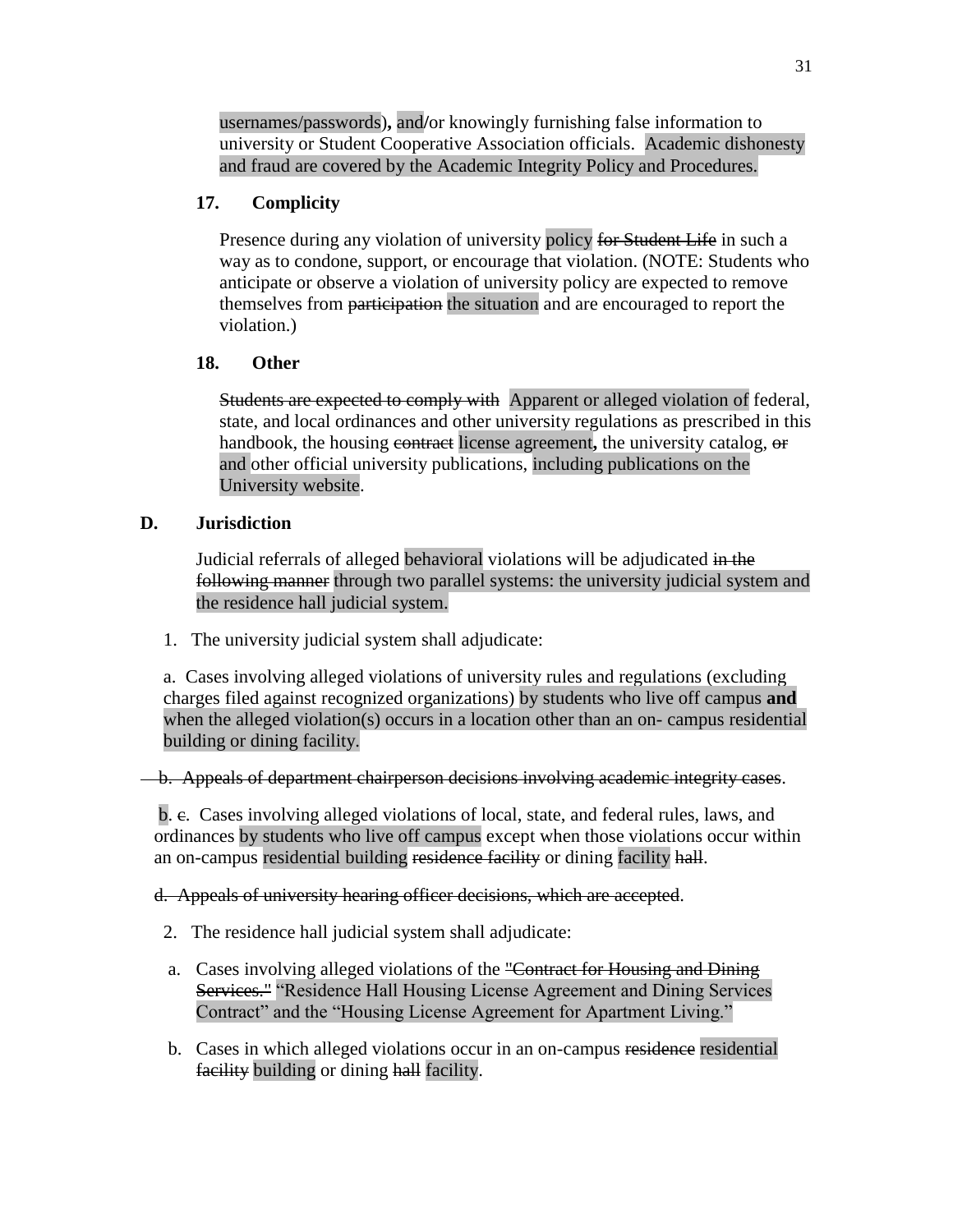usernames/passwords), and/or knowingly furnishing false information to university or Student Cooperative Association officials. Academic dishonesty and fraud are covered by the Academic Integrity Policy and Procedures.

**17. Complicity**

Presence during any violation of university policy ~~for Student Life~~ in such a way as to condone, support, or encourage that violation. (NOTE: Students who anticipate or observe a violation of university policy are expected to remove themselves from ~~participation~~ the situation and are encouraged to report the violation.)

**18. Other**

~~Students are expected to comply with~~ Apparent or alleged violation of federal, state, and local ordinances and other university regulations as prescribed in this handbook, the housing ~~contract~~ license agreement, the university catalog, ~~or~~ and other official university publications, including publications on the University website.

**D. Jurisdiction**

Judicial referrals of alleged behavioral violations will be adjudicated ~~in the following manner~~ through two parallel systems: the university judicial system and the residence hall judicial system.

1. The university judicial system shall adjudicate:

a. Cases involving alleged violations of university rules and regulations (excluding charges filed against recognized organizations) by students who live off campus **and** when the alleged violation(s) occurs in a location other than an on- campus residential building or dining facility.

~~b. Appeals of department chairperson decisions involving academic integrity cases~~.

b. ~~c~~. Cases involving alleged violations of local, state, and federal rules, laws, and ordinances by students who live off campus except when those violations occur within an on-campus residential building ~~residence facility~~ or dining facility ~~hall~~.

~~d. Appeals of university hearing officer decisions, which are accepted~~.

2. The residence hall judicial system shall adjudicate:

a. Cases involving alleged violations of the ~~"Contract for Housing and Dining Services."~~ "Residence Hall Housing License Agreement and Dining Services Contract" and the "Housing License Agreement for Apartment Living."

b. Cases in which alleged violations occur in an on-campus ~~residence~~ residential ~~facility~~ building or dining ~~hall~~ facility.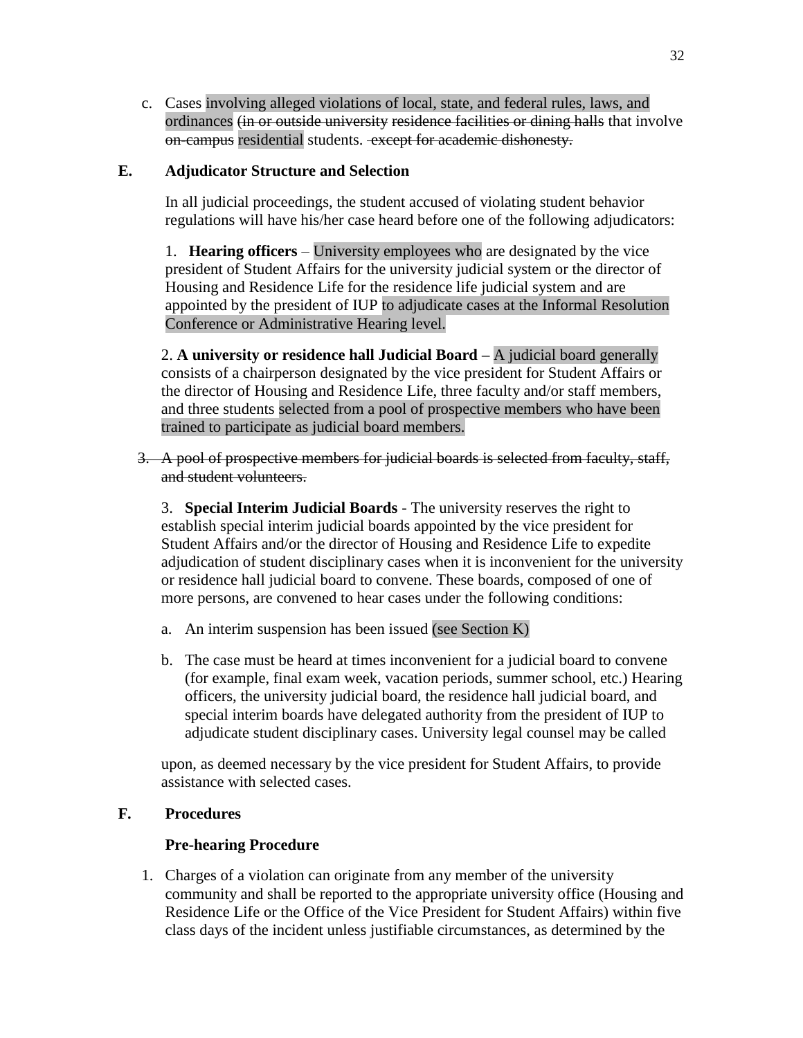c. Cases involving alleged violations of local, state, and federal rules, laws, and ordinances ~~(in or outside university residence facilities or dining halls~~ that involve ~~on-campus~~ residential students. ~~except for academic dishonesty.~~

**E. Adjudicator Structure and Selection**

In all judicial proceedings, the student accused of violating student behavior regulations will have his/her case heard before one of the following adjudicators:

1. **Hearing officers** – University employees who are designated by the vice president of Student Affairs for the university judicial system or the director of Housing and Residence Life for the residence life judicial system and are appointed by the president of IUP to adjudicate cases at the Informal Resolution Conference or Administrative Hearing level.

2. **A university or residence hall Judicial Board –** A judicial board generally consists of a chairperson designated by the vice president for Student Affairs or the director of Housing and Residence Life, three faculty and/or staff members, and three students selected from a pool of prospective members who have been trained to participate as judicial board members.

~~3. A pool of prospective members for judicial boards is selected from faculty, staff, and student volunteers.~~

3. **Special Interim Judicial Boards** - The university reserves the right to establish special interim judicial boards appointed by the vice president for Student Affairs and/or the director of Housing and Residence Life to expedite adjudication of student disciplinary cases when it is inconvenient for the university or residence hall judicial board to convene. These boards, composed of one of more persons, are convened to hear cases under the following conditions:

   a. An interim suspension has been issued (see Section K)

   b. The case must be heard at times inconvenient for a judicial board to convene (for example, final exam week, vacation periods, summer school, etc.) Hearing officers, the university judicial board, the residence hall judicial board, and special interim boards have delegated authority from the president of IUP to adjudicate student disciplinary cases. University legal counsel may be called

upon, as deemed necessary by the vice president for Student Affairs, to provide assistance with selected cases.

**F. Procedures**

**Pre-hearing Procedure**

1. Charges of a violation can originate from any member of the university community and shall be reported to the appropriate university office (Housing and Residence Life or the Office of the Vice President for Student Affairs) within five class days of the incident unless justifiable circumstances, as determined by the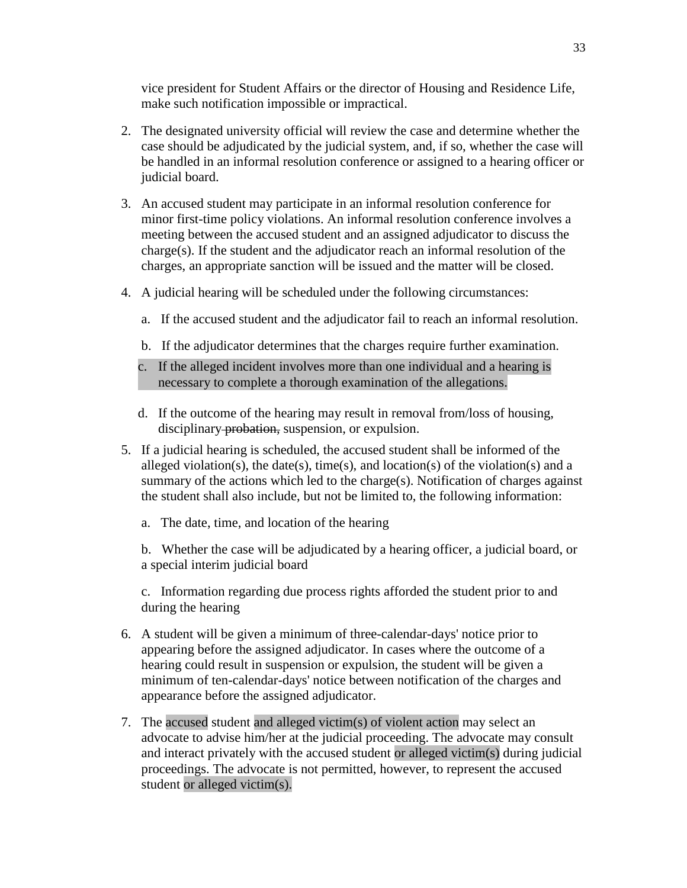vice president for Student Affairs or the director of Housing and Residence Life, make such notification impossible or impractical.

2. The designated university official will review the case and determine whether the case should be adjudicated by the judicial system, and, if so, whether the case will be handled in an informal resolution conference or assigned to a hearing officer or judicial board.

3. An accused student may participate in an informal resolution conference for minor first-time policy violations. An informal resolution conference involves a meeting between the accused student and an assigned adjudicator to discuss the charge(s). If the student and the adjudicator reach an informal resolution of the charges, an appropriate sanction will be issued and the matter will be closed.

4. A judicial hearing will be scheduled under the following circumstances:

   a. If the accused student and the adjudicator fail to reach an informal resolution.

   b. If the adjudicator determines that the charges require further examination.

   c. If the alleged incident involves more than one individual and a hearing is necessary to complete a thorough examination of the allegations.

   d. If the outcome of the hearing may result in removal from/loss of housing, disciplinary ~~probation,~~ suspension, or expulsion.

5. If a judicial hearing is scheduled, the accused student shall be informed of the alleged violation(s), the date(s), time(s), and location(s) of the violation(s) and a summary of the actions which led to the charge(s). Notification of charges against the student shall also include, but not be limited to, the following information:

   a. The date, time, and location of the hearing

   b. Whether the case will be adjudicated by a hearing officer, a judicial board, or a special interim judicial board

   c. Information regarding due process rights afforded the student prior to and during the hearing

6. A student will be given a minimum of three-calendar-days' notice prior to appearing before the assigned adjudicator. In cases where the outcome of a hearing could result in suspension or expulsion, the student will be given a minimum of ten-calendar-days' notice between notification of the charges and appearance before the assigned adjudicator.

7. The accused student and alleged victim(s) of violent action may select an advocate to advise him/her at the judicial proceeding. The advocate may consult and interact privately with the accused student or alleged victim(s) during judicial proceedings. The advocate is not permitted, however, to represent the accused student or alleged victim(s).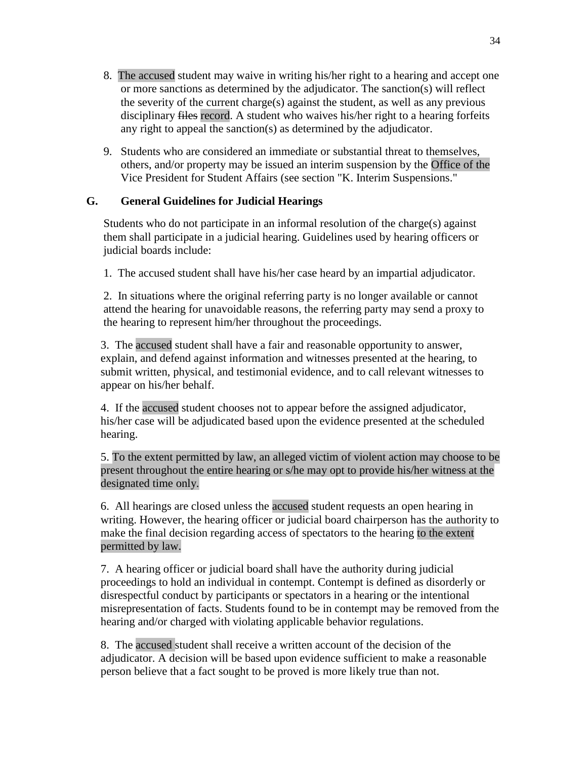8. The accused student may waive in writing his/her right to a hearing and accept one or more sanctions as determined by the adjudicator. The sanction(s) will reflect the severity of the current charge(s) against the student, as well as any previous disciplinary ~~files~~ record. A student who waives his/her right to a hearing forfeits any right to appeal the sanction(s) as determined by the adjudicator.

9. Students who are considered an immediate or substantial threat to themselves, others, and/or property may be issued an interim suspension by the Office of the Vice President for Student Affairs (see section "K. Interim Suspensions."

## G. General Guidelines for Judicial Hearings

Students who do not participate in an informal resolution of the charge(s) against them shall participate in a judicial hearing. Guidelines used by hearing officers or judicial boards include:

1. The accused student shall have his/her case heard by an impartial adjudicator.

2. In situations where the original referring party is no longer available or cannot attend the hearing for unavoidable reasons, the referring party may send a proxy to the hearing to represent him/her throughout the proceedings.

3. The accused student shall have a fair and reasonable opportunity to answer, explain, and defend against information and witnesses presented at the hearing, to submit written, physical, and testimonial evidence, and to call relevant witnesses to appear on his/her behalf.

4. If the accused student chooses not to appear before the assigned adjudicator, his/her case will be adjudicated based upon the evidence presented at the scheduled hearing.

5. To the extent permitted by law, an alleged victim of violent action may choose to be present throughout the entire hearing or s/he may opt to provide his/her witness at the designated time only.

6. All hearings are closed unless the accused student requests an open hearing in writing. However, the hearing officer or judicial board chairperson has the authority to make the final decision regarding access of spectators to the hearing to the extent permitted by law.

7. A hearing officer or judicial board shall have the authority during judicial proceedings to hold an individual in contempt. Contempt is defined as disorderly or disrespectful conduct by participants or spectators in a hearing or the intentional misrepresentation of facts. Students found to be in contempt may be removed from the hearing and/or charged with violating applicable behavior regulations.

8. The accused student shall receive a written account of the decision of the adjudicator. A decision will be based upon evidence sufficient to make a reasonable person believe that a fact sought to be proved is more likely true than not.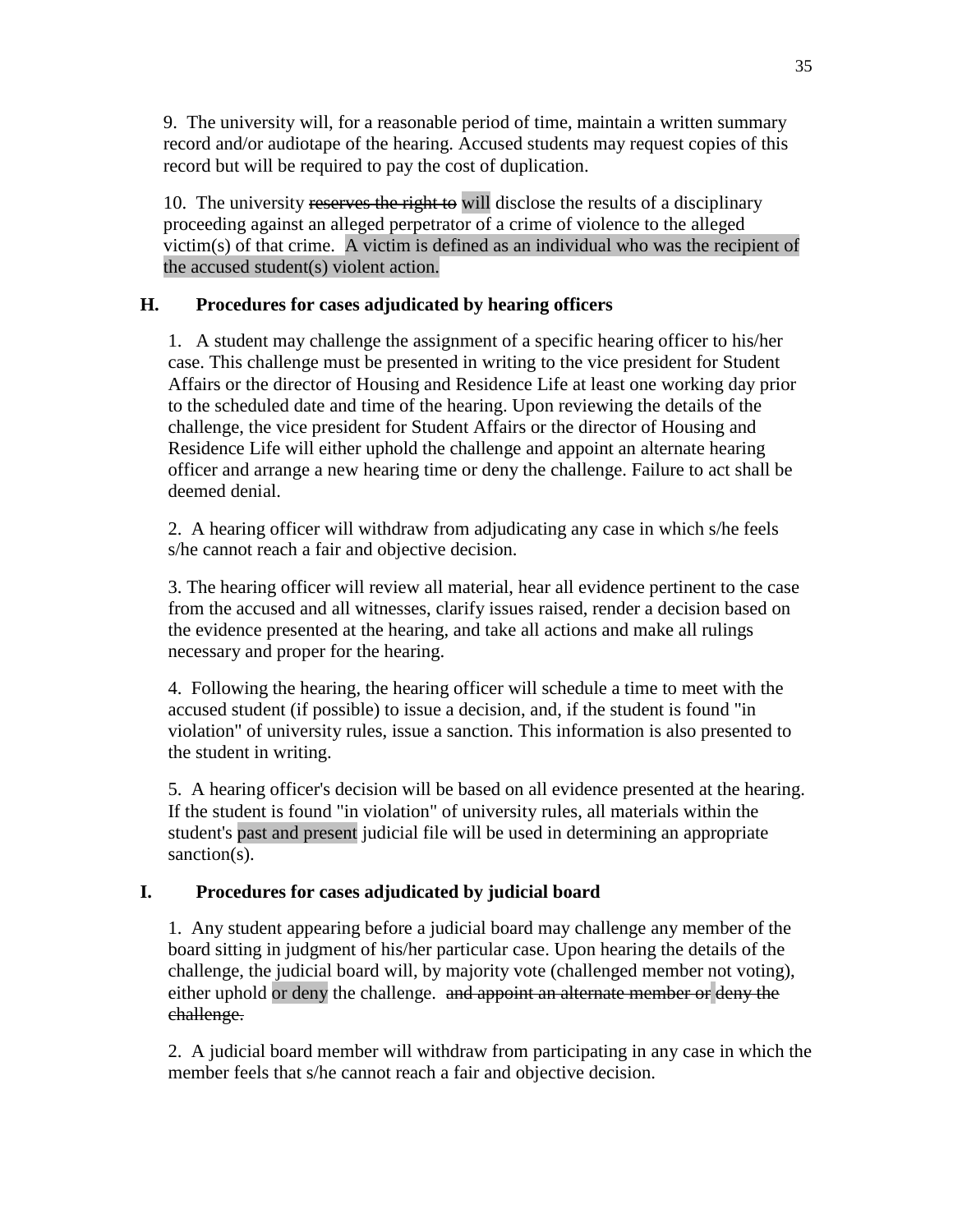9. The university will, for a reasonable period of time, maintain a written summary record and/or audiotape of the hearing. Accused students may request copies of this record but will be required to pay the cost of duplication.

10. The university ~~reserves the right to~~ will disclose the results of a disciplinary proceeding against an alleged perpetrator of a crime of violence to the alleged victim(s) of that crime. A victim is defined as an individual who was the recipient of the accused student(s) violent action.

## H. Procedures for cases adjudicated by hearing officers

1. A student may challenge the assignment of a specific hearing officer to his/her case. This challenge must be presented in writing to the vice president for Student Affairs or the director of Housing and Residence Life at least one working day prior to the scheduled date and time of the hearing. Upon reviewing the details of the challenge, the vice president for Student Affairs or the director of Housing and Residence Life will either uphold the challenge and appoint an alternate hearing officer and arrange a new hearing time or deny the challenge. Failure to act shall be deemed denial.

2. A hearing officer will withdraw from adjudicating any case in which s/he feels s/he cannot reach a fair and objective decision.

3. The hearing officer will review all material, hear all evidence pertinent to the case from the accused and all witnesses, clarify issues raised, render a decision based on the evidence presented at the hearing, and take all actions and make all rulings necessary and proper for the hearing.

4. Following the hearing, the hearing officer will schedule a time to meet with the accused student (if possible) to issue a decision, and, if the student is found "in violation" of university rules, issue a sanction. This information is also presented to the student in writing.

5. A hearing officer's decision will be based on all evidence presented at the hearing. If the student is found "in violation" of university rules, all materials within the student's past and present judicial file will be used in determining an appropriate sanction(s).

## I. Procedures for cases adjudicated by judicial board

1. Any student appearing before a judicial board may challenge any member of the board sitting in judgment of his/her particular case. Upon hearing the details of the challenge, the judicial board will, by majority vote (challenged member not voting), either uphold or deny the challenge. ~~and appoint an alternate member or deny the challenge.~~

2. A judicial board member will withdraw from participating in any case in which the member feels that s/he cannot reach a fair and objective decision.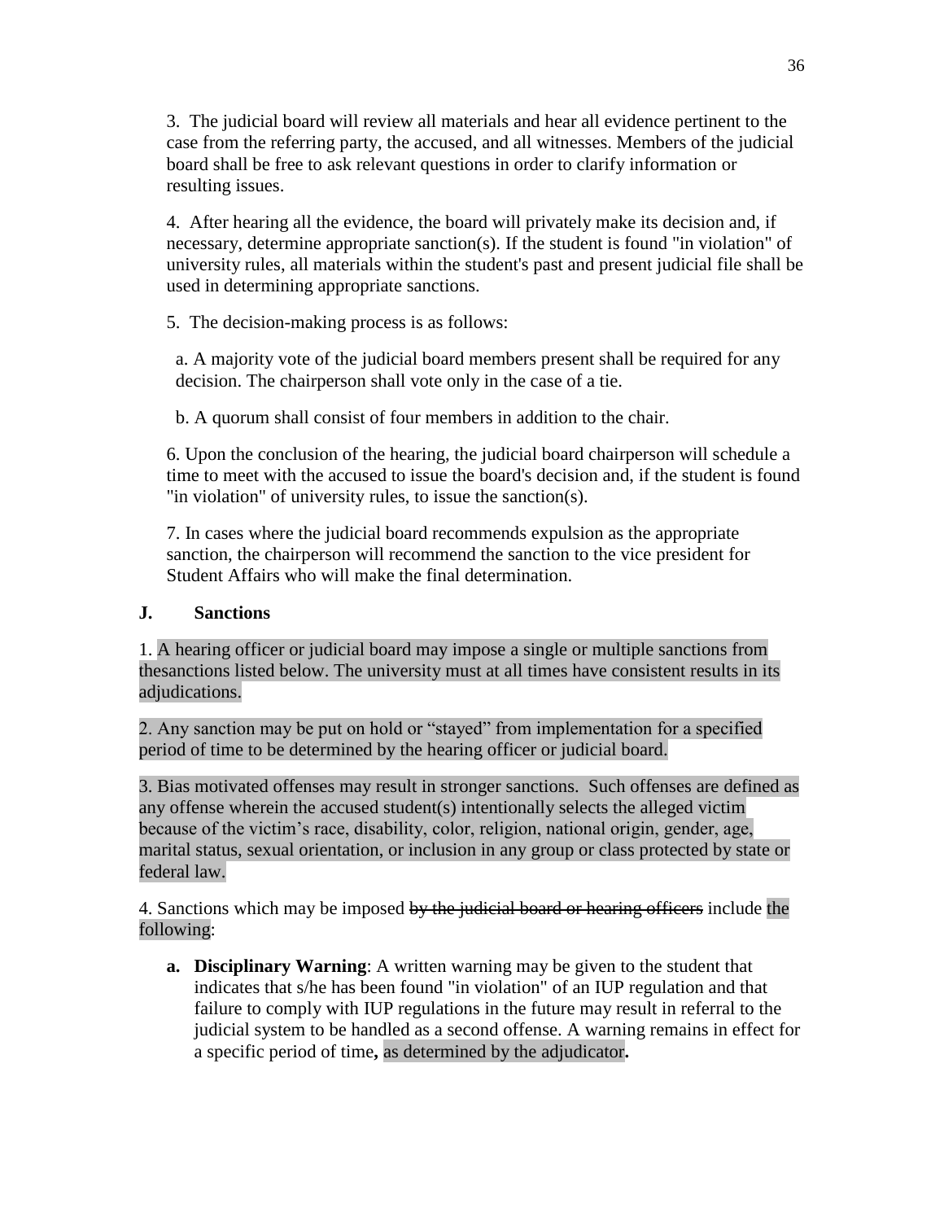3. The judicial board will review all materials and hear all evidence pertinent to the case from the referring party, the accused, and all witnesses. Members of the judicial board shall be free to ask relevant questions in order to clarify information or resulting issues.

4. After hearing all the evidence, the board will privately make its decision and, if necessary, determine appropriate sanction(s). If the student is found "in violation" of university rules, all materials within the student's past and present judicial file shall be used in determining appropriate sanctions.

5. The decision-making process is as follows:

a. A majority vote of the judicial board members present shall be required for any decision. The chairperson shall vote only in the case of a tie.

b. A quorum shall consist of four members in addition to the chair.

6. Upon the conclusion of the hearing, the judicial board chairperson will schedule a time to meet with the accused to issue the board's decision and, if the student is found "in violation" of university rules, to issue the sanction(s).

7. In cases where the judicial board recommends expulsion as the appropriate sanction, the chairperson will recommend the sanction to the vice president for Student Affairs who will make the final determination.

## J. Sanctions

1. A hearing officer or judicial board may impose a single or multiple sanctions from thesanctions listed below. The university must at all times have consistent results in its adjudications.

2. Any sanction may be put on hold or "stayed" from implementation for a specified period of time to be determined by the hearing officer or judicial board.

3. Bias motivated offenses may result in stronger sanctions. Such offenses are defined as any offense wherein the accused student(s) intentionally selects the alleged victim because of the victim's race, disability, color, religion, national origin, gender, age, marital status, sexual orientation, or inclusion in any group or class protected by state or federal law.

4. Sanctions which may be imposed ~~by the judicial board or hearing officers~~ include the following:

- **a. Disciplinary Warning**: A written warning may be given to the student that indicates that s/he has been found "in violation" of an IUP regulation and that failure to comply with IUP regulations in the future may result in referral to the judicial system to be handled as a second offense. A warning remains in effect for a specific period of time**,** as determined by the adjudicator**.**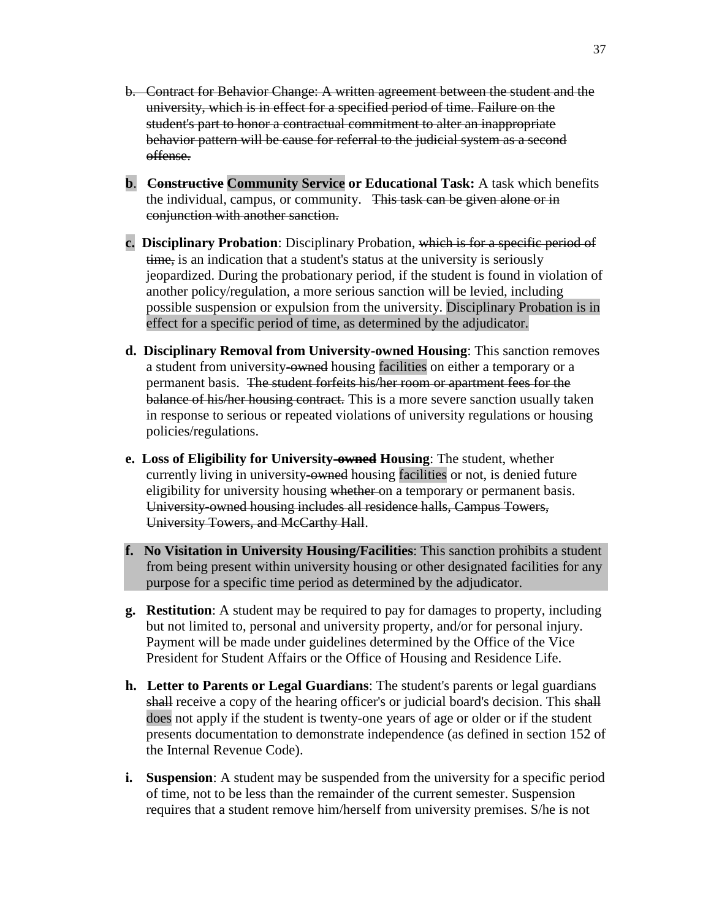b. ~~Contract for Behavior Change: A written agreement between the student and the university, which is in effect for a specified period of time. Failure on the student's part to honor a contractual commitment to alter an inappropriate behavior pattern will be cause for referral to the judicial system as a second offense.~~

**b**. ~~**Constructive**~~ **Community Service or Educational Task:** A task which benefits the individual, campus, or community. ~~This task can be given alone or in conjunction with another sanction.~~

**c. Disciplinary Probation**: Disciplinary Probation, ~~which is for a specific period of time,~~ is an indication that a student's status at the university is seriously jeopardized. During the probationary period, if the student is found in violation of another policy/regulation, a more serious sanction will be levied, including possible suspension or expulsion from the university. Disciplinary Probation is in effect for a specific period of time, as determined by the adjudicator.

**d. Disciplinary Removal from University-owned Housing**: This sanction removes a student from university~~-owned~~ housing facilities on either a temporary or a permanent basis. ~~The student forfeits his/her room or apartment fees for the balance of his/her housing contract.~~ This is a more severe sanction usually taken in response to serious or repeated violations of university regulations or housing policies/regulations.

**e. Loss of Eligibility for University~~-owned~~ Housing**: The student, whether currently living in university~~-owned~~ housing facilities or not, is denied future eligibility for university housing ~~whether~~ on a temporary or permanent basis. ~~University-owned housing includes all residence halls, Campus Towers, University Towers, and McCarthy Hall~~.

**f. No Visitation in University Housing/Facilities**: This sanction prohibits a student from being present within university housing or other designated facilities for any purpose for a specific time period as determined by the adjudicator.

**g. Restitution**: A student may be required to pay for damages to property, including but not limited to, personal and university property, and/or for personal injury. Payment will be made under guidelines determined by the Office of the Vice President for Student Affairs or the Office of Housing and Residence Life.

**h. Letter to Parents or Legal Guardians**: The student's parents or legal guardians ~~shall~~ receive a copy of the hearing officer's or judicial board's decision. This ~~shall~~ does not apply if the student is twenty-one years of age or older or if the student presents documentation to demonstrate independence (as defined in section 152 of the Internal Revenue Code).

**i. Suspension**: A student may be suspended from the university for a specific period of time, not to be less than the remainder of the current semester. Suspension requires that a student remove him/herself from university premises. S/he is not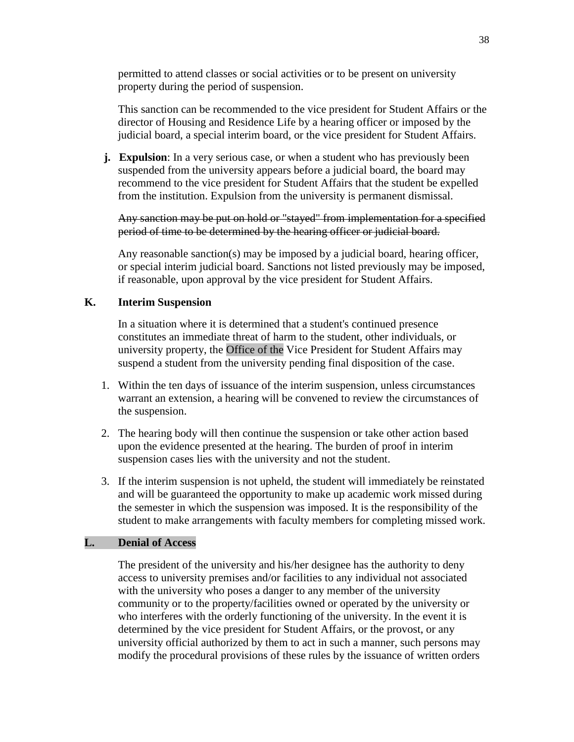permitted to attend classes or social activities or to be present on university property during the period of suspension.

This sanction can be recommended to the vice president for Student Affairs or the director of Housing and Residence Life by a hearing officer or imposed by the judicial board, a special interim board, or the vice president for Student Affairs.

**j. Expulsion**: In a very serious case, or when a student who has previously been suspended from the university appears before a judicial board, the board may recommend to the vice president for Student Affairs that the student be expelled from the institution. Expulsion from the university is permanent dismissal.

~~Any sanction may be put on hold or "stayed" from implementation for a specified period of time to be determined by the hearing officer or judicial board.~~

Any reasonable sanction(s) may be imposed by a judicial board, hearing officer, or special interim judicial board. Sanctions not listed previously may be imposed, if reasonable, upon approval by the vice president for Student Affairs.

## K. Interim Suspension

In a situation where it is determined that a student's continued presence constitutes an immediate threat of harm to the student, other individuals, or university property, the Office of the Vice President for Student Affairs may suspend a student from the university pending final disposition of the case.

1. Within the ten days of issuance of the interim suspension, unless circumstances warrant an extension, a hearing will be convened to review the circumstances of the suspension.
2. The hearing body will then continue the suspension or take other action based upon the evidence presented at the hearing. The burden of proof in interim suspension cases lies with the university and not the student.
3. If the interim suspension is not upheld, the student will immediately be reinstated and will be guaranteed the opportunity to make up academic work missed during the semester in which the suspension was imposed. It is the responsibility of the student to make arrangements with faculty members for completing missed work.

## L. Denial of Access

The president of the university and his/her designee has the authority to deny access to university premises and/or facilities to any individual not associated with the university who poses a danger to any member of the university community or to the property/facilities owned or operated by the university or who interferes with the orderly functioning of the university. In the event it is determined by the vice president for Student Affairs, or the provost, or any university official authorized by them to act in such a manner, such persons may modify the procedural provisions of these rules by the issuance of written orders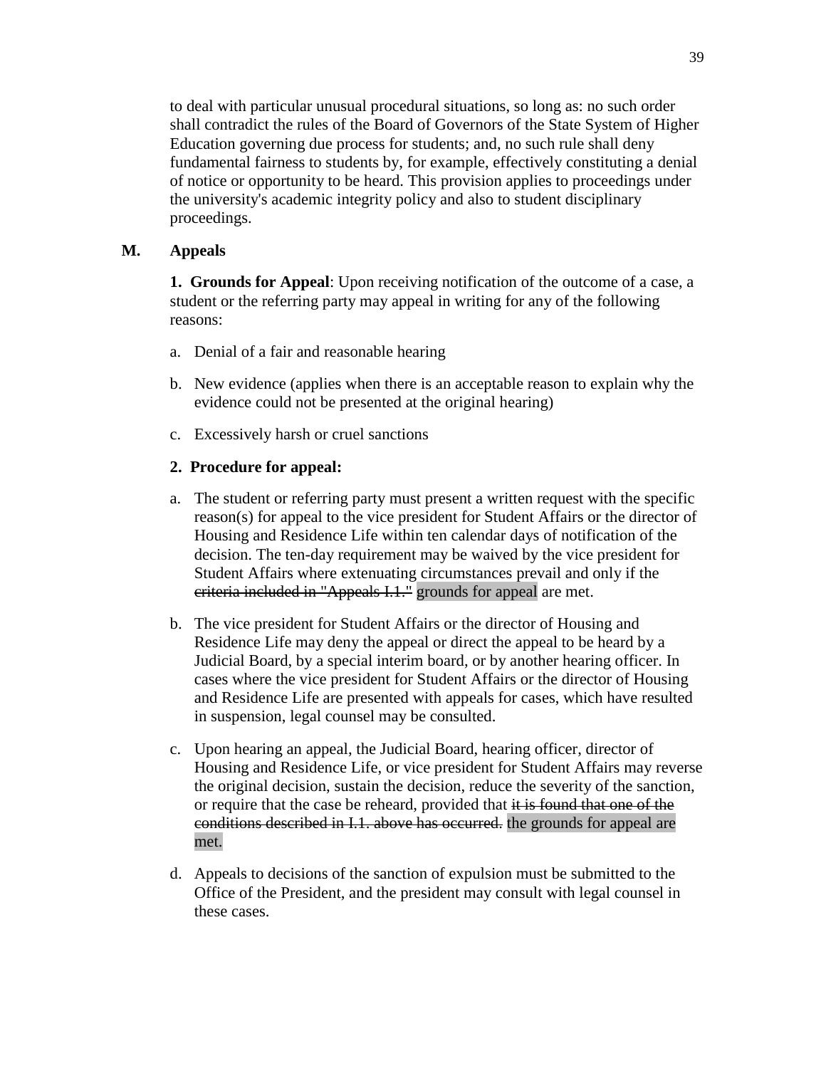to deal with particular unusual procedural situations, so long as: no such order shall contradict the rules of the Board of Governors of the State System of Higher Education governing due process for students; and, no such rule shall deny fundamental fairness to students by, for example, effectively constituting a denial of notice or opportunity to be heard. This provision applies to proceedings under the university's academic integrity policy and also to student disciplinary proceedings.

## M. Appeals

**1. Grounds for Appeal**: Upon receiving notification of the outcome of a case, a student or the referring party may appeal in writing for any of the following reasons:

a. Denial of a fair and reasonable hearing

b. New evidence (applies when there is an acceptable reason to explain why the evidence could not be presented at the original hearing)

c. Excessively harsh or cruel sanctions

**2. Procedure for appeal:**

a. The student or referring party must present a written request with the specific reason(s) for appeal to the vice president for Student Affairs or the director of Housing and Residence Life within ten calendar days of notification of the decision. The ten-day requirement may be waived by the vice president for Student Affairs where extenuating circumstances prevail and only if the ~~criteria included in "Appeals I.1."~~ grounds for appeal are met.

b. The vice president for Student Affairs or the director of Housing and Residence Life may deny the appeal or direct the appeal to be heard by a Judicial Board, by a special interim board, or by another hearing officer. In cases where the vice president for Student Affairs or the director of Housing and Residence Life are presented with appeals for cases, which have resulted in suspension, legal counsel may be consulted.

c. Upon hearing an appeal, the Judicial Board, hearing officer, director of Housing and Residence Life, or vice president for Student Affairs may reverse the original decision, sustain the decision, reduce the severity of the sanction, or require that the case be reheard, provided that ~~it is found that one of the conditions described in I.1. above has occurred.~~ the grounds for appeal are met.

d. Appeals to decisions of the sanction of expulsion must be submitted to the Office of the President, and the president may consult with legal counsel in these cases.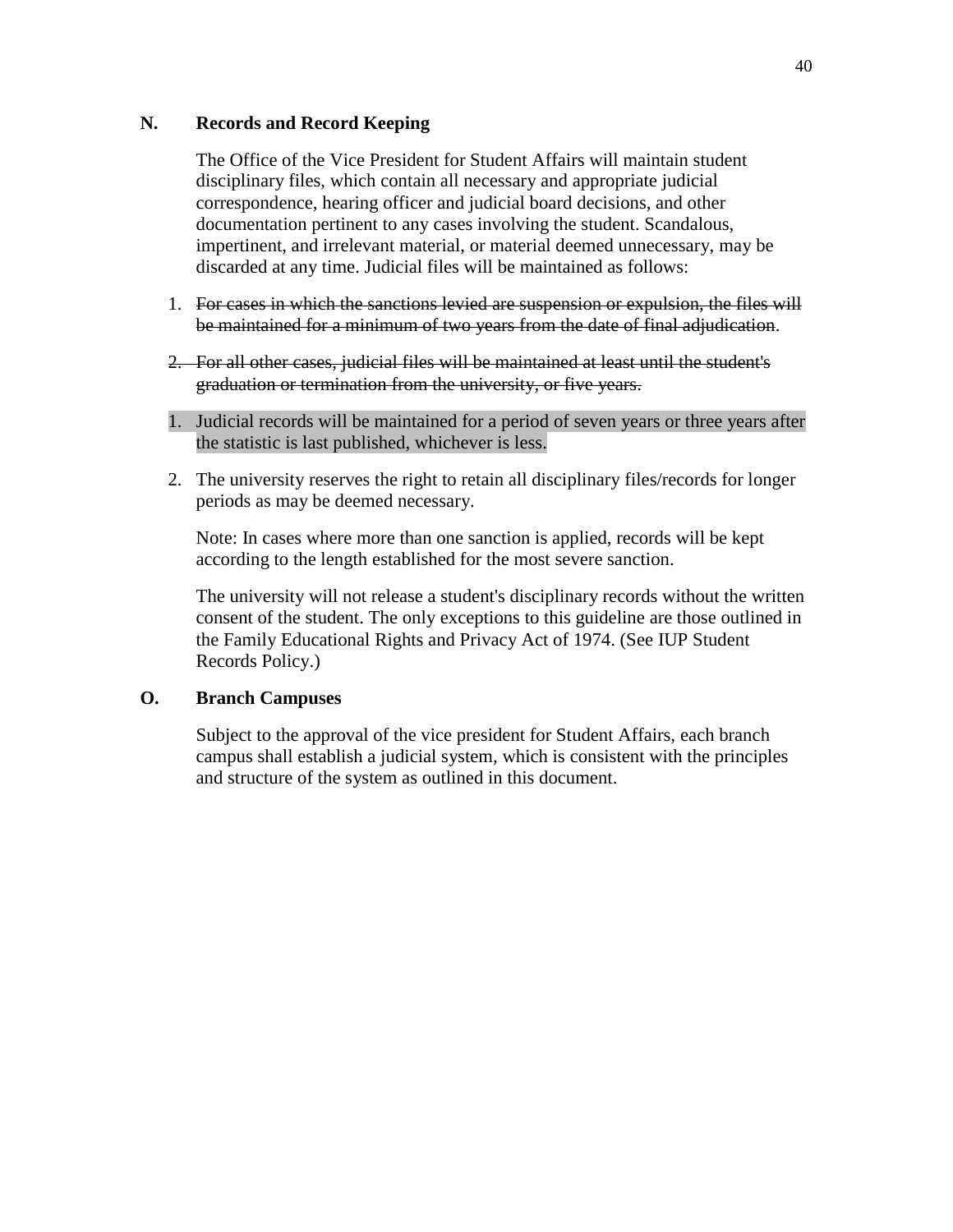## N. Records and Record Keeping

The Office of the Vice President for Student Affairs will maintain student disciplinary files, which contain all necessary and appropriate judicial correspondence, hearing officer and judicial board decisions, and other documentation pertinent to any cases involving the student. Scandalous, impertinent, and irrelevant material, or material deemed unnecessary, may be discarded at any time. Judicial files will be maintained as follows:

1. ~~For cases in which the sanctions levied are suspension or expulsion, the files will be maintained for a minimum of two years from the date of final adjudication~~.
2. ~~For all other cases, judicial files will be maintained at least until the student's graduation or termination from the university, or five years.~~

1. Judicial records will be maintained for a period of seven years or three years after the statistic is last published, whichever is less.
2. The university reserves the right to retain all disciplinary files/records for longer periods as may be deemed necessary.

Note: In cases where more than one sanction is applied, records will be kept according to the length established for the most severe sanction.

The university will not release a student's disciplinary records without the written consent of the student. The only exceptions to this guideline are those outlined in the Family Educational Rights and Privacy Act of 1974. (See IUP Student Records Policy.)

## O. Branch Campuses

Subject to the approval of the vice president for Student Affairs, each branch campus shall establish a judicial system, which is consistent with the principles and structure of the system as outlined in this document.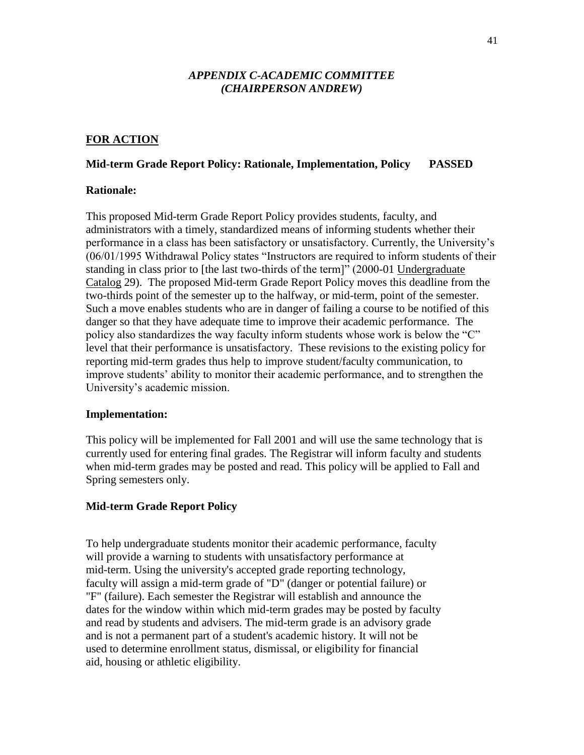## *APPENDIX C-ACADEMIC COMMITTEE (CHAIRPERSON ANDREW)*

**FOR ACTION**

**Mid-term Grade Report Policy: Rationale, Implementation, Policy PASSED**

**Rationale:**

This proposed Mid-term Grade Report Policy provides students, faculty, and administrators with a timely, standardized means of informing students whether their performance in a class has been satisfactory or unsatisfactory. Currently, the University's (06/01/1995 Withdrawal Policy states "Instructors are required to inform students of their standing in class prior to [the last two-thirds of the term]" (2000-01 Undergraduate Catalog 29). The proposed Mid-term Grade Report Policy moves this deadline from the two-thirds point of the semester up to the halfway, or mid-term, point of the semester. Such a move enables students who are in danger of failing a course to be notified of this danger so that they have adequate time to improve their academic performance. The policy also standardizes the way faculty inform students whose work is below the "C" level that their performance is unsatisfactory. These revisions to the existing policy for reporting mid-term grades thus help to improve student/faculty communication, to improve students' ability to monitor their academic performance, and to strengthen the University's academic mission.

**Implementation:**

This policy will be implemented for Fall 2001 and will use the same technology that is currently used for entering final grades. The Registrar will inform faculty and students when mid-term grades may be posted and read. This policy will be applied to Fall and Spring semesters only.

**Mid-term Grade Report Policy**

To help undergraduate students monitor their academic performance, faculty will provide a warning to students with unsatisfactory performance at mid-term. Using the university's accepted grade reporting technology, faculty will assign a mid-term grade of "D" (danger or potential failure) or "F" (failure). Each semester the Registrar will establish and announce the dates for the window within which mid-term grades may be posted by faculty and read by students and advisers. The mid-term grade is an advisory grade and is not a permanent part of a student's academic history. It will not be used to determine enrollment status, dismissal, or eligibility for financial aid, housing or athletic eligibility.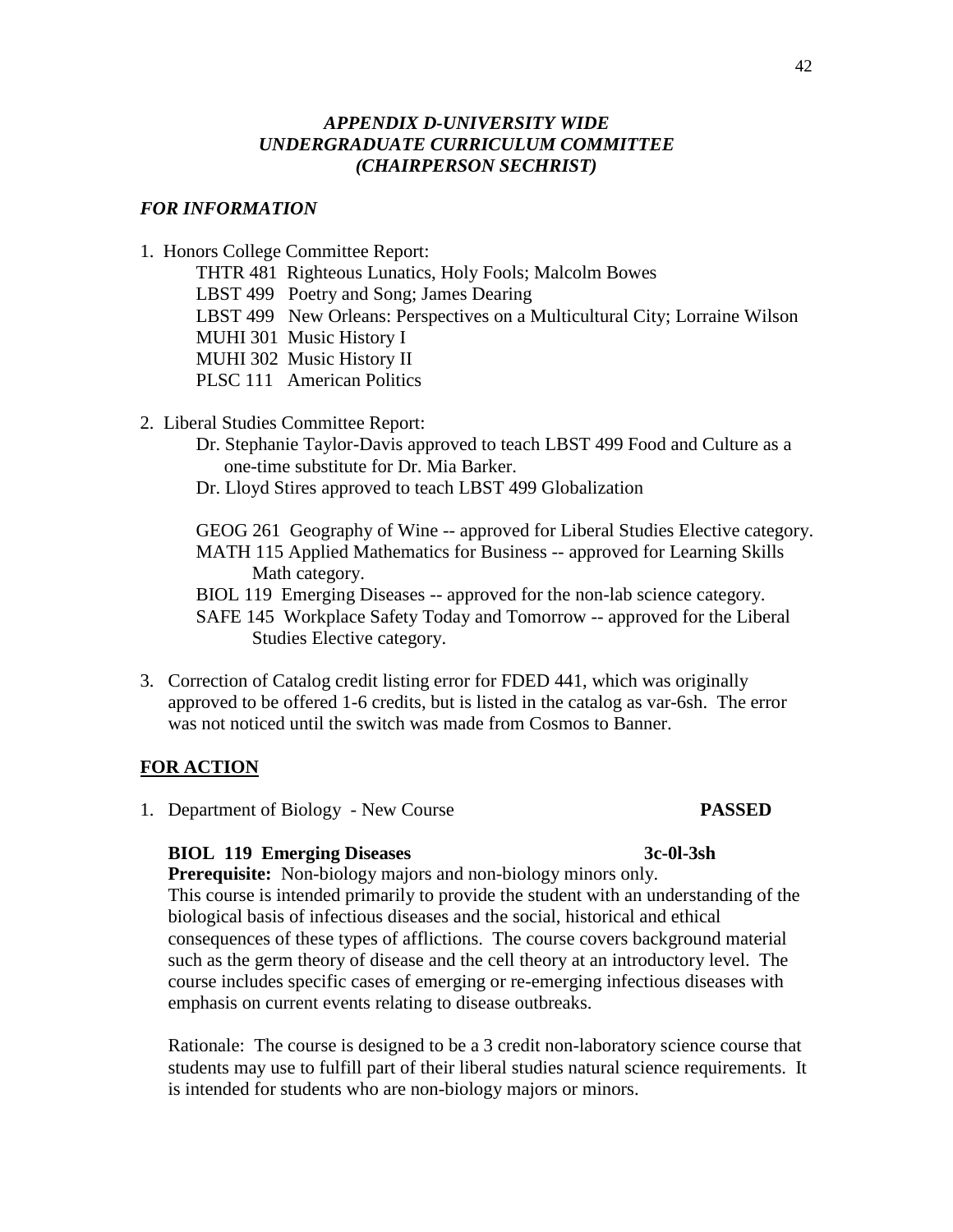### *APPENDIX D-UNIVERSITY WIDE UNDERGRADUATE CURRICULUM COMMITTEE (CHAIRPERSON SECHRIST)*

#### *FOR INFORMATION*

1. Honors College Committee Report:
   - THTR 481 Righteous Lunatics, Holy Fools; Malcolm Bowes
   - LBST 499 Poetry and Song; James Dearing
   - LBST 499 New Orleans: Perspectives on a Multicultural City; Lorraine Wilson
   - MUHI 301 Music History I
   - MUHI 302 Music History II
   - PLSC 111 American Politics

2. Liberal Studies Committee Report:
   - Dr. Stephanie Taylor-Davis approved to teach LBST 499 Food and Culture as a one-time substitute for Dr. Mia Barker.
   - Dr. Lloyd Stires approved to teach LBST 499 Globalization

   - GEOG 261 Geography of Wine -- approved for Liberal Studies Elective category.
   - MATH 115 Applied Mathematics for Business -- approved for Learning Skills Math category.
   - BIOL 119 Emerging Diseases -- approved for the non-lab science category.
   - SAFE 145 Workplace Safety Today and Tomorrow -- approved for the Liberal Studies Elective category.

3. Correction of Catalog credit listing error for FDED 441, which was originally approved to be offered 1-6 credits, but is listed in the catalog as var-6sh. The error was not noticed until the switch was made from Cosmos to Banner.

#### **FOR ACTION**

1. Department of Biology - New Course **PASSED**

   **BIOL 119 Emerging Diseases 3c-0l-3sh**

   **Prerequisite:** Non-biology majors and non-biology minors only.

   This course is intended primarily to provide the student with an understanding of the biological basis of infectious diseases and the social, historical and ethical consequences of these types of afflictions. The course covers background material such as the germ theory of disease and the cell theory at an introductory level. The course includes specific cases of emerging or re-emerging infectious diseases with emphasis on current events relating to disease outbreaks.

   Rationale: The course is designed to be a 3 credit non-laboratory science course that students may use to fulfill part of their liberal studies natural science requirements. It is intended for students who are non-biology majors or minors.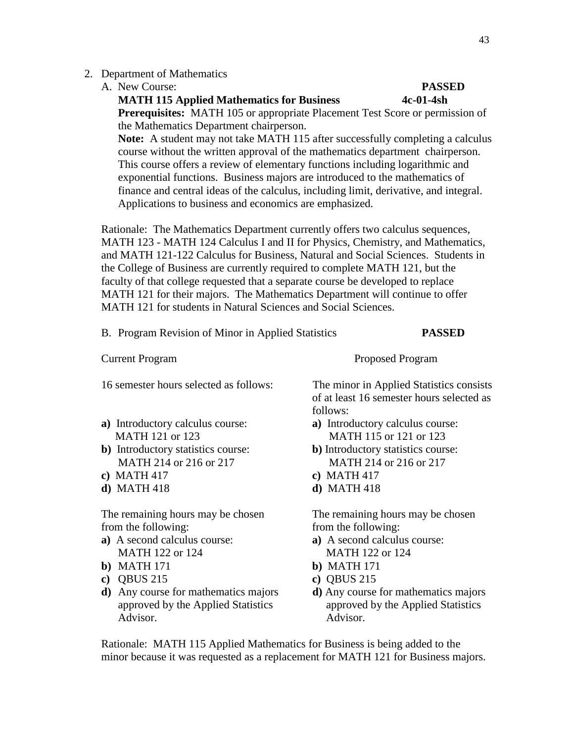2. Department of Mathematics

A. New Course: **PASSED**

**MATH 115 Applied Mathematics for Business** **4c-01-4sh**

**Prerequisites:** MATH 105 or appropriate Placement Test Score or permission of the Mathematics Department chairperson.

**Note:** A student may not take MATH 115 after successfully completing a calculus course without the written approval of the mathematics department chairperson. This course offers a review of elementary functions including logarithmic and exponential functions. Business majors are introduced to the mathematics of finance and central ideas of the calculus, including limit, derivative, and integral. Applications to business and economics are emphasized.

Rationale: The Mathematics Department currently offers two calculus sequences, MATH 123 - MATH 124 Calculus I and II for Physics, Chemistry, and Mathematics, and MATH 121-122 Calculus for Business, Natural and Social Sciences. Students in the College of Business are currently required to complete MATH 121, but the faculty of that college requested that a separate course be developed to replace MATH 121 for their majors. The Mathematics Department will continue to offer MATH 121 for students in Natural Sciences and Social Sciences.

B. Program Revision of Minor in Applied Statistics **PASSED**

| Current Program | Proposed Program |
|---|---|
| 16 semester hours selected as follows: | The minor in Applied Statistics consists of at least 16 semester hours selected as follows: |
| **a)** Introductory calculus course: MATH 121 or 123 | **a)** Introductory calculus course: MATH 115 or 121 or 123 |
| **b)** Introductory statistics course: MATH 214 or 216 or 217 | **b)** Introductory statistics course: MATH 214 or 216 or 217 |
| **c)** MATH 417 | **c)** MATH 417 |
| **d)** MATH 418 | **d)** MATH 418 |
| The remaining hours may be chosen from the following: | The remaining hours may be chosen from the following: |
| **a)** A second calculus course: MATH 122 or 124 | **a)** A second calculus course: MATH 122 or 124 |
| **b)** MATH 171 | **b)** MATH 171 |
| **c)** QBUS 215 | **c)** QBUS 215 |
| **d)** Any course for mathematics majors approved by the Applied Statistics Advisor. | **d)** Any course for mathematics majors approved by the Applied Statistics Advisor. |

Rationale: MATH 115 Applied Mathematics for Business is being added to the minor because it was requested as a replacement for MATH 121 for Business majors.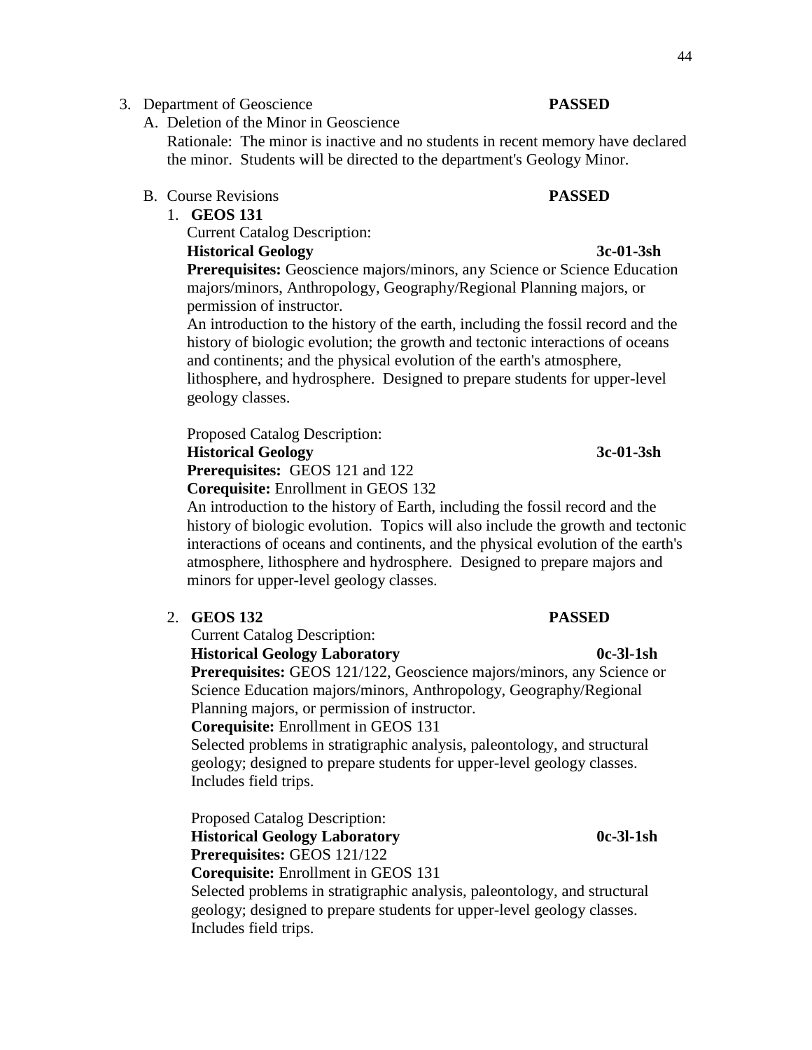3. Department of Geoscience **PASSED**

   A. Deletion of the Minor in Geoscience

   Rationale: The minor is inactive and no students in recent memory have declared the minor. Students will be directed to the department's Geology Minor.

   B. Course Revisions **PASSED**

   1. **GEOS 131**

      Current Catalog Description:

      **Historical Geology** **3c-01-3sh**

      **Prerequisites:** Geoscience majors/minors, any Science or Science Education majors/minors, Anthropology, Geography/Regional Planning majors, or permission of instructor.

      An introduction to the history of the earth, including the fossil record and the history of biologic evolution; the growth and tectonic interactions of oceans and continents; and the physical evolution of the earth's atmosphere, lithosphere, and hydrosphere. Designed to prepare students for upper-level geology classes.

      Proposed Catalog Description:

      **Historical Geology** **3c-01-3sh**

      **Prerequisites:** GEOS 121 and 122

      **Corequisite:** Enrollment in GEOS 132

      An introduction to the history of Earth, including the fossil record and the history of biologic evolution. Topics will also include the growth and tectonic interactions of oceans and continents, and the physical evolution of the earth's atmosphere, lithosphere and hydrosphere. Designed to prepare majors and minors for upper-level geology classes.

   2. **GEOS 132** **PASSED**

      Current Catalog Description:

      **Historical Geology Laboratory** **0c-3l-1sh**

      **Prerequisites:** GEOS 121/122, Geoscience majors/minors, any Science or Science Education majors/minors, Anthropology, Geography/Regional Planning majors, or permission of instructor.

      **Corequisite:** Enrollment in GEOS 131

      Selected problems in stratigraphic analysis, paleontology, and structural geology; designed to prepare students for upper-level geology classes. Includes field trips.

      Proposed Catalog Description:

      **Historical Geology Laboratory** **0c-3l-1sh**

      **Prerequisites:** GEOS 121/122

      **Corequisite:** Enrollment in GEOS 131

      Selected problems in stratigraphic analysis, paleontology, and structural geology; designed to prepare students for upper-level geology classes. Includes field trips.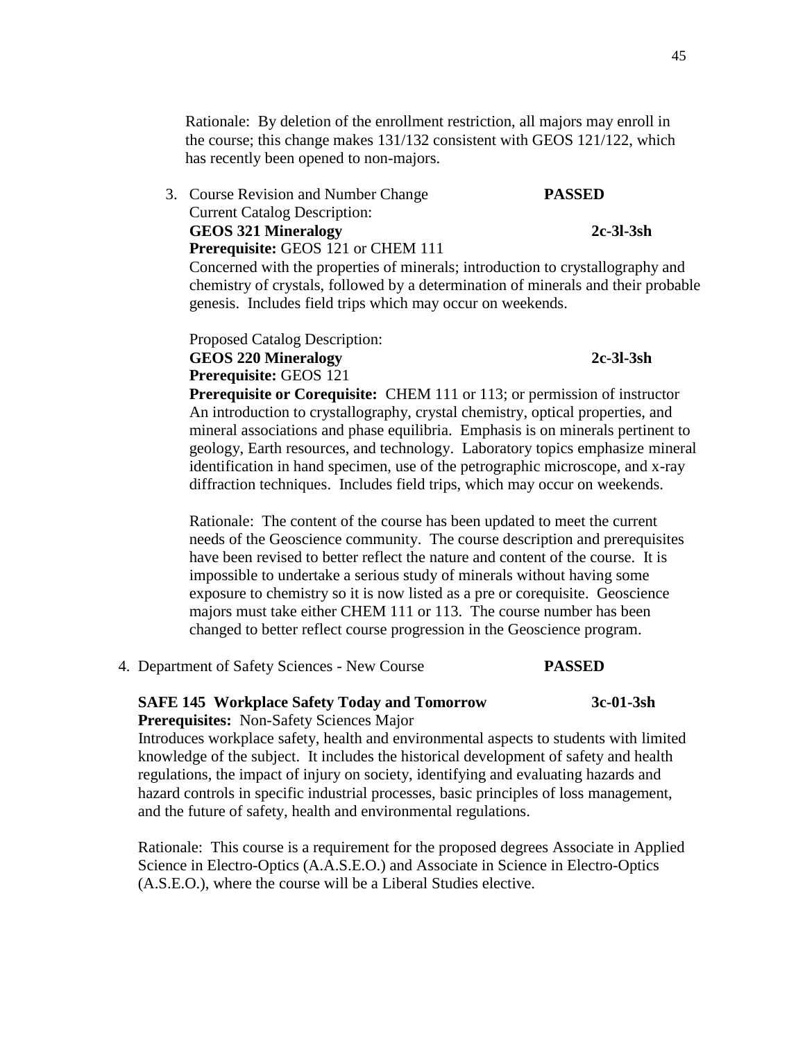Rationale: By deletion of the enrollment restriction, all majors may enroll in the course; this change makes 131/132 consistent with GEOS 121/122, which has recently been opened to non-majors.

3. Course Revision and Number Change **PASSED**

   Current Catalog Description:

   **GEOS 321 Mineralogy** **2c-3l-3sh**

   **Prerequisite:** GEOS 121 or CHEM 111

   Concerned with the properties of minerals; introduction to crystallography and chemistry of crystals, followed by a determination of minerals and their probable genesis. Includes field trips which may occur on weekends.

   Proposed Catalog Description:

   **GEOS 220 Mineralogy** **2c-3l-3sh**

   **Prerequisite:** GEOS 121

   **Prerequisite or Corequisite:** CHEM 111 or 113; or permission of instructor

   An introduction to crystallography, crystal chemistry, optical properties, and mineral associations and phase equilibria. Emphasis is on minerals pertinent to geology, Earth resources, and technology. Laboratory topics emphasize mineral identification in hand specimen, use of the petrographic microscope, and x-ray diffraction techniques. Includes field trips, which may occur on weekends.

   Rationale: The content of the course has been updated to meet the current needs of the Geoscience community. The course description and prerequisites have been revised to better reflect the nature and content of the course. It is impossible to undertake a serious study of minerals without having some exposure to chemistry so it is now listed as a pre or corequisite. Geoscience majors must take either CHEM 111 or 113. The course number has been changed to better reflect course progression in the Geoscience program.

4. Department of Safety Sciences - New Course **PASSED**

   **SAFE 145 Workplace Safety Today and Tomorrow** **3c-01-3sh**

   **Prerequisites:** Non-Safety Sciences Major

   Introduces workplace safety, health and environmental aspects to students with limited knowledge of the subject. It includes the historical development of safety and health regulations, the impact of injury on society, identifying and evaluating hazards and hazard controls in specific industrial processes, basic principles of loss management, and the future of safety, health and environmental regulations.

   Rationale: This course is a requirement for the proposed degrees Associate in Applied Science in Electro-Optics (A.A.S.E.O.) and Associate in Science in Electro-Optics (A.S.E.O.), where the course will be a Liberal Studies elective.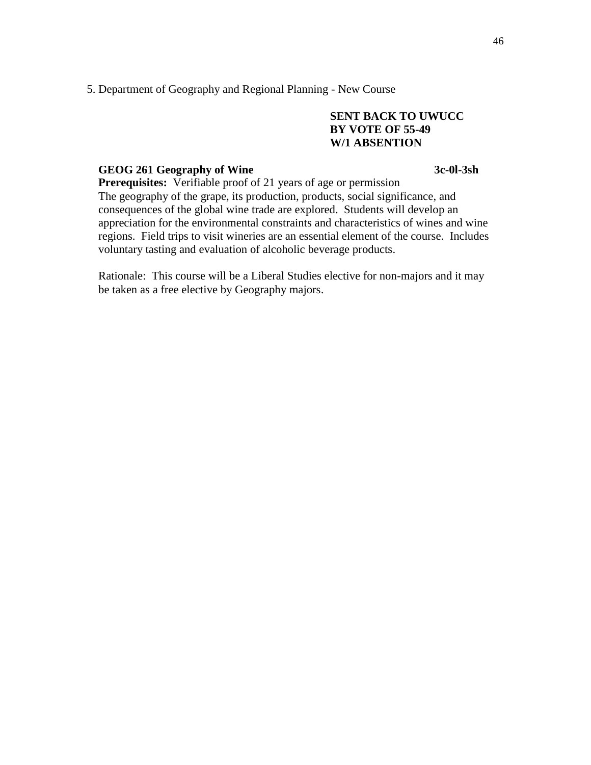5. Department of Geography and Regional Planning - New Course

**SENT BACK TO UWUCC**
**BY VOTE OF 55-49**
**W/1 ABSENTION**

**GEOG 261 Geography of Wine** **3c-0l-3sh**

**Prerequisites:** Verifiable proof of 21 years of age or permission

The geography of the grape, its production, products, social significance, and consequences of the global wine trade are explored. Students will develop an appreciation for the environmental constraints and characteristics of wines and wine regions. Field trips to visit wineries are an essential element of the course. Includes voluntary tasting and evaluation of alcoholic beverage products.

Rationale: This course will be a Liberal Studies elective for non-majors and it may be taken as a free elective by Geography majors.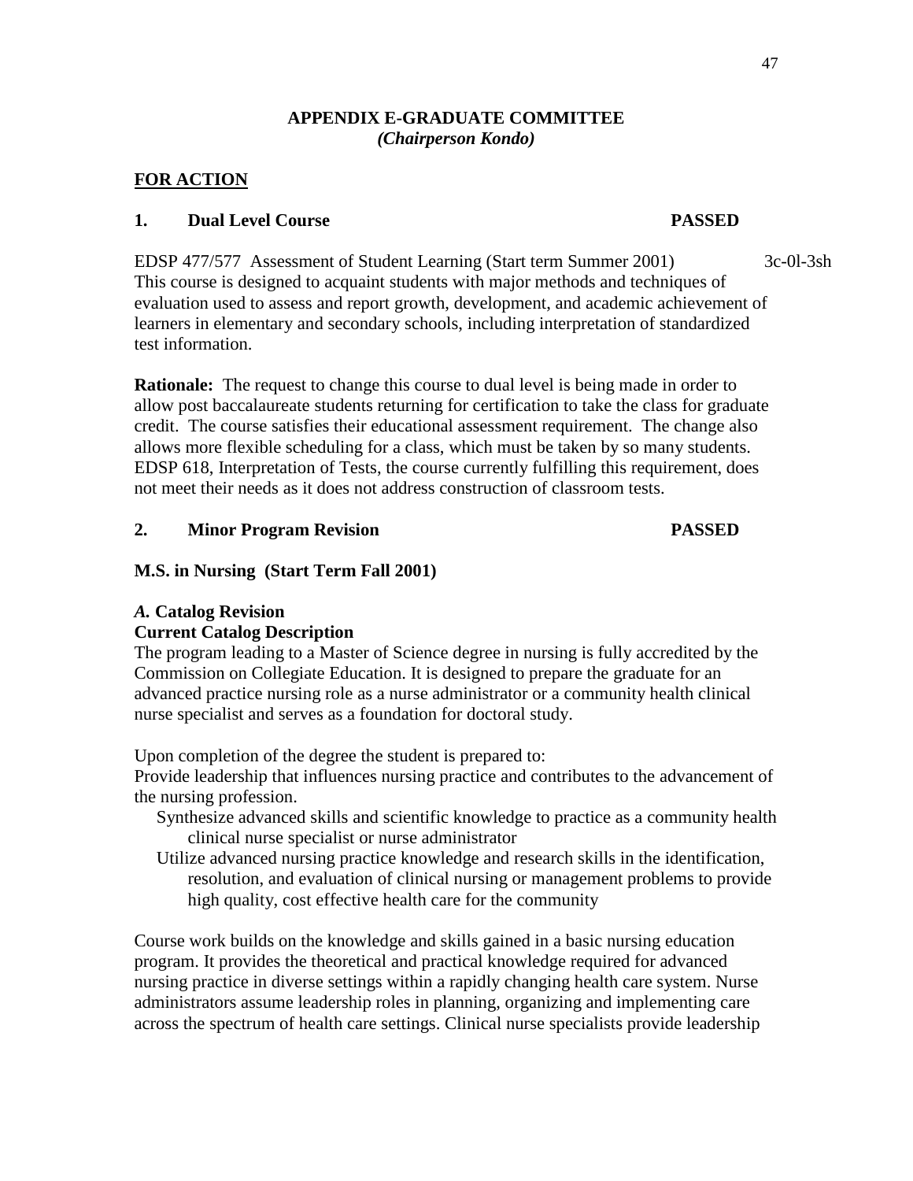## APPENDIX E-GRADUATE COMMITTEE
*(Chairperson Kondo)*

**FOR ACTION**

**1. Dual Level Course PASSED**

EDSP 477/577 Assessment of Student Learning (Start term Summer 2001) 3c-0l-3sh
This course is designed to acquaint students with major methods and techniques of evaluation used to assess and report growth, development, and academic achievement of learners in elementary and secondary schools, including interpretation of standardized test information.

**Rationale:** The request to change this course to dual level is being made in order to allow post baccalaureate students returning for certification to take the class for graduate credit. The course satisfies their educational assessment requirement. The change also allows more flexible scheduling for a class, which must be taken by so many students. EDSP 618, Interpretation of Tests, the course currently fulfilling this requirement, does not meet their needs as it does not address construction of classroom tests.

**2. Minor Program Revision PASSED**

**M.S. in Nursing (Start Term Fall 2001)**

***A.* Catalog Revision**
**Current Catalog Description**
The program leading to a Master of Science degree in nursing is fully accredited by the Commission on Collegiate Education. It is designed to prepare the graduate for an advanced practice nursing role as a nurse administrator or a community health clinical nurse specialist and serves as a foundation for doctoral study.

Upon completion of the degree the student is prepared to:
Provide leadership that influences nursing practice and contributes to the advancement of the nursing profession.

- Synthesize advanced skills and scientific knowledge to practice as a community health clinical nurse specialist or nurse administrator
- Utilize advanced nursing practice knowledge and research skills in the identification, resolution, and evaluation of clinical nursing or management problems to provide high quality, cost effective health care for the community

Course work builds on the knowledge and skills gained in a basic nursing education program. It provides the theoretical and practical knowledge required for advanced nursing practice in diverse settings within a rapidly changing health care system. Nurse administrators assume leadership roles in planning, organizing and implementing care across the spectrum of health care settings. Clinical nurse specialists provide leadership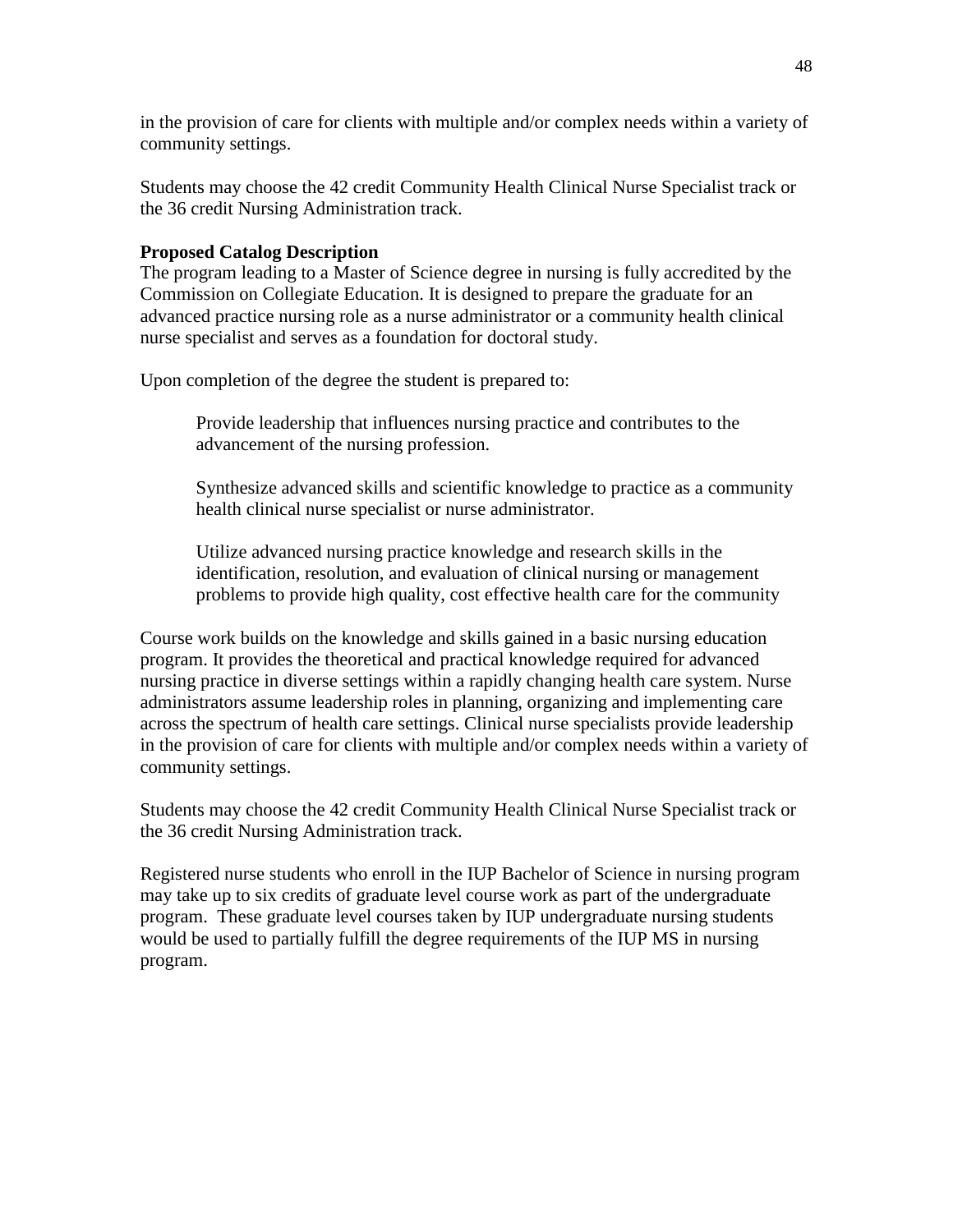in the provision of care for clients with multiple and/or complex needs within a variety of community settings.

Students may choose the 42 credit Community Health Clinical Nurse Specialist track or the 36 credit Nursing Administration track.

**Proposed Catalog Description**

The program leading to a Master of Science degree in nursing is fully accredited by the Commission on Collegiate Education. It is designed to prepare the graduate for an advanced practice nursing role as a nurse administrator or a community health clinical nurse specialist and serves as a foundation for doctoral study.

Upon completion of the degree the student is prepared to:

> Provide leadership that influences nursing practice and contributes to the advancement of the nursing profession.
>
> Synthesize advanced skills and scientific knowledge to practice as a community health clinical nurse specialist or nurse administrator.
>
> Utilize advanced nursing practice knowledge and research skills in the identification, resolution, and evaluation of clinical nursing or management problems to provide high quality, cost effective health care for the community

Course work builds on the knowledge and skills gained in a basic nursing education program. It provides the theoretical and practical knowledge required for advanced nursing practice in diverse settings within a rapidly changing health care system. Nurse administrators assume leadership roles in planning, organizing and implementing care across the spectrum of health care settings. Clinical nurse specialists provide leadership in the provision of care for clients with multiple and/or complex needs within a variety of community settings.

Students may choose the 42 credit Community Health Clinical Nurse Specialist track or the 36 credit Nursing Administration track.

Registered nurse students who enroll in the IUP Bachelor of Science in nursing program may take up to six credits of graduate level course work as part of the undergraduate program. These graduate level courses taken by IUP undergraduate nursing students would be used to partially fulfill the degree requirements of the IUP MS in nursing program.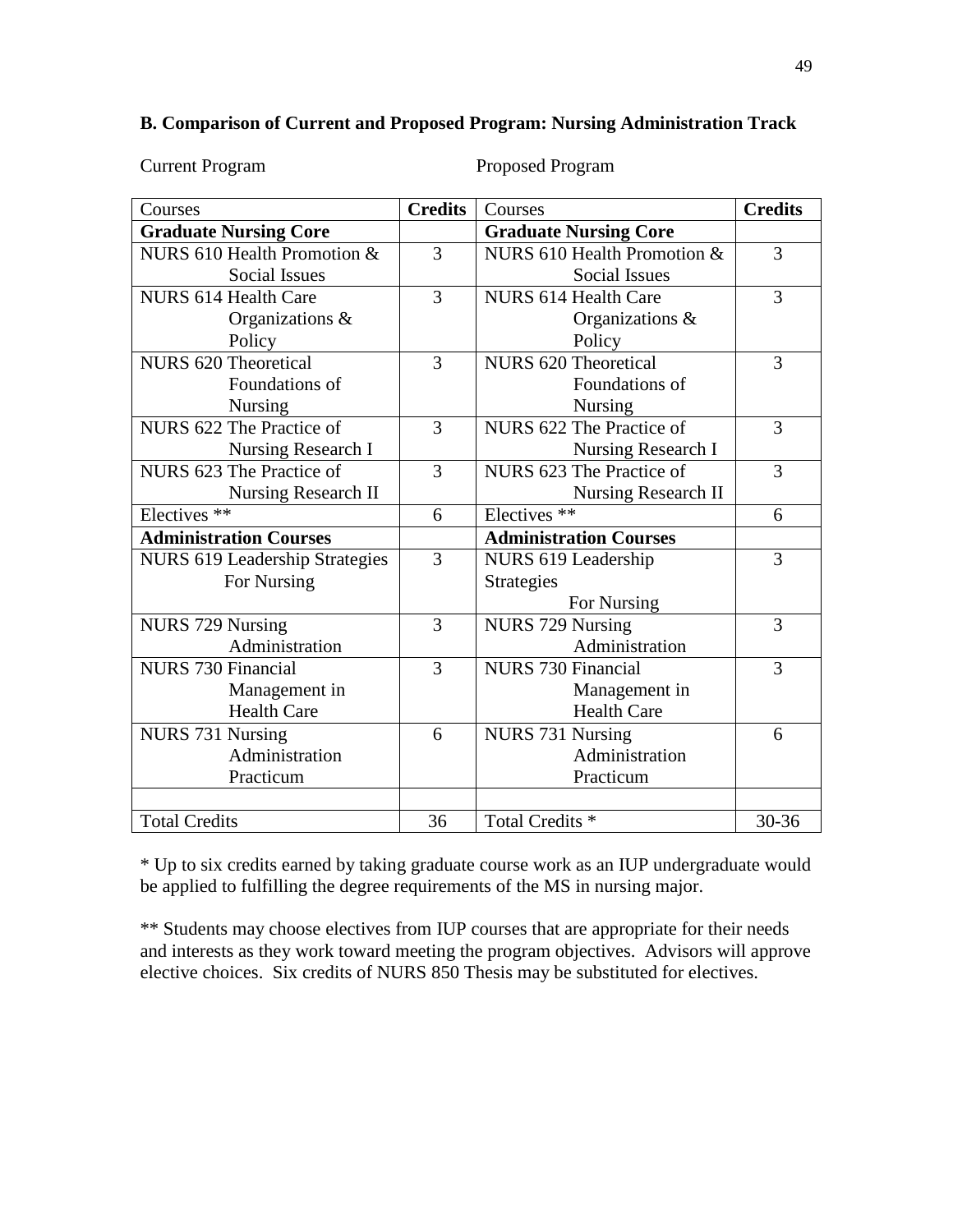**B. Comparison of Current and Proposed Program: Nursing Administration Track**

Current Program | Proposed Program

| Courses | Credits | Courses | Credits |
|---|---|---|---|
| **Graduate Nursing Core** | | **Graduate Nursing Core** | |
| NURS 610 Health Promotion & Social Issues | 3 | NURS 610 Health Promotion & Social Issues | 3 |
| NURS 614 Health Care Organizations & Policy | 3 | NURS 614 Health Care Organizations & Policy | 3 |
| NURS 620 Theoretical Foundations of Nursing | 3 | NURS 620 Theoretical Foundations of Nursing | 3 |
| NURS 622 The Practice of Nursing Research I | 3 | NURS 622 The Practice of Nursing Research I | 3 |
| NURS 623 The Practice of Nursing Research II | 3 | NURS 623 The Practice of Nursing Research II | 3 |
| Electives ** | 6 | Electives ** | 6 |
| **Administration Courses** | | **Administration Courses** | |
| NURS 619 Leadership Strategies For Nursing | 3 | NURS 619 Leadership Strategies For Nursing | 3 |
| NURS 729 Nursing Administration | 3 | NURS 729 Nursing Administration | 3 |
| NURS 730 Financial Management in Health Care | 3 | NURS 730 Financial Management in Health Care | 3 |
| NURS 731 Nursing Administration Practicum | 6 | NURS 731 Nursing Administration Practicum | 6 |
| | | | |
| Total Credits | 36 | Total Credits * | 30-36 |

* Up to six credits earned by taking graduate course work as an IUP undergraduate would be applied to fulfilling the degree requirements of the MS in nursing major.

** Students may choose electives from IUP courses that are appropriate for their needs and interests as they work toward meeting the program objectives. Advisors will approve elective choices. Six credits of NURS 850 Thesis may be substituted for electives.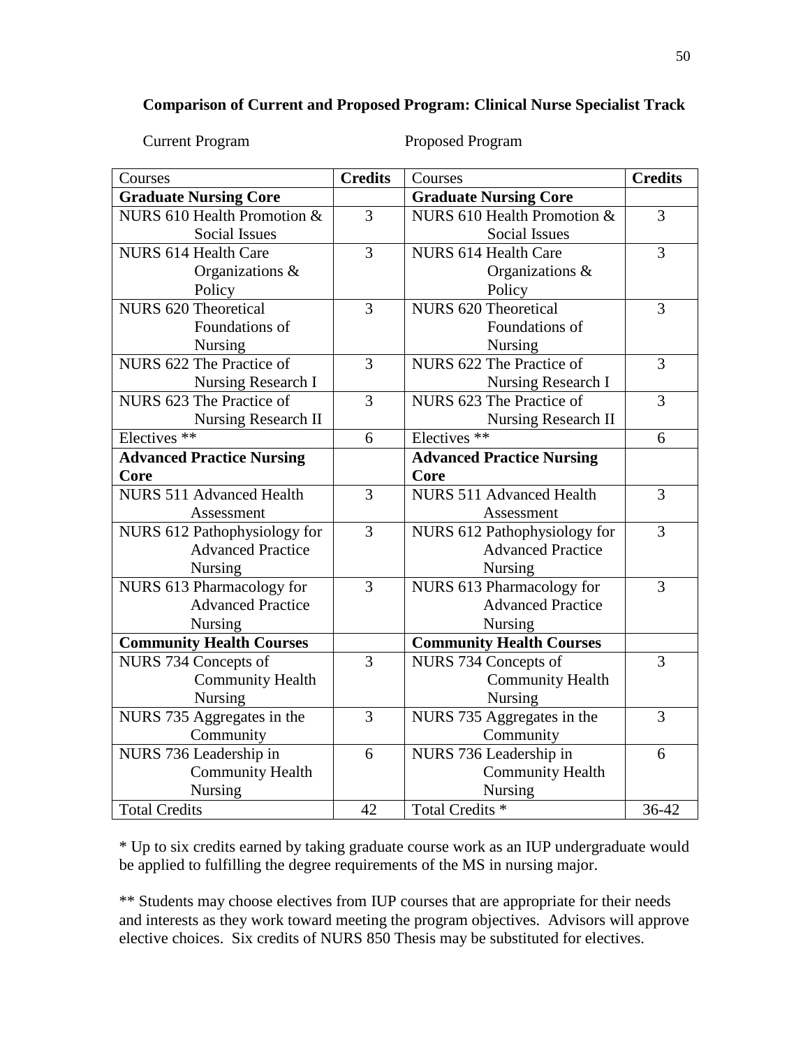**Comparison of Current and Proposed Program: Clinical Nurse Specialist Track**

Current Program Proposed Program

| Courses | Credits | Courses | Credits |
|---|---|---|---|
| **Graduate Nursing Core** | | **Graduate Nursing Core** | |
| NURS 610 Health Promotion & Social Issues | 3 | NURS 610 Health Promotion & Social Issues | 3 |
| NURS 614 Health Care Organizations & Policy | 3 | NURS 614 Health Care Organizations & Policy | 3 |
| NURS 620 Theoretical Foundations of Nursing | 3 | NURS 620 Theoretical Foundations of Nursing | 3 |
| NURS 622 The Practice of Nursing Research I | 3 | NURS 622 The Practice of Nursing Research I | 3 |
| NURS 623 The Practice of Nursing Research II | 3 | NURS 623 The Practice of Nursing Research II | 3 |
| Electives ** | 6 | Electives ** | 6 |
| **Advanced Practice Nursing Core** | | **Advanced Practice Nursing Core** | |
| NURS 511 Advanced Health Assessment | 3 | NURS 511 Advanced Health Assessment | 3 |
| NURS 612 Pathophysiology for Advanced Practice Nursing | 3 | NURS 612 Pathophysiology for Advanced Practice Nursing | 3 |
| NURS 613 Pharmacology for Advanced Practice Nursing | 3 | NURS 613 Pharmacology for Advanced Practice Nursing | 3 |
| **Community Health Courses** | | **Community Health Courses** | |
| NURS 734 Concepts of Community Health Nursing | 3 | NURS 734 Concepts of Community Health Nursing | 3 |
| NURS 735 Aggregates in the Community | 3 | NURS 735 Aggregates in the Community | 3 |
| NURS 736 Leadership in Community Health Nursing | 6 | NURS 736 Leadership in Community Health Nursing | 6 |
| Total Credits | 42 | Total Credits * | 36-42 |

* Up to six credits earned by taking graduate course work as an IUP undergraduate would be applied to fulfilling the degree requirements of the MS in nursing major.

** Students may choose electives from IUP courses that are appropriate for their needs and interests as they work toward meeting the program objectives. Advisors will approve elective choices. Six credits of NURS 850 Thesis may be substituted for electives.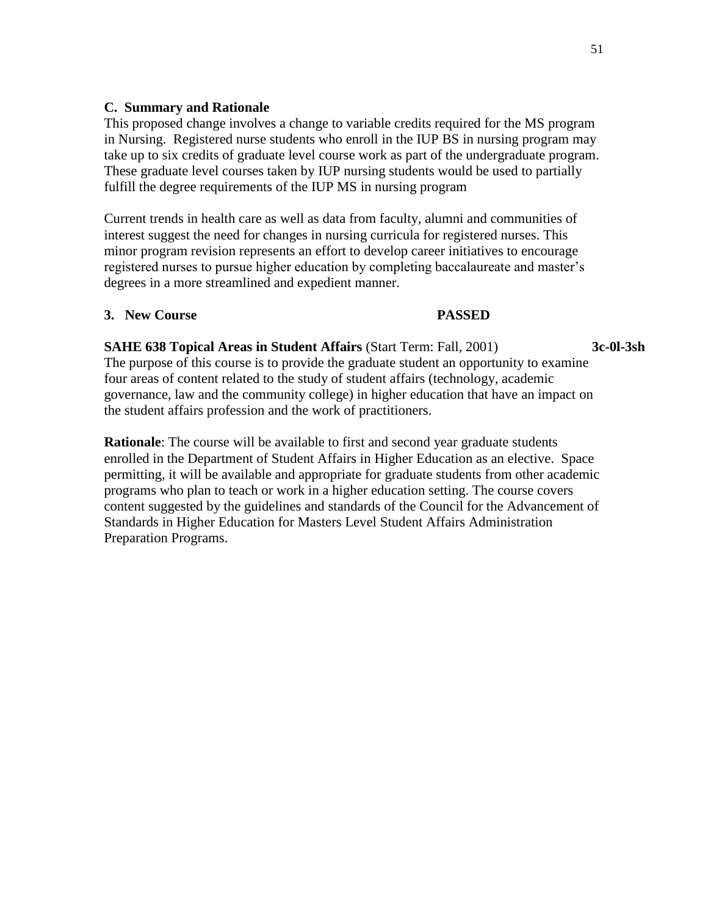**C. Summary and Rationale**

This proposed change involves a change to variable credits required for the MS program in Nursing. Registered nurse students who enroll in the IUP BS in nursing program may take up to six credits of graduate level course work as part of the undergraduate program. These graduate level courses taken by IUP nursing students would be used to partially fulfill the degree requirements of the IUP MS in nursing program

Current trends in health care as well as data from faculty, alumni and communities of interest suggest the need for changes in nursing curricula for registered nurses. This minor program revision represents an effort to develop career initiatives to encourage registered nurses to pursue higher education by completing baccalaureate and master's degrees in a more streamlined and expedient manner.

**3. New Course** **PASSED**

**SAHE 638 Topical Areas in Student Affairs** (Start Term: Fall, 2001) **3c-0l-3sh**

The purpose of this course is to provide the graduate student an opportunity to examine four areas of content related to the study of student affairs (technology, academic governance, law and the community college) in higher education that have an impact on the student affairs profession and the work of practitioners.

**Rationale**: The course will be available to first and second year graduate students enrolled in the Department of Student Affairs in Higher Education as an elective. Space permitting, it will be available and appropriate for graduate students from other academic programs who plan to teach or work in a higher education setting. The course covers content suggested by the guidelines and standards of the Council for the Advancement of Standards in Higher Education for Masters Level Student Affairs Administration Preparation Programs.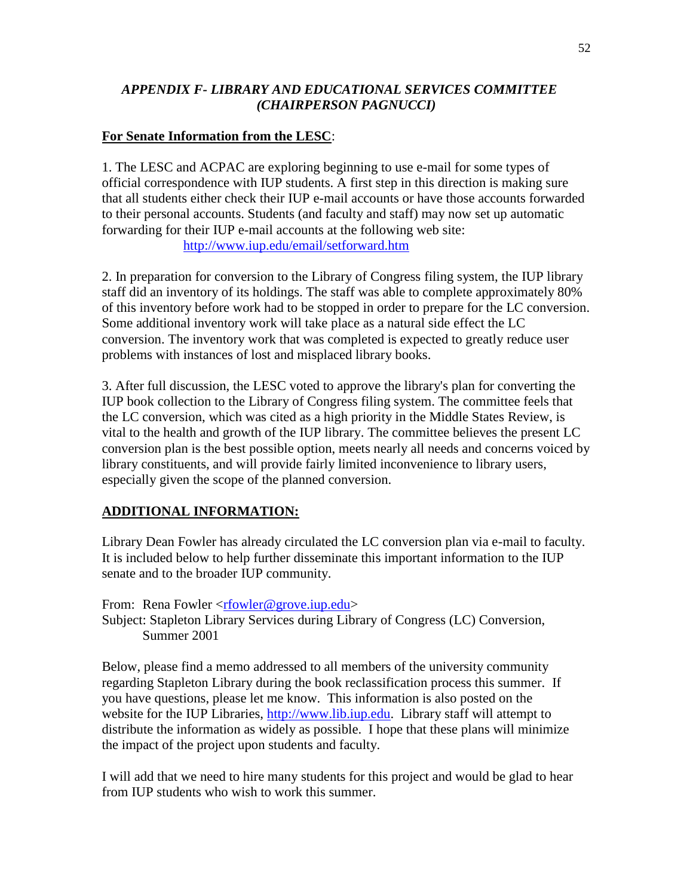## *APPENDIX F- LIBRARY AND EDUCATIONAL SERVICES COMMITTEE (CHAIRPERSON PAGNUCCI)*

**For Senate Information from the LESC**:

1. The LESC and ACPAC are exploring beginning to use e-mail for some types of official correspondence with IUP students. A first step in this direction is making sure that all students either check their IUP e-mail accounts or have those accounts forwarded to their personal accounts. Students (and faculty and staff) may now set up automatic forwarding for their IUP e-mail accounts at the following web site:

   http://www.iup.edu/email/setforward.htm

2. In preparation for conversion to the Library of Congress filing system, the IUP library staff did an inventory of its holdings. The staff was able to complete approximately 80% of this inventory before work had to be stopped in order to prepare for the LC conversion. Some additional inventory work will take place as a natural side effect the LC conversion. The inventory work that was completed is expected to greatly reduce user problems with instances of lost and misplaced library books.

3. After full discussion, the LESC voted to approve the library's plan for converting the IUP book collection to the Library of Congress filing system. The committee feels that the LC conversion, which was cited as a high priority in the Middle States Review, is vital to the health and growth of the IUP library. The committee believes the present LC conversion plan is the best possible option, meets nearly all needs and concerns voiced by library constituents, and will provide fairly limited inconvenience to library users, especially given the scope of the planned conversion.

**ADDITIONAL INFORMATION:**

Library Dean Fowler has already circulated the LC conversion plan via e-mail to faculty. It is included below to help further disseminate this important information to the IUP senate and to the broader IUP community.

From: Rena Fowler <rfowler@grove.iup.edu>
Subject: Stapleton Library Services during Library of Congress (LC) Conversion, Summer 2001

Below, please find a memo addressed to all members of the university community regarding Stapleton Library during the book reclassification process this summer. If you have questions, please let me know. This information is also posted on the website for the IUP Libraries, http://www.lib.iup.edu. Library staff will attempt to distribute the information as widely as possible. I hope that these plans will minimize the impact of the project upon students and faculty.

I will add that we need to hire many students for this project and would be glad to hear from IUP students who wish to work this summer.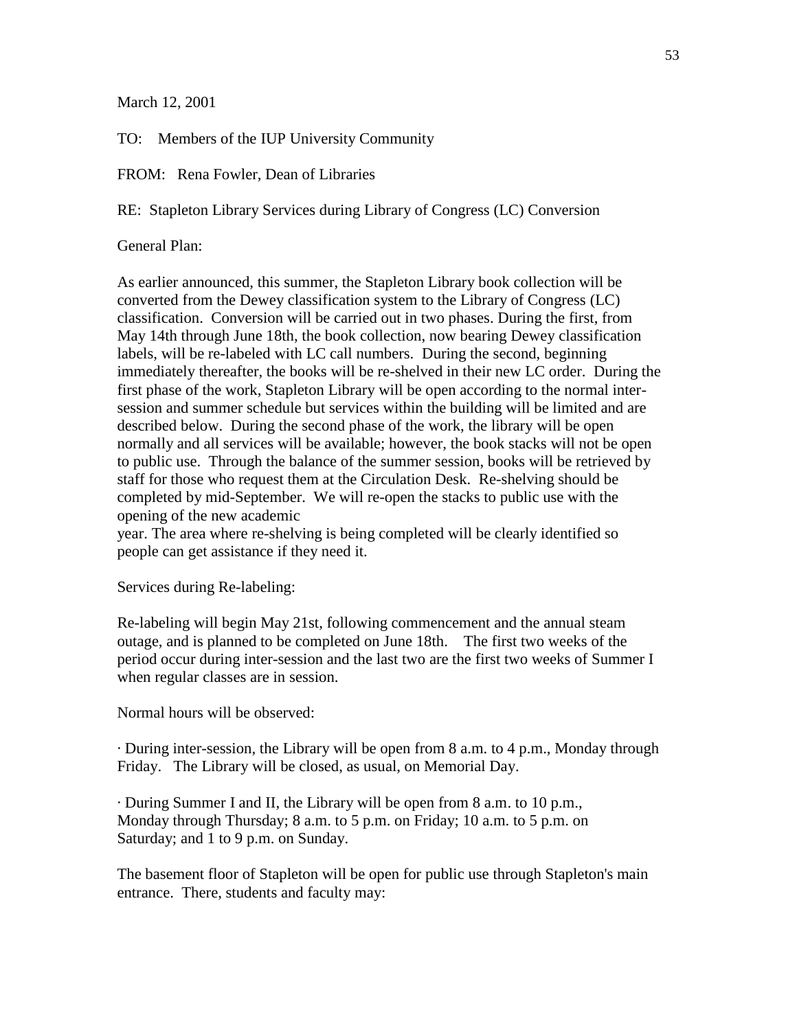March 12, 2001

TO: Members of the IUP University Community

FROM: Rena Fowler, Dean of Libraries

RE: Stapleton Library Services during Library of Congress (LC) Conversion

General Plan:

As earlier announced, this summer, the Stapleton Library book collection will be converted from the Dewey classification system to the Library of Congress (LC) classification. Conversion will be carried out in two phases. During the first, from May 14th through June 18th, the book collection, now bearing Dewey classification labels, will be re-labeled with LC call numbers. During the second, beginning immediately thereafter, the books will be re-shelved in their new LC order. During the first phase of the work, Stapleton Library will be open according to the normal inter-session and summer schedule but services within the building will be limited and are described below. During the second phase of the work, the library will be open normally and all services will be available; however, the book stacks will not be open to public use. Through the balance of the summer session, books will be retrieved by staff for those who request them at the Circulation Desk. Re-shelving should be completed by mid-September. We will re-open the stacks to public use with the opening of the new academic year. The area where re-shelving is being completed will be clearly identified so people can get assistance if they need it.

Services during Re-labeling:

Re-labeling will begin May 21st, following commencement and the annual steam outage, and is planned to be completed on June 18th. The first two weeks of the period occur during inter-session and the last two are the first two weeks of Summer I when regular classes are in session.

Normal hours will be observed:

· During inter-session, the Library will be open from 8 a.m. to 4 p.m., Monday through Friday. The Library will be closed, as usual, on Memorial Day.

· During Summer I and II, the Library will be open from 8 a.m. to 10 p.m., Monday through Thursday; 8 a.m. to 5 p.m. on Friday; 10 a.m. to 5 p.m. on Saturday; and 1 to 9 p.m. on Sunday.

The basement floor of Stapleton will be open for public use through Stapleton's main entrance. There, students and faculty may: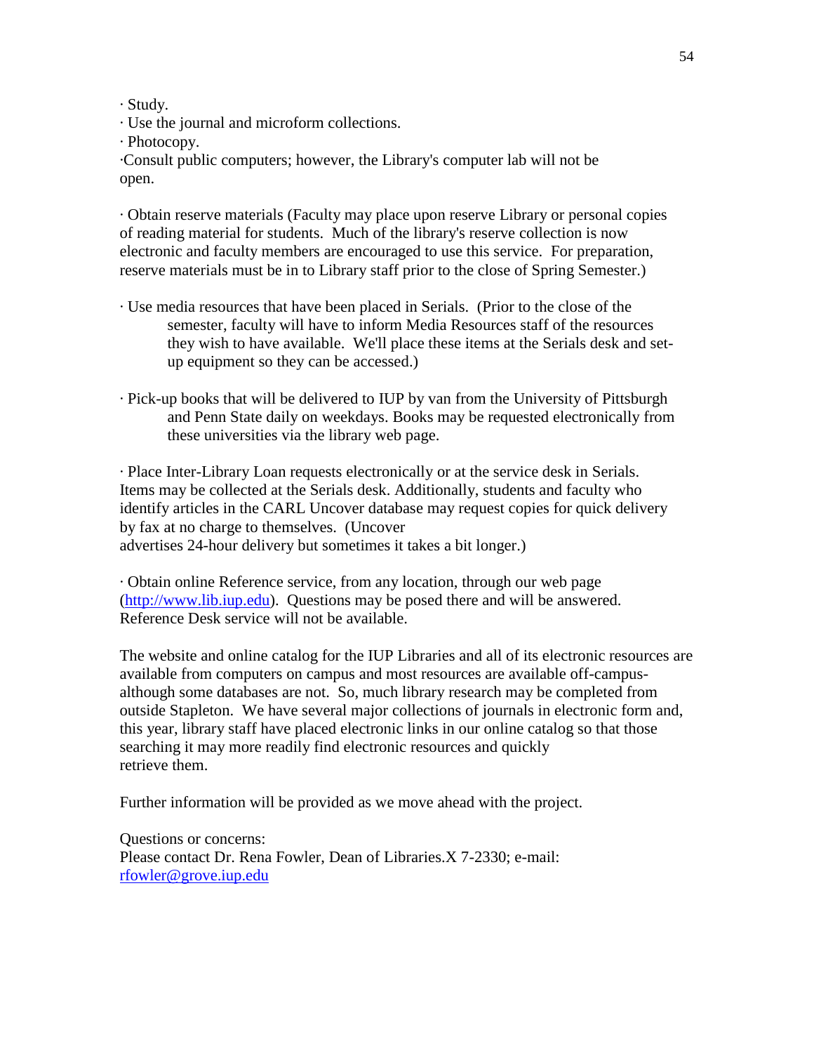· Study.
· Use the journal and microform collections.
· Photocopy.
·Consult public computers; however, the Library's computer lab will not be open.

· Obtain reserve materials (Faculty may place upon reserve Library or personal copies of reading material for students. Much of the library's reserve collection is now electronic and faculty members are encouraged to use this service. For preparation, reserve materials must be in to Library staff prior to the close of Spring Semester.)

· Use media resources that have been placed in Serials. (Prior to the close of the semester, faculty will have to inform Media Resources staff of the resources they wish to have available. We'll place these items at the Serials desk and set-up equipment so they can be accessed.)

· Pick-up books that will be delivered to IUP by van from the University of Pittsburgh and Penn State daily on weekdays. Books may be requested electronically from these universities via the library web page.

· Place Inter-Library Loan requests electronically or at the service desk in Serials. Items may be collected at the Serials desk. Additionally, students and faculty who identify articles in the CARL Uncover database may request copies for quick delivery by fax at no charge to themselves. (Uncover advertises 24-hour delivery but sometimes it takes a bit longer.)

· Obtain online Reference service, from any location, through our web page (http://www.lib.iup.edu). Questions may be posed there and will be answered. Reference Desk service will not be available.

The website and online catalog for the IUP Libraries and all of its electronic resources are available from computers on campus and most resources are available off-campus-although some databases are not. So, much library research may be completed from outside Stapleton. We have several major collections of journals in electronic form and, this year, library staff have placed electronic links in our online catalog so that those searching it may more readily find electronic resources and quickly retrieve them.

Further information will be provided as we move ahead with the project.

Questions or concerns:
Please contact Dr. Rena Fowler, Dean of Libraries.X 7-2330; e-mail: rfowler@grove.iup.edu